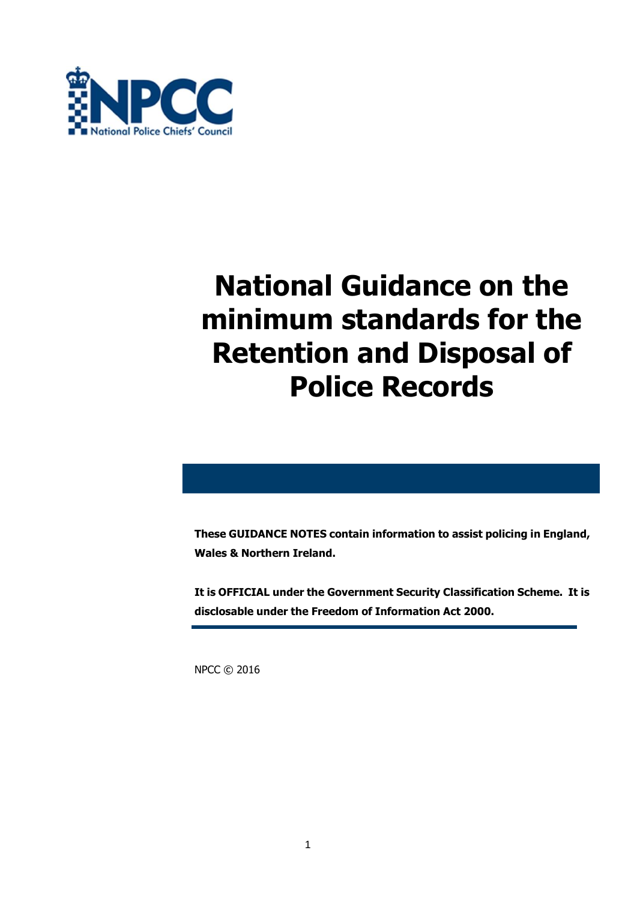NPCC National Police Chiefs' Council

# National Guidance on the minimum standards for the Retention and Disposal of Police Records

**These GUIDANCE NOTES contain information to assist policing in England, Wales & Northern Ireland.**

**It is OFFICIAL under the Government Security Classification Scheme. It is disclosable under the Freedom of Information Act 2000.**

NPCC © 2016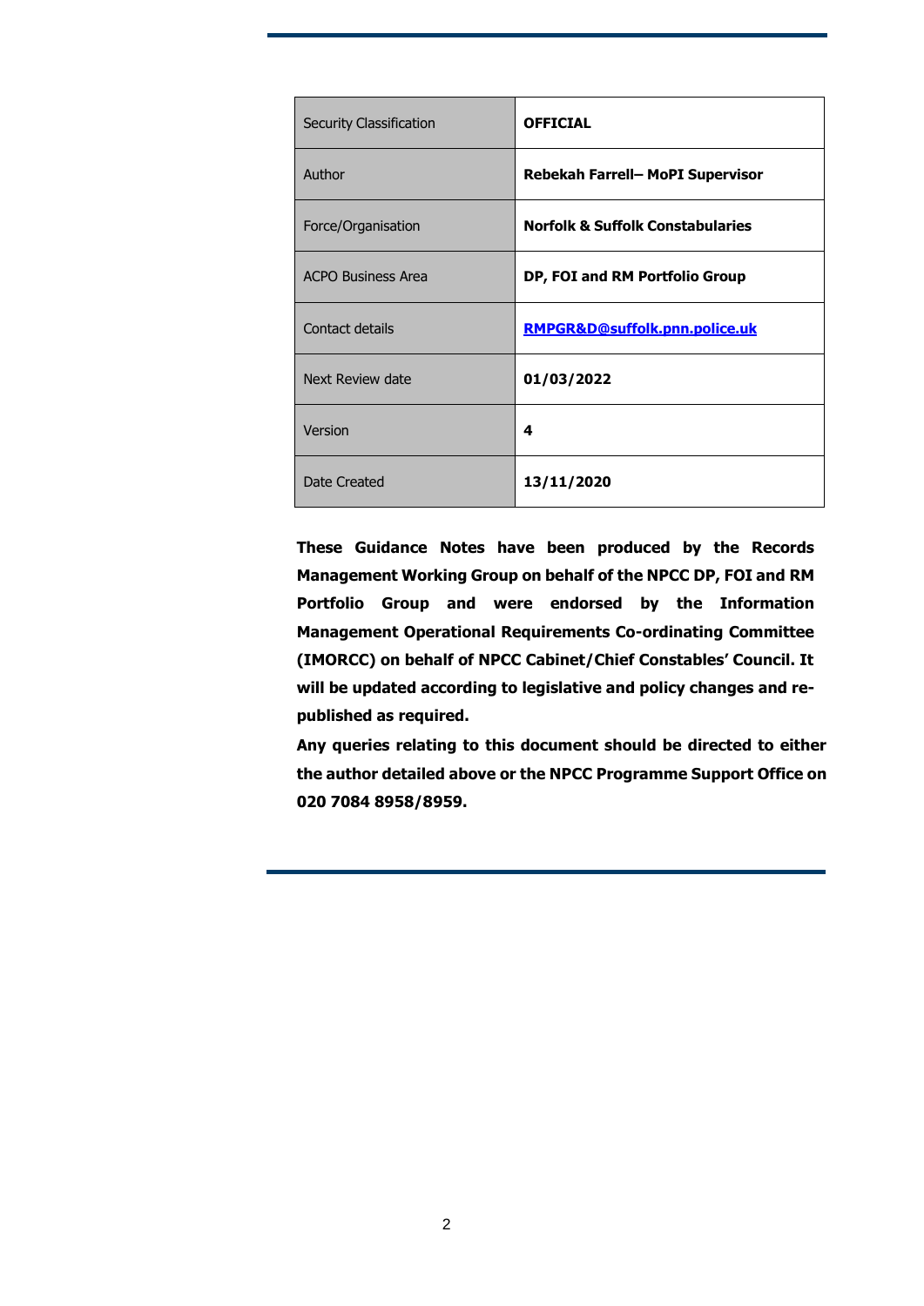| Security Classification | **OFFICIAL** |
|---|---|
| Author | **Rebekah Farrell– MoPI Supervisor** |
| Force/Organisation | **Norfolk & Suffolk Constabularies** |
| ACPO Business Area | **DP, FOI and RM Portfolio Group** |
| Contact details | **RMPGR&D@suffolk.pnn.police.uk** |
| Next Review date | **01/03/2022** |
| Version | **4** |
| Date Created | **13/11/2020** |

**These Guidance Notes have been produced by the Records Management Working Group on behalf of the NPCC DP, FOI and RM Portfolio Group and were endorsed by the Information Management Operational Requirements Co-ordinating Committee (IMORCC) on behalf of NPCC Cabinet/Chief Constables' Council. It will be updated according to legislative and policy changes and re-published as required.**

**Any queries relating to this document should be directed to either the author detailed above or the NPCC Programme Support Office on 020 7084 8958/8959.**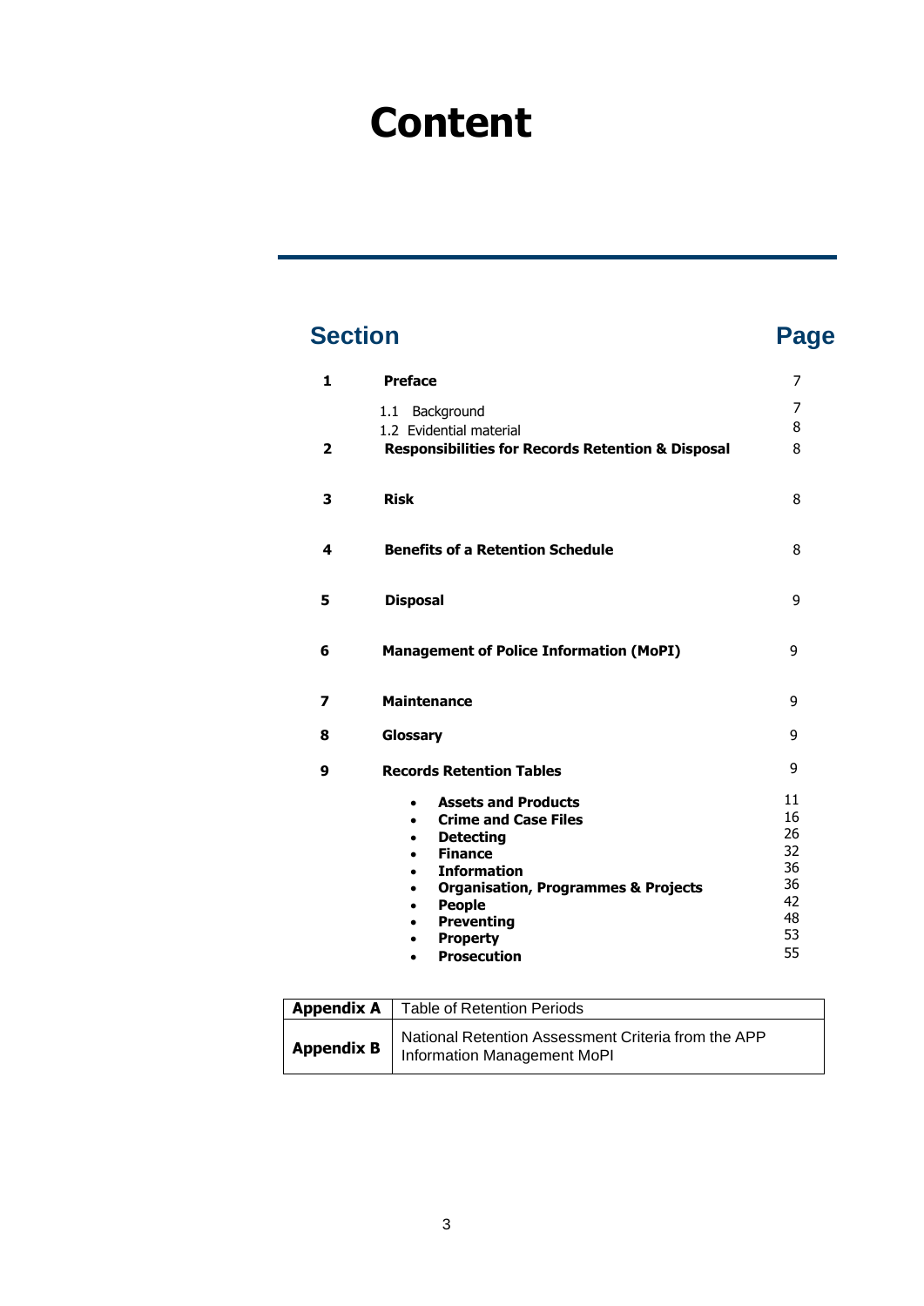# Content

| Section | | Page |
|---|---|---|
| **1** | **Preface** | 7 |
| | 1.1 Background | 7 |
| | 1.2 Evidential material | 8 |
| **2** | **Responsibilities for Records Retention & Disposal** | 8 |
| **3** | **Risk** | 8 |
| **4** | **Benefits of a Retention Schedule** | 8 |
| **5** | **Disposal** | 9 |
| **6** | **Management of Police Information (MoPI)** | 9 |
| **7** | **Maintenance** | 9 |
| **8** | **Glossary** | 9 |
| **9** | **Records Retention Tables** | 9 |
| | • **Assets and Products** | 11 |
| | • **Crime and Case Files** | 16 |
| | • **Detecting** | 26 |
| | • **Finance** | 32 |
| | • **Information** | 36 |
| | • **Organisation, Programmes & Projects** | 36 |
| | • **People** | 42 |
| | • **Preventing** | 48 |
| | • **Property** | 53 |
| | • **Prosecution** | 55 |

| | |
|---|---|
| **Appendix A** | Table of Retention Periods |
| **Appendix B** | National Retention Assessment Criteria from the APP Information Management MoPI |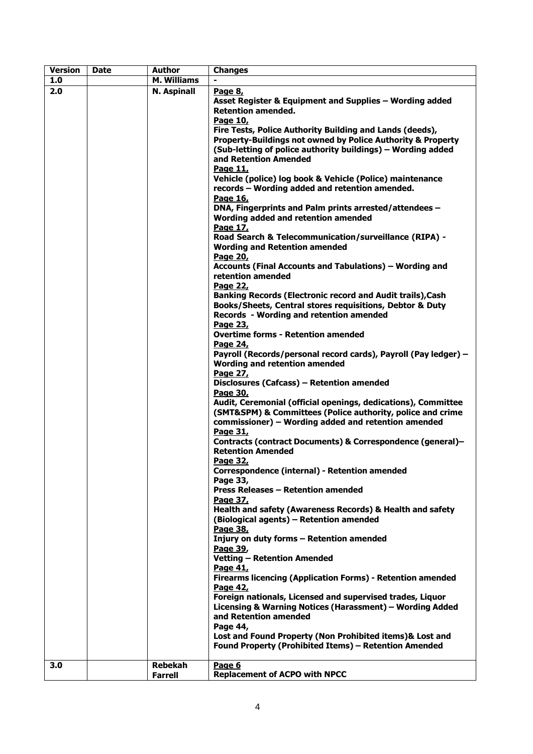| Version | Date | Author | Changes |
|---|---|---|---|
| 1.0 | | M. Williams | - |
| 2.0 | | N. Aspinall | Page 8, <br>Asset Register & Equipment and Supplies – Wording added Retention amended.<br>Page 10, <br>Fire Tests, Police Authority Building and Lands (deeds), Property-Buildings not owned by Police Authority & Property (Sub-letting of police authority buildings) – Wording added and Retention Amended<br>Page 11, <br>Vehicle (police) log book & Vehicle (Police) maintenance records – Wording added and retention amended.<br>Page 16, <br>DNA, Fingerprints and Palm prints arrested/attendees – Wording added and retention amended<br>Page 17, <br>Road Search & Telecommunication/surveillance (RIPA) - Wording and Retention amended<br>Page 20, <br>Accounts (Final Accounts and Tabulations) – Wording and retention amended<br>Page 22, <br>Banking Records (Electronic record and Audit trails),Cash Books/Sheets, Central stores requisitions, Debtor & Duty Records - Wording and retention amended<br>Page 23, <br>Overtime forms - Retention amended<br>Page 24, <br>Payroll (Records/personal record cards), Payroll (Pay ledger) – Wording and retention amended<br>Page 27, <br>Disclosures (Cafcass) – Retention amended<br>Page 30, <br>Audit, Ceremonial (official openings, dedications), Committee (SMT&SPM) & Committees (Police authority, police and crime commissioner) – Wording added and retention amended<br>Page 31, <br>Contracts (contract Documents) & Correspondence (general)– Retention Amended<br>Page 32, <br>Correspondence (internal) - Retention amended<br>Page 33, <br>Press Releases – Retention amended<br>Page 37, <br>Health and safety (Awareness Records) & Health and safety (Biological agents) – Retention amended<br>Page 38, <br>Injury on duty forms – Retention amended<br>Page 39, <br>Vetting – Retention Amended<br>Page 41, <br>Firearms licencing (Application Forms) - Retention amended<br>Page 42, <br>Foreign nationals, Licensed and supervised trades, Liquor Licensing & Warning Notices (Harassment) – Wording Added and Retention amended<br>Page 44, <br>Lost and Found Property (Non Prohibited items)& Lost and Found Property (Prohibited Items) – Retention Amended |
| 3.0 | | Rebekah Farrell | Page 6 <br>Replacement of ACPO with NPCC |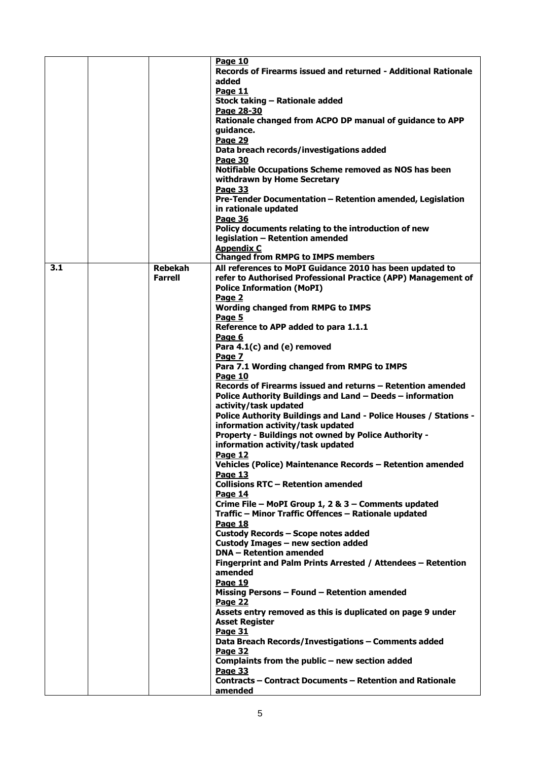|  |  |  | **Page 10**<br>**Records of Firearms issued and returned - Additional Rationale added**<br>**Page 11**<br>**Stock taking – Rationale added**<br>**Page 28-30**<br>**Rationale changed from ACPO DP manual of guidance to APP guidance.**<br>**Page 29**<br>**Data breach records/investigations added**<br>**Page 30**<br>**Notifiable Occupations Scheme removed as NOS has been withdrawn by Home Secretary**<br>**Page 33**<br>**Pre-Tender Documentation – Retention amended, Legislation in rationale updated**<br>**Page 36**<br>**Policy documents relating to the introduction of new legislation – Retention amended**<br>**Appendix C**<br>**Changed from RMPG to IMPS members** |
|---|---|---|---|
| **3.1** |  | **Rebekah Farrell** | **All references to MoPI Guidance 2010 has been updated to refer to Authorised Professional Practice (APP) Management of Police Information (MoPI)**<br>**Page 2**<br>**Wording changed from RMPG to IMPS**<br>**Page 5**<br>**Reference to APP added to para 1.1.1**<br>**Page 6**<br>**Para 4.1(c) and (e) removed**<br>**Page 7**<br>**Para 7.1 Wording changed from RMPG to IMPS**<br>**Page 10**<br>**Records of Firearms issued and returns – Retention amended**<br>**Police Authority Buildings and Land – Deeds – information activity/task updated**<br>**Police Authority Buildings and Land - Police Houses / Stations - information activity/task updated**<br>**Property - Buildings not owned by Police Authority - information activity/task updated**<br>**Page 12**<br>**Vehicles (Police) Maintenance Records – Retention amended**<br>**Page 13**<br>**Collisions RTC – Retention amended**<br>**Page 14**<br>**Crime File – MoPI Group 1, 2 & 3 – Comments updated**<br>**Traffic – Minor Traffic Offences – Rationale updated**<br>**Page 18**<br>**Custody Records – Scope notes added**<br>**Custody Images – new section added**<br>**DNA – Retention amended**<br>**Fingerprint and Palm Prints Arrested / Attendees – Retention amended**<br>**Page 19**<br>**Missing Persons – Found – Retention amended**<br>**Page 22**<br>**Assets entry removed as this is duplicated on page 9 under Asset Register**<br>**Page 31**<br>**Data Breach Records/Investigations – Comments added**<br>**Page 32**<br>**Complaints from the public – new section added**<br>**Page 33**<br>**Contracts – Contract Documents – Retention and Rationale amended** |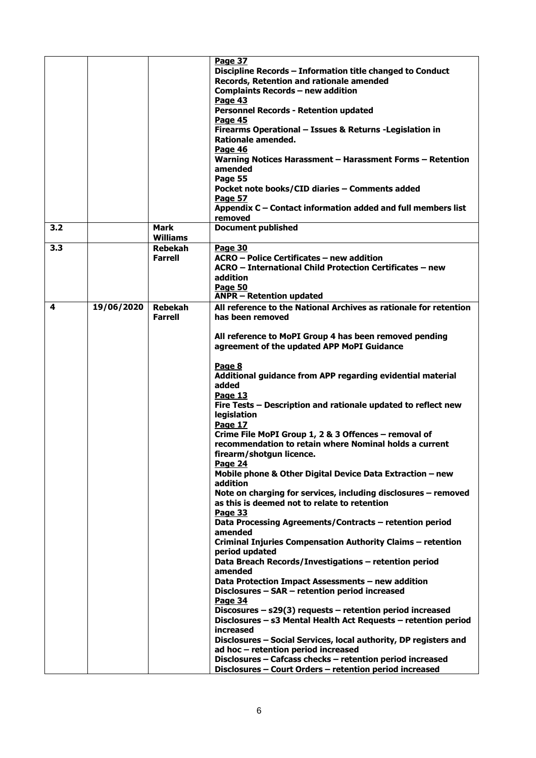| | | | |
|---|---|---|---|
| | | | **Page 37**<br>**Discipline Records – Information title changed to Conduct Records, Retention and rationale amended**<br>**Complaints Records – new addition**<br>**Page 43**<br>**Personnel Records - Retention updated**<br>**Page 45**<br>**Firearms Operational – Issues & Returns -Legislation in Rationale amended.**<br>**Page 46**<br>**Warning Notices Harassment – Harassment Forms – Retention amended**<br>**Page 55**<br>**Pocket note books/CID diaries – Comments added**<br>**Page 57**<br>**Appendix C – Contact information added and full members list removed** |
| **3.2** | | **Mark Williams** | **Document published** |
| **3.3** | | **Rebekah Farrell** | **Page 30**<br>**ACRO – Police Certificates – new addition**<br>**ACRO – International Child Protection Certificates – new addition**<br>**Page 50**<br>**ANPR – Retention updated** |
| **4** | **19/06/2020** | **Rebekah Farrell** | **All reference to the National Archives as rationale for retention has been removed**<br><br>**All reference to MoPI Group 4 has been removed pending agreement of the updated APP MoPI Guidance**<br><br>**Page 8**<br>**Additional guidance from APP regarding evidential material added**<br>**Page 13**<br>**Fire Tests – Description and rationale updated to reflect new legislation**<br>**Page 17**<br>**Crime File MoPI Group 1, 2 & 3 Offences – removal of recommendation to retain where Nominal holds a current firearm/shotgun licence.**<br>**Page 24**<br>**Mobile phone & Other Digital Device Data Extraction – new addition**<br>**Note on charging for services, including disclosures – removed as this is deemed not to relate to retention**<br>**Page 33**<br>**Data Processing Agreements/Contracts – retention period amended**<br>**Criminal Injuries Compensation Authority Claims – retention period updated**<br>**Data Breach Records/Investigations – retention period amended**<br>**Data Protection Impact Assessments – new addition**<br>**Disclosures – SAR – retention period increased**<br>**Page 34**<br>**Discosures – s29(3) requests – retention period increased**<br>**Disclosures – s3 Mental Health Act Requests – retention period increased**<br>**Disclosures – Social Services, local authority, DP registers and ad hoc – retention period increased**<br>**Disclosures – Cafcass checks – retention period increased**<br>**Disclosures – Court Orders – retention period increased** |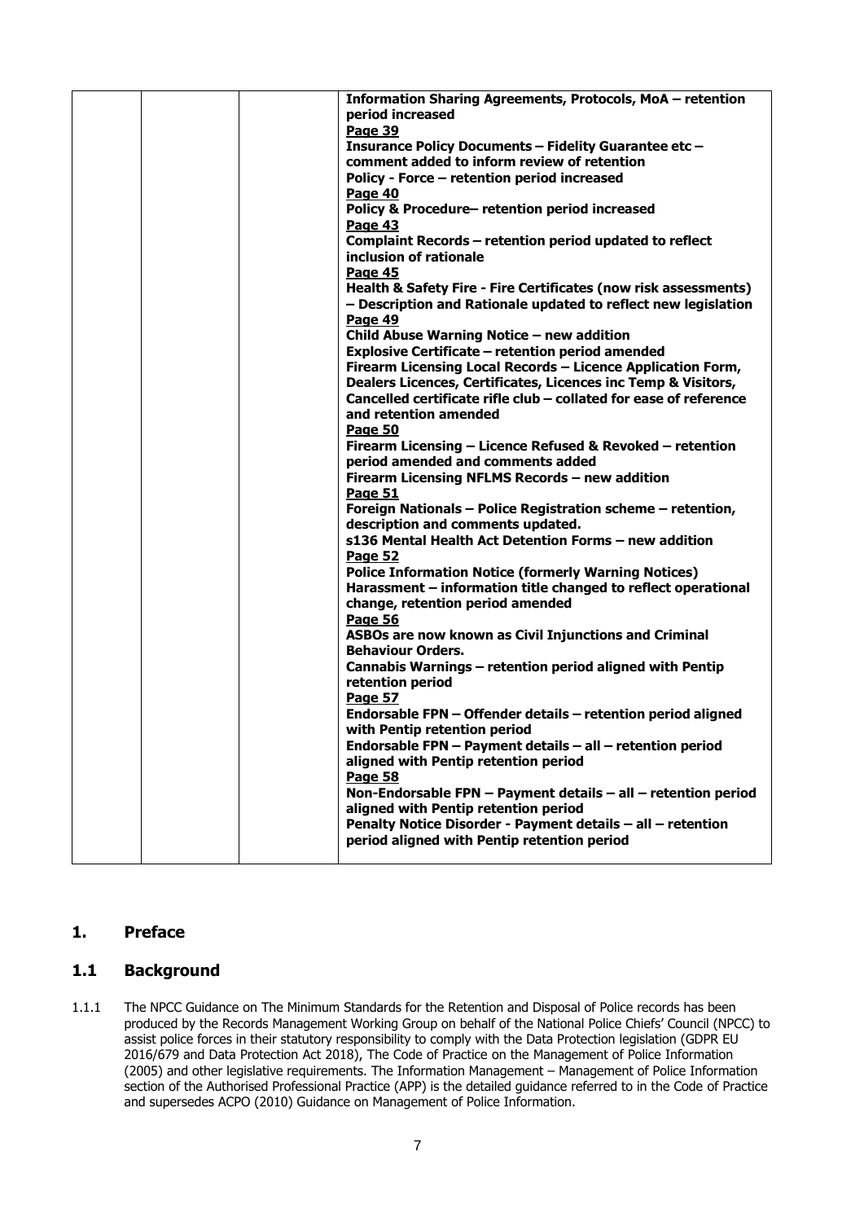| | | | |
|---|---|---|---|
| | | | **Information Sharing Agreements, Protocols, MoA – retention period increased**<br>**Page 39**<br>**Insurance Policy Documents – Fidelity Guarantee etc – comment added to inform review of retention**<br>**Policy - Force – retention period increased**<br>**Page 40**<br>**Policy & Procedure– retention period increased**<br>**Page 43**<br>**Complaint Records – retention period updated to reflect inclusion of rationale**<br>**Page 45**<br>**Health & Safety Fire - Fire Certificates (now risk assessments) – Description and Rationale updated to reflect new legislation**<br>**Page 49**<br>**Child Abuse Warning Notice – new addition**<br>**Explosive Certificate – retention period amended**<br>**Firearm Licensing Local Records – Licence Application Form, Dealers Licences, Certificates, Licences inc Temp & Visitors, Cancelled certificate rifle club – collated for ease of reference and retention amended**<br>**Page 50**<br>**Firearm Licensing – Licence Refused & Revoked – retention period amended and comments added**<br>**Firearm Licensing NFLMS Records – new addition**<br>**Page 51**<br>**Foreign Nationals – Police Registration scheme – retention, description and comments updated.**<br>**s136 Mental Health Act Detention Forms – new addition**<br>**Page 52**<br>**Police Information Notice (formerly Warning Notices) Harassment – information title changed to reflect operational change, retention period amended**<br>**Page 56**<br>**ASBOs are now known as Civil Injunctions and Criminal Behaviour Orders.**<br>**Cannabis Warnings – retention period aligned with Pentip retention period**<br>**Page 57**<br>**Endorsable FPN – Offender details – retention period aligned with Pentip retention period**<br>**Endorsable FPN – Payment details – all – retention period aligned with Pentip retention period**<br>**Page 58**<br>**Non-Endorsable FPN – Payment details – all – retention period aligned with Pentip retention period**<br>**Penalty Notice Disorder - Payment details – all – retention period aligned with Pentip retention period** |

## 1. Preface

### 1.1 Background

1.1.1 The NPCC Guidance on The Minimum Standards for the Retention and Disposal of Police records has been produced by the Records Management Working Group on behalf of the National Police Chiefs' Council (NPCC) to assist police forces in their statutory responsibility to comply with the Data Protection legislation (GDPR EU 2016/679 and Data Protection Act 2018), The Code of Practice on the Management of Police Information (2005) and other legislative requirements. The Information Management – Management of Police Information section of the Authorised Professional Practice (APP) is the detailed guidance referred to in the Code of Practice and supersedes ACPO (2010) Guidance on Management of Police Information.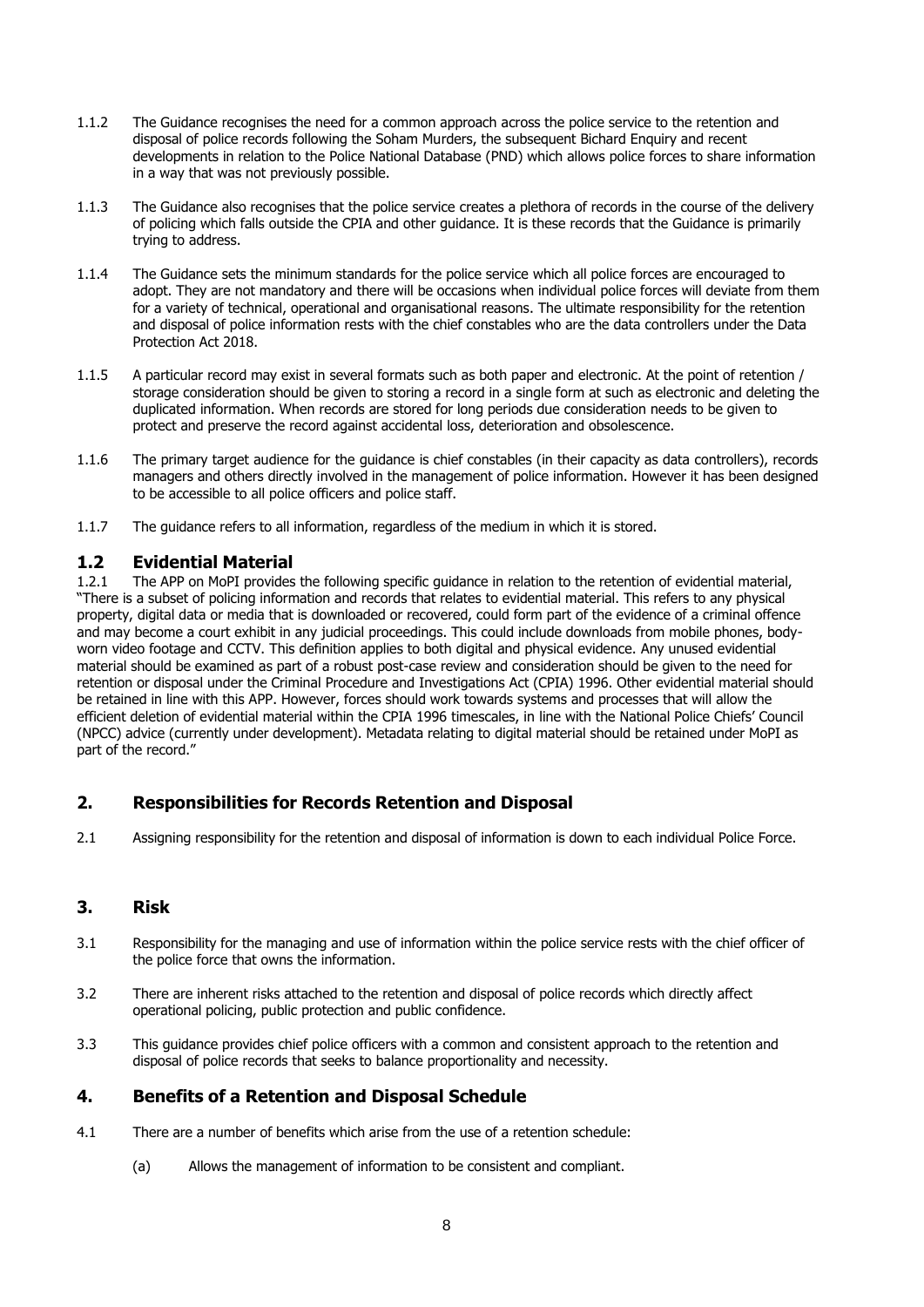1.1.2 The Guidance recognises the need for a common approach across the police service to the retention and disposal of police records following the Soham Murders, the subsequent Bichard Enquiry and recent developments in relation to the Police National Database (PND) which allows police forces to share information in a way that was not previously possible.

1.1.3 The Guidance also recognises that the police service creates a plethora of records in the course of the delivery of policing which falls outside the CPIA and other guidance. It is these records that the Guidance is primarily trying to address.

1.1.4 The Guidance sets the minimum standards for the police service which all police forces are encouraged to adopt. They are not mandatory and there will be occasions when individual police forces will deviate from them for a variety of technical, operational and organisational reasons. The ultimate responsibility for the retention and disposal of police information rests with the chief constables who are the data controllers under the Data Protection Act 2018.

1.1.5 A particular record may exist in several formats such as both paper and electronic. At the point of retention / storage consideration should be given to storing a record in a single form at such as electronic and deleting the duplicated information. When records are stored for long periods due consideration needs to be given to protect and preserve the record against accidental loss, deterioration and obsolescence.

1.1.6 The primary target audience for the guidance is chief constables (in their capacity as data controllers), records managers and others directly involved in the management of police information. However it has been designed to be accessible to all police officers and police staff.

1.1.7 The guidance refers to all information, regardless of the medium in which it is stored.

### 1.2 Evidential Material

1.2.1 The APP on MoPI provides the following specific guidance in relation to the retention of evidential material, "There is a subset of policing information and records that relates to evidential material. This refers to any physical property, digital data or media that is downloaded or recovered, could form part of the evidence of a criminal offence and may become a court exhibit in any judicial proceedings. This could include downloads from mobile phones, body-worn video footage and CCTV. This definition applies to both digital and physical evidence. Any unused evidential material should be examined as part of a robust post-case review and consideration should be given to the need for retention or disposal under the Criminal Procedure and Investigations Act (CPIA) 1996. Other evidential material should be retained in line with this APP. However, forces should work towards systems and processes that will allow the efficient deletion of evidential material within the CPIA 1996 timescales, in line with the National Police Chiefs' Council (NPCC) advice (currently under development). Metadata relating to digital material should be retained under MoPI as part of the record."

## 2. Responsibilities for Records Retention and Disposal

2.1 Assigning responsibility for the retention and disposal of information is down to each individual Police Force.

## 3. Risk

3.1 Responsibility for the managing and use of information within the police service rests with the chief officer of the police force that owns the information.

3.2 There are inherent risks attached to the retention and disposal of police records which directly affect operational policing, public protection and public confidence.

3.3 This guidance provides chief police officers with a common and consistent approach to the retention and disposal of police records that seeks to balance proportionality and necessity.

## 4. Benefits of a Retention and Disposal Schedule

4.1 There are a number of benefits which arise from the use of a retention schedule:

(a) Allows the management of information to be consistent and compliant.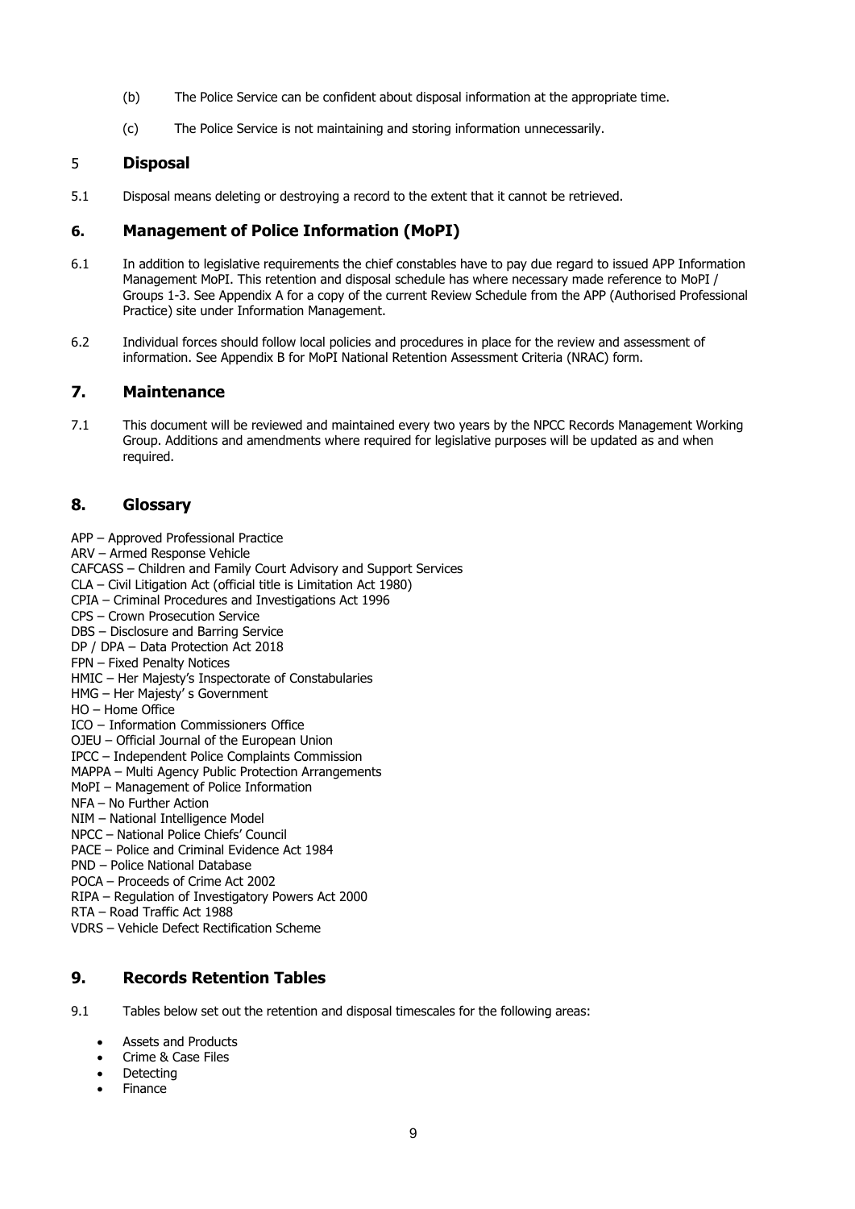(b) The Police Service can be confident about disposal information at the appropriate time.

(c) The Police Service is not maintaining and storing information unnecessarily.

## 5 Disposal

5.1 Disposal means deleting or destroying a record to the extent that it cannot be retrieved.

## 6. Management of Police Information (MoPI)

6.1 In addition to legislative requirements the chief constables have to pay due regard to issued APP Information Management MoPI. This retention and disposal schedule has where necessary made reference to MoPI / Groups 1-3. See Appendix A for a copy of the current Review Schedule from the APP (Authorised Professional Practice) site under Information Management.

6.2 Individual forces should follow local policies and procedures in place for the review and assessment of information. See Appendix B for MoPI National Retention Assessment Criteria (NRAC) form.

## 7. Maintenance

7.1 This document will be reviewed and maintained every two years by the NPCC Records Management Working Group. Additions and amendments where required for legislative purposes will be updated as and when required.

## 8. Glossary

APP – Approved Professional Practice
ARV – Armed Response Vehicle
CAFCASS – Children and Family Court Advisory and Support Services
CLA – Civil Litigation Act (official title is Limitation Act 1980)
CPIA – Criminal Procedures and Investigations Act 1996
CPS – Crown Prosecution Service
DBS – Disclosure and Barring Service
DP / DPA – Data Protection Act 2018
FPN – Fixed Penalty Notices
HMIC – Her Majesty's Inspectorate of Constabularies
HMG – Her Majesty' s Government
HO – Home Office
ICO – Information Commissioners Office
OJEU – Official Journal of the European Union
IPCC – Independent Police Complaints Commission
MAPPA – Multi Agency Public Protection Arrangements
MoPI – Management of Police Information
NFA – No Further Action
NIM – National Intelligence Model
NPCC – National Police Chiefs' Council
PACE – Police and Criminal Evidence Act 1984
PND – Police National Database
POCA – Proceeds of Crime Act 2002
RIPA – Regulation of Investigatory Powers Act 2000
RTA – Road Traffic Act 1988
VDRS – Vehicle Defect Rectification Scheme

## 9. Records Retention Tables

9.1 Tables below set out the retention and disposal timescales for the following areas:

- Assets and Products
- Crime & Case Files
- Detecting
- Finance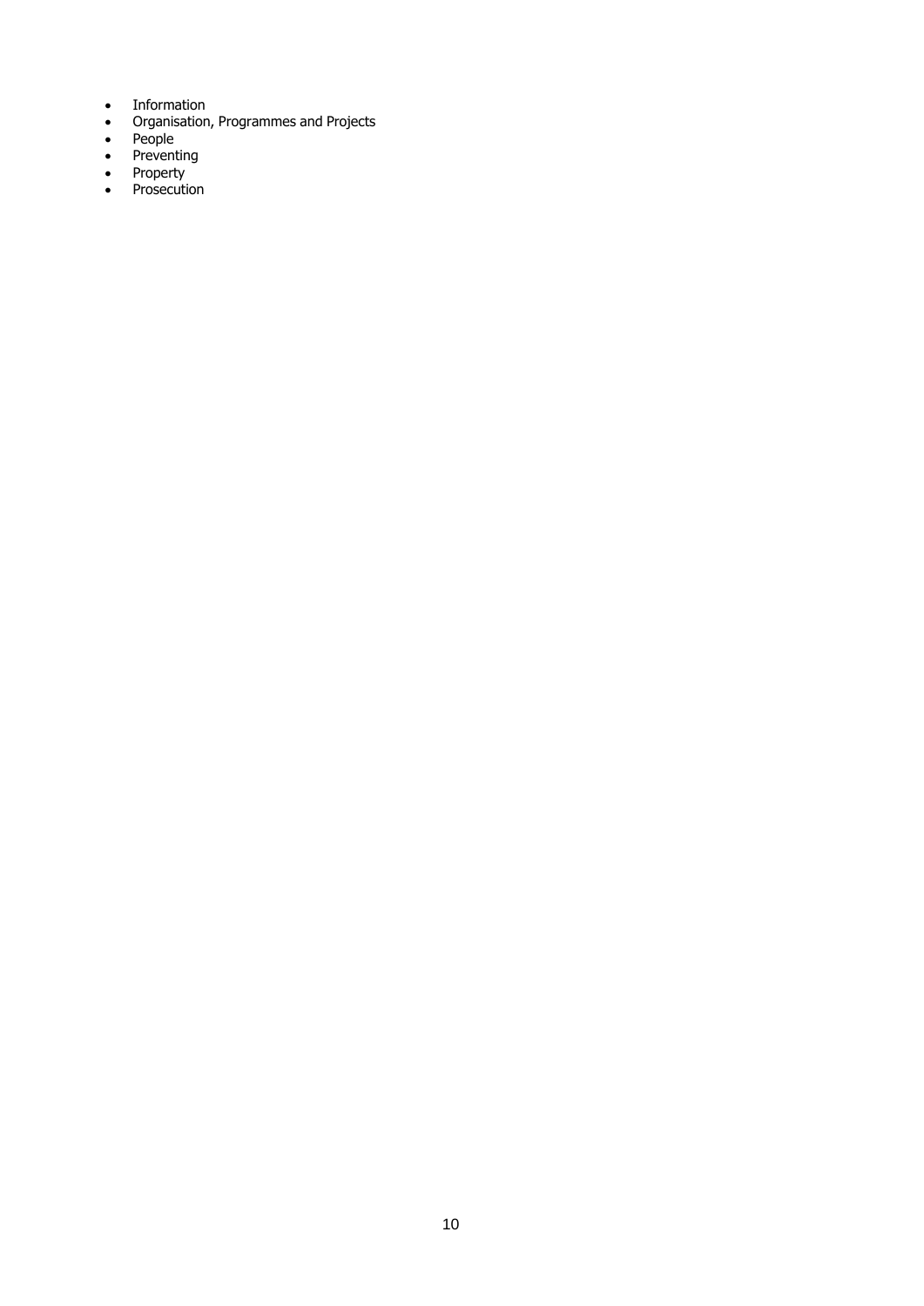- Information
- Organisation, Programmes and Projects
- People
- Preventing
- Property
- Prosecution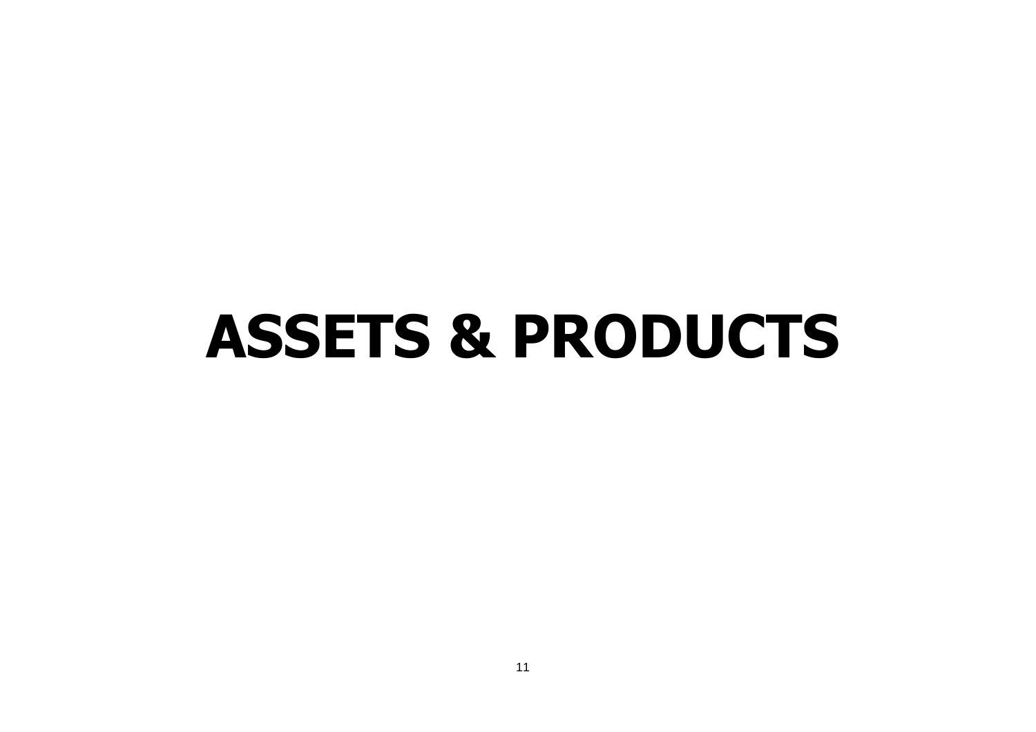# ASSETS & PRODUCTS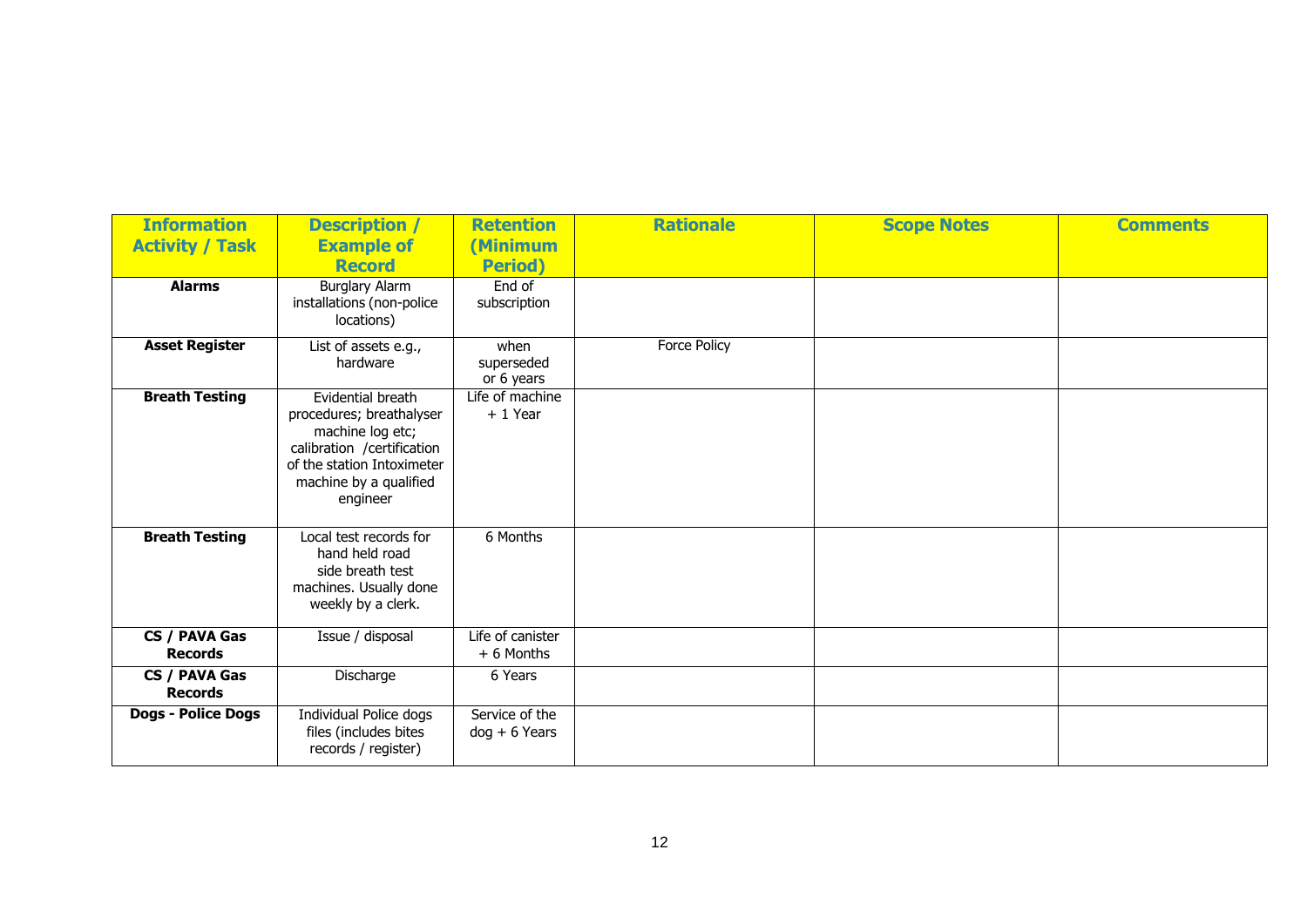| Information Activity / Task | Description / Example of Record | Retention (Minimum Period) | Rationale | Scope Notes | Comments |
|---|---|---|---|---|---|
| **Alarms** | Burglary Alarm installations (non-police locations) | End of subscription | | | |
| **Asset Register** | List of assets e.g., hardware | when superseded or 6 years | Force Policy | | |
| **Breath Testing** | Evidential breath procedures; breathalyser machine log etc; calibration /certification of the station Intoximeter machine by a qualified engineer | Life of machine + 1 Year | | | |
| **Breath Testing** | Local test records for hand held road side breath test machines. Usually done weekly by a clerk. | 6 Months | | | |
| **CS / PAVA Gas Records** | Issue / disposal | Life of canister + 6 Months | | | |
| **CS / PAVA Gas Records** | Discharge | 6 Years | | | |
| **Dogs - Police Dogs** | Individual Police dogs files (includes bites records / register) | Service of the dog + 6 Years | | | |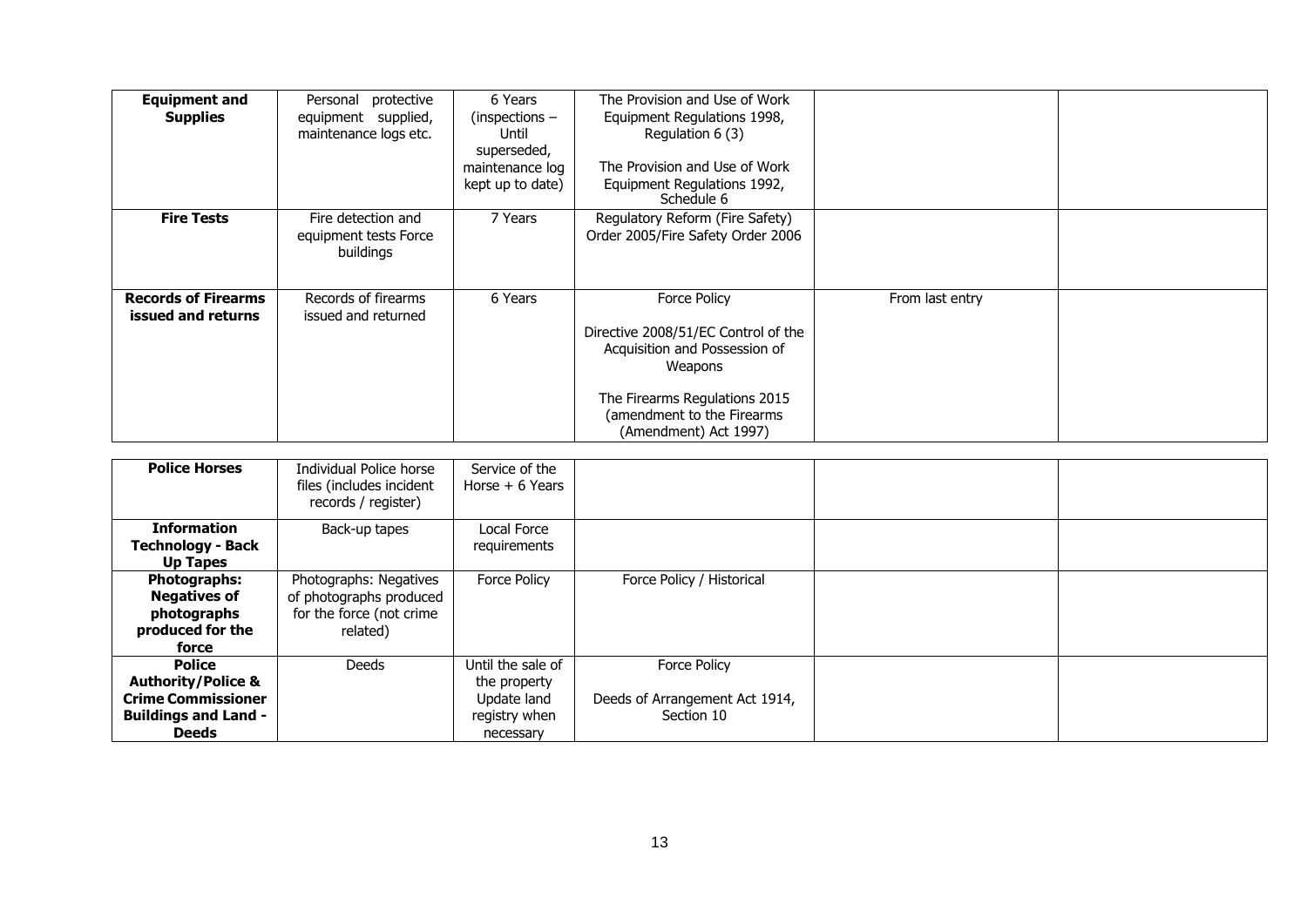| | | | | | |
|---|---|---|---|---|---|
| **Equipment and Supplies** | Personal protective equipment supplied, maintenance logs etc. | 6 Years (inspections – Until superseded, maintenance log kept up to date) | The Provision and Use of Work Equipment Regulations 1998, Regulation 6 (3)<br><br>The Provision and Use of Work Equipment Regulations 1992, Schedule 6 | | |
| **Fire Tests** | Fire detection and equipment tests Force buildings | 7 Years | Regulatory Reform (Fire Safety) Order 2005/Fire Safety Order 2006 | | |
| **Records of Firearms issued and returns** | Records of firearms issued and returned | 6 Years | Force Policy<br><br>Directive 2008/51/EC Control of the Acquisition and Possession of Weapons<br><br>The Firearms Regulations 2015 (amendment to the Firearms (Amendment) Act 1997) | From last entry | |
| **Police Horses** | Individual Police horse files (includes incident records / register) | Service of the Horse + 6 Years | | | |
| **Information Technology - Back Up Tapes** | Back-up tapes | Local Force requirements | | | |
| **Photographs: Negatives of photographs produced for the force** | Photographs: Negatives of photographs produced for the force (not crime related) | Force Policy | Force Policy / Historical | | |
| **Police Authority/Police & Crime Commissioner Buildings and Land - Deeds** | Deeds | Until the sale of the property Update land registry when necessary | Force Policy<br><br>Deeds of Arrangement Act 1914, Section 10 | | |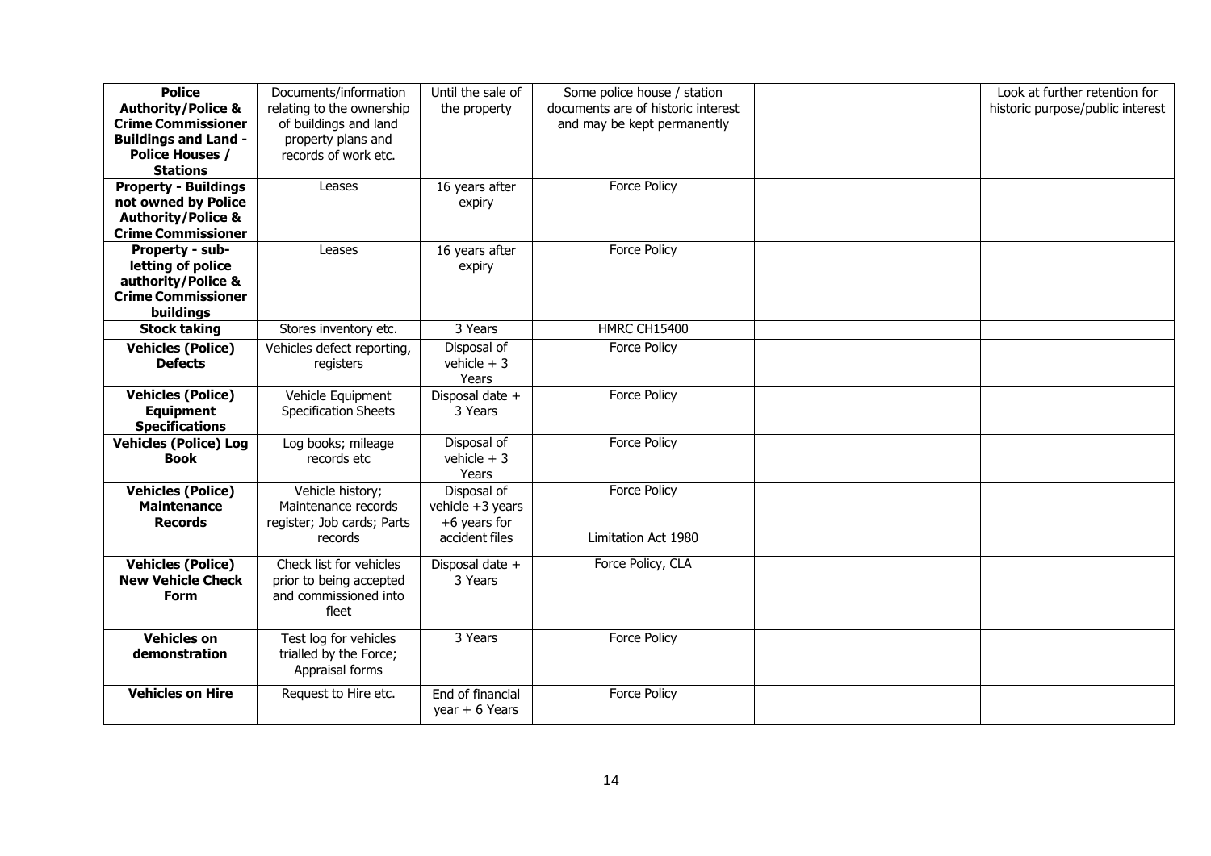| | | | | | |
|---|---|---|---|---|---|
| **Police Authority/Police & Crime Commissioner Buildings and Land - Police Houses / Stations** | Documents/information relating to the ownership of buildings and land property plans and records of work etc. | Until the sale of the property | Some police house / station documents are of historic interest and may be kept permanently | | Look at further retention for historic purpose/public interest |
| **Property - Buildings not owned by Police Authority/Police & Crime Commissioner** | Leases | 16 years after expiry | Force Policy | | |
| **Property - sub-letting of police authority/Police & Crime Commissioner buildings** | Leases | 16 years after expiry | Force Policy | | |
| **Stock taking** | Stores inventory etc. | 3 Years | HMRC CH15400 | | |
| **Vehicles (Police) Defects** | Vehicles defect reporting, registers | Disposal of vehicle + 3 Years | Force Policy | | |
| **Vehicles (Police) Equipment Specifications** | Vehicle Equipment Specification Sheets | Disposal date + 3 Years | Force Policy | | |
| **Vehicles (Police) Log Book** | Log books; mileage records etc | Disposal of vehicle + 3 Years | Force Policy | | |
| **Vehicles (Police) Maintenance Records** | Vehicle history; Maintenance records register; Job cards; Parts records | Disposal of vehicle +3 years +6 years for accident files | Force Policy<br><br>Limitation Act 1980 | | |
| **Vehicles (Police) New Vehicle Check Form** | Check list for vehicles prior to being accepted and commissioned into fleet | Disposal date + 3 Years | Force Policy, CLA | | |
| **Vehicles on demonstration** | Test log for vehicles trialled by the Force; Appraisal forms | 3 Years | Force Policy | | |
| **Vehicles on Hire** | Request to Hire etc. | End of financial year + 6 Years | Force Policy | | |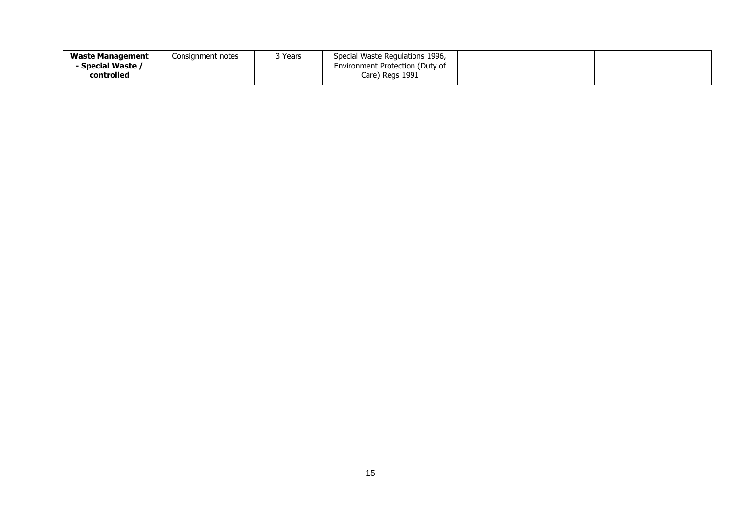| **Waste Management - Special Waste / controlled** | Consignment notes | 3 Years | Special Waste Regulations 1996, Environment Protection (Duty of Care) Regs 1991 | | |
|---|---|---|---|---|---|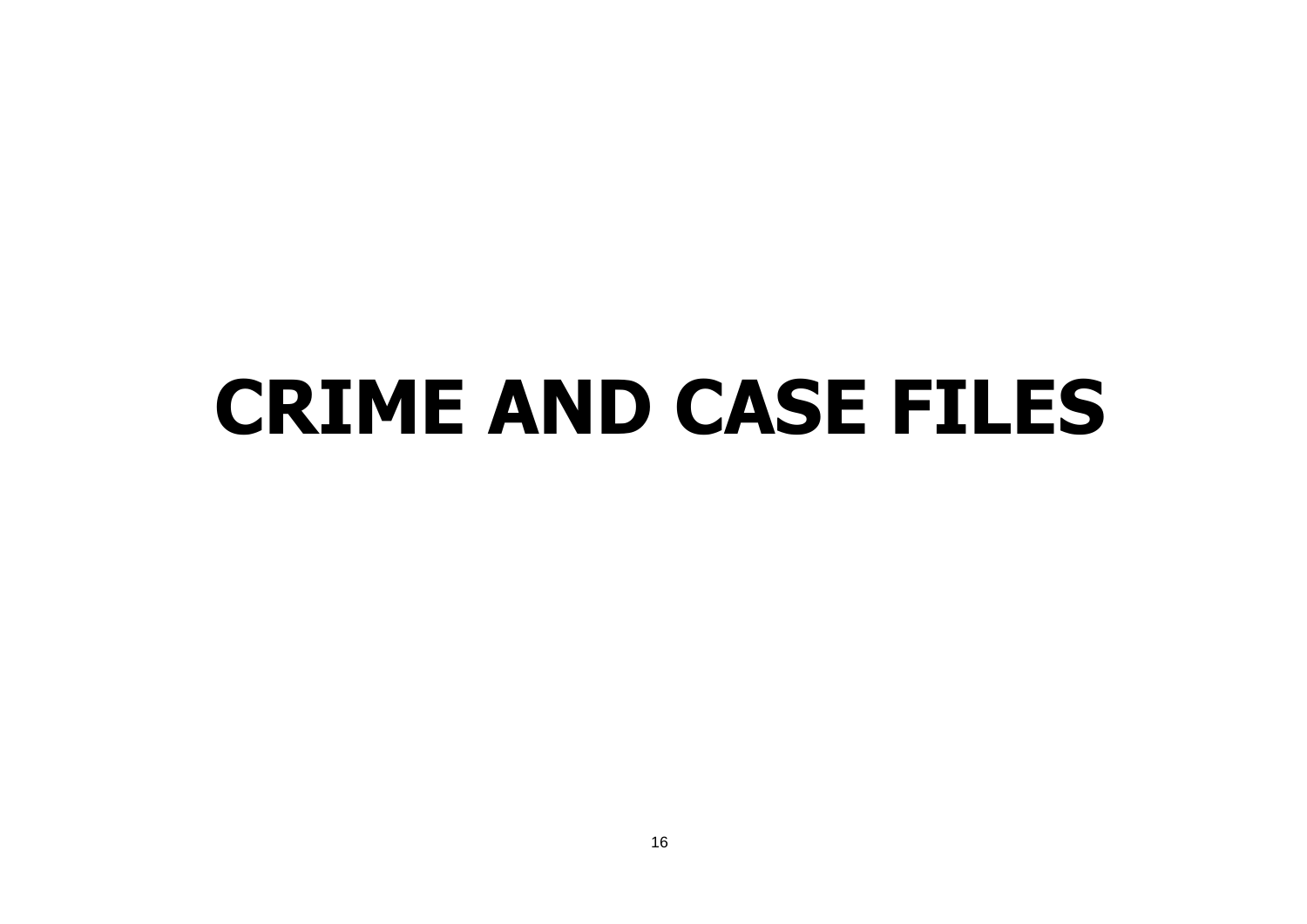# CRIME AND CASE FILES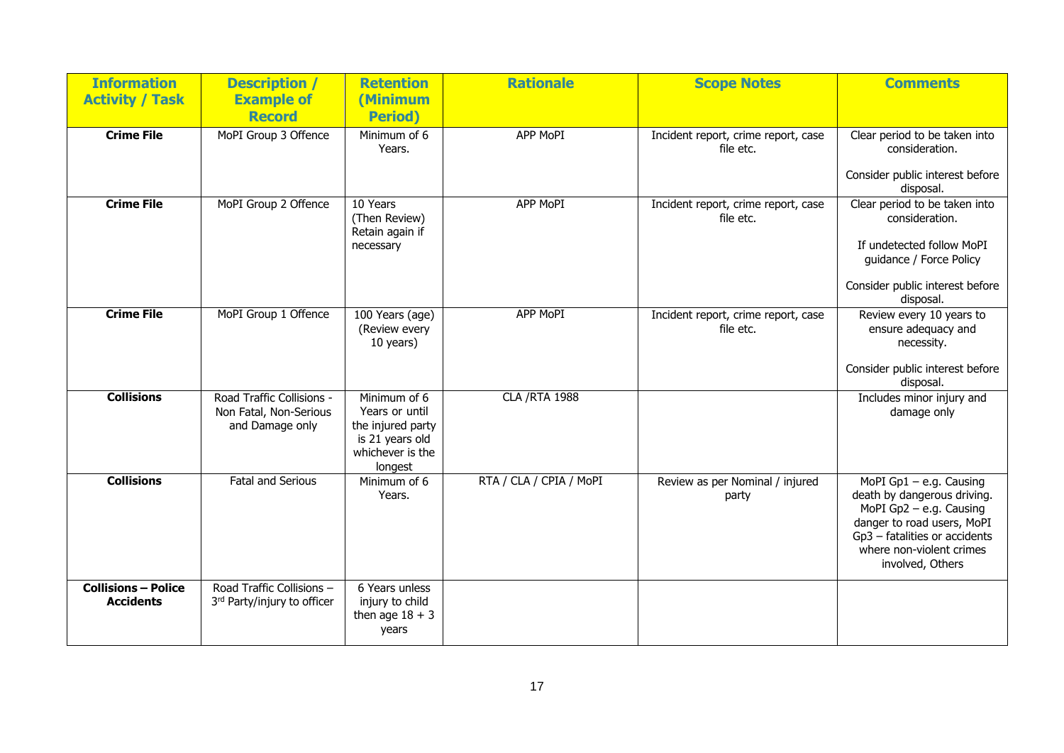| Information Activity / Task | Description / Example of Record | Retention (Minimum Period) | Rationale | Scope Notes | Comments |
|---|---|---|---|---|---|
| **Crime File** | MoPI Group 3 Offence | Minimum of 6 Years. | APP MoPI | Incident report, crime report, case file etc. | Clear period to be taken into consideration.<br><br>Consider public interest before disposal. |
| **Crime File** | MoPI Group 2 Offence | 10 Years (Then Review) Retain again if necessary | APP MoPI | Incident report, crime report, case file etc. | Clear period to be taken into consideration.<br><br>If undetected follow MoPI guidance / Force Policy<br><br>Consider public interest before disposal. |
| **Crime File** | MoPI Group 1 Offence | 100 Years (age) (Review every 10 years) | APP MoPI | Incident report, crime report, case file etc. | Review every 10 years to ensure adequacy and necessity.<br><br>Consider public interest before disposal. |
| **Collisions** | Road Traffic Collisions - Non Fatal, Non-Serious and Damage only | Minimum of 6 Years or until the injured party is 21 years old whichever is the longest | CLA /RTA 1988 | | Includes minor injury and damage only |
| **Collisions** | Fatal and Serious | Minimum of 6 Years. | RTA / CLA / CPIA / MoPI | Review as per Nominal / injured party | MoPI Gp1 – e.g. Causing death by dangerous driving. MoPI Gp2 – e.g. Causing danger to road users, MoPI Gp3 – fatalities or accidents where non-violent crimes involved, Others |
| **Collisions – Police Accidents** | Road Traffic Collisions – 3rd Party/injury to officer | 6 Years unless injury to child then age 18 + 3 years | | | |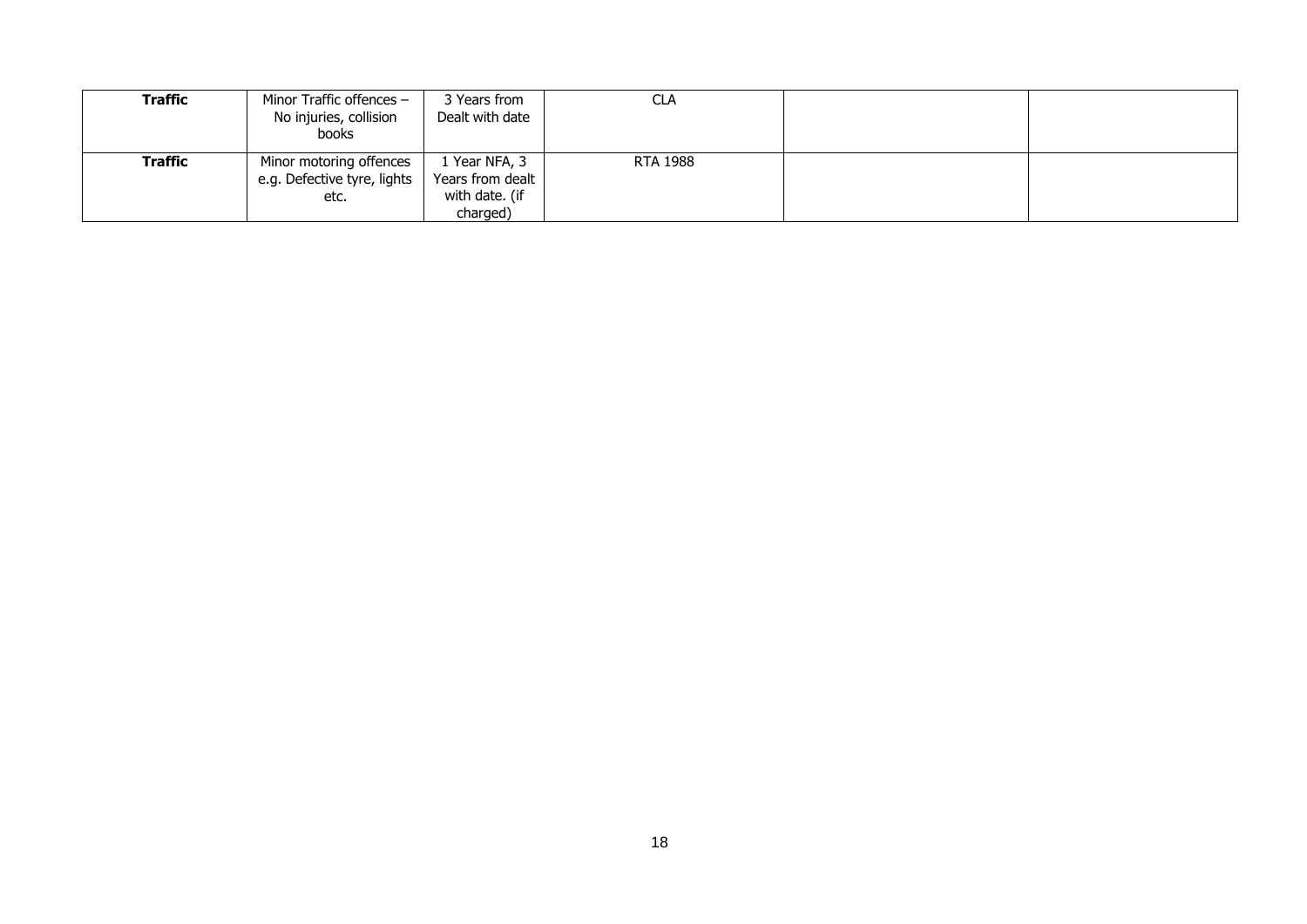| **Traffic** | Minor Traffic offences – No injuries, collision books | 3 Years from Dealt with date | CLA | | |
|---|---|---|---|---|---|
| **Traffic** | Minor motoring offences e.g. Defective tyre, lights etc. | 1 Year NFA, 3 Years from dealt with date. (if charged) | RTA 1988 | | |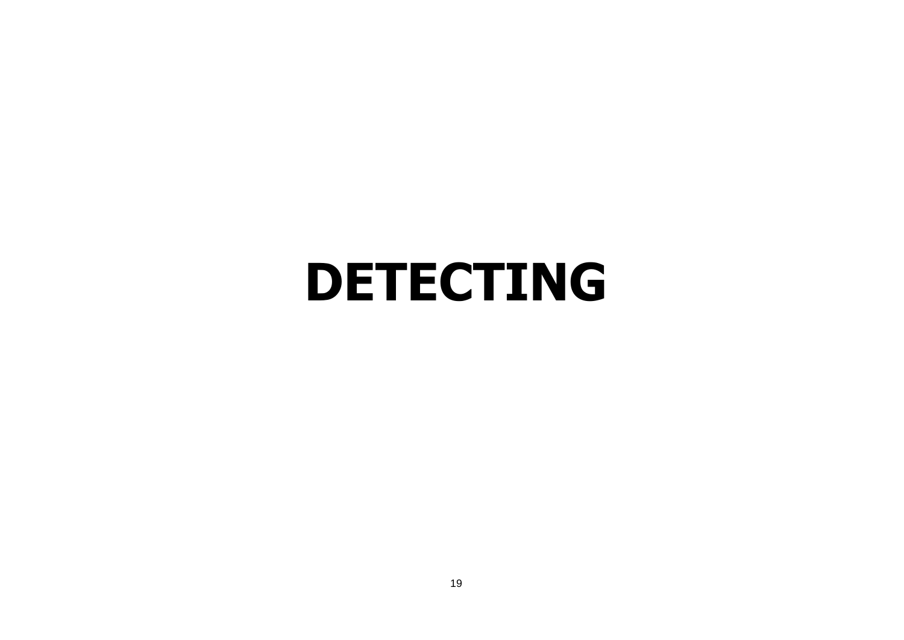# DETECTING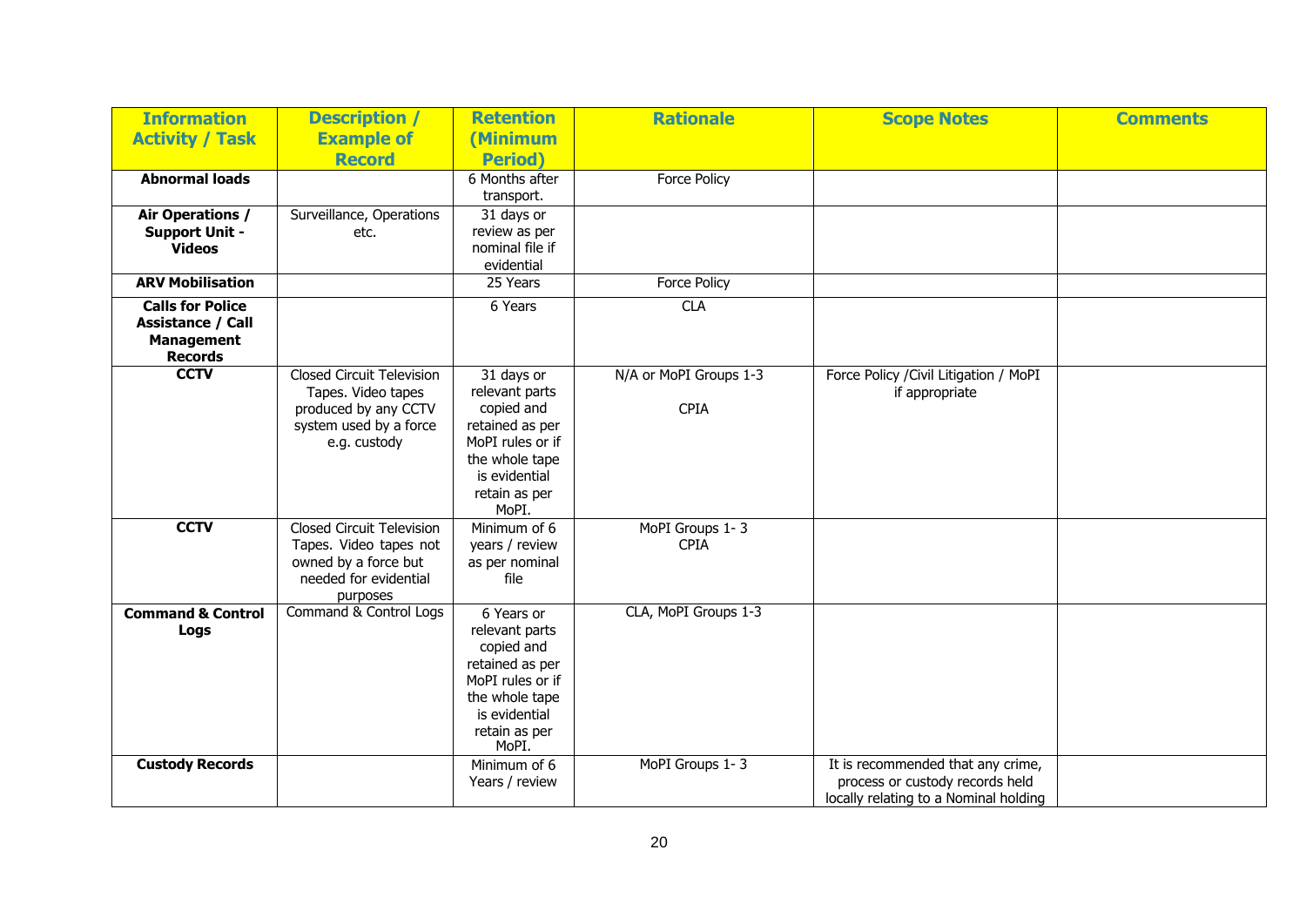| Information Activity / Task | Description / Example of Record | Retention (Minimum Period) | Rationale | Scope Notes | Comments |
|---|---|---|---|---|---|
| **Abnormal loads** | | 6 Months after transport. | Force Policy | | |
| **Air Operations / Support Unit - Videos** | Surveillance, Operations etc. | 31 days or review as per nominal file if evidential | | | |
| **ARV Mobilisation** | | 25 Years | Force Policy | | |
| **Calls for Police Assistance / Call Management Records** | | 6 Years | CLA | | |
| **CCTV** | Closed Circuit Television Tapes. Video tapes produced by any CCTV system used by a force e.g. custody | 31 days or relevant parts copied and retained as per MoPI rules or if the whole tape is evidential retain as per MoPI. | N/A or MoPI Groups 1-3<br><br>CPIA | Force Policy /Civil Litigation / MoPI if appropriate | |
| **CCTV** | Closed Circuit Television Tapes. Video tapes not owned by a force but needed for evidential purposes | Minimum of 6 years / review as per nominal file | MoPI Groups 1- 3<br>CPIA | | |
| **Command & Control Logs** | Command & Control Logs | 6 Years or relevant parts copied and retained as per MoPI rules or if the whole tape is evidential retain as per MoPI. | CLA, MoPI Groups 1-3 | | |
| **Custody Records** | | Minimum of 6 Years / review | MoPI Groups 1- 3 | It is recommended that any crime, process or custody records held locally relating to a Nominal holding | |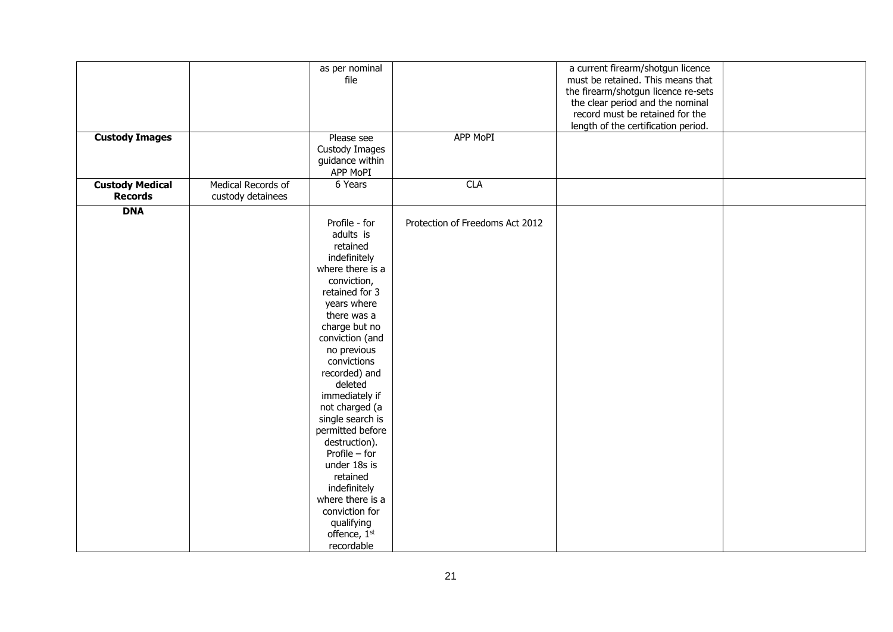| | | | | | |
|---|---|---|---|---|---|
| | | as per nominal file | | a current firearm/shotgun licence must be retained. This means that the firearm/shotgun licence re-sets the clear period and the nominal record must be retained for the length of the certification period. | |
| **Custody Images** | | Please see Custody Images guidance within APP MoPI | APP MoPI | | |
| **Custody Medical Records** | Medical Records of custody detainees | 6 Years | CLA | | |
| **DNA** | | Profile - for adults is retained indefinitely where there is a conviction, retained for 3 years where there was a charge but no conviction (and no previous convictions recorded) and deleted immediately if not charged (a single search is permitted before destruction). Profile – for under 18s is retained indefinitely where there is a conviction for qualifying offence, 1st recordable | Protection of Freedoms Act 2012 | | |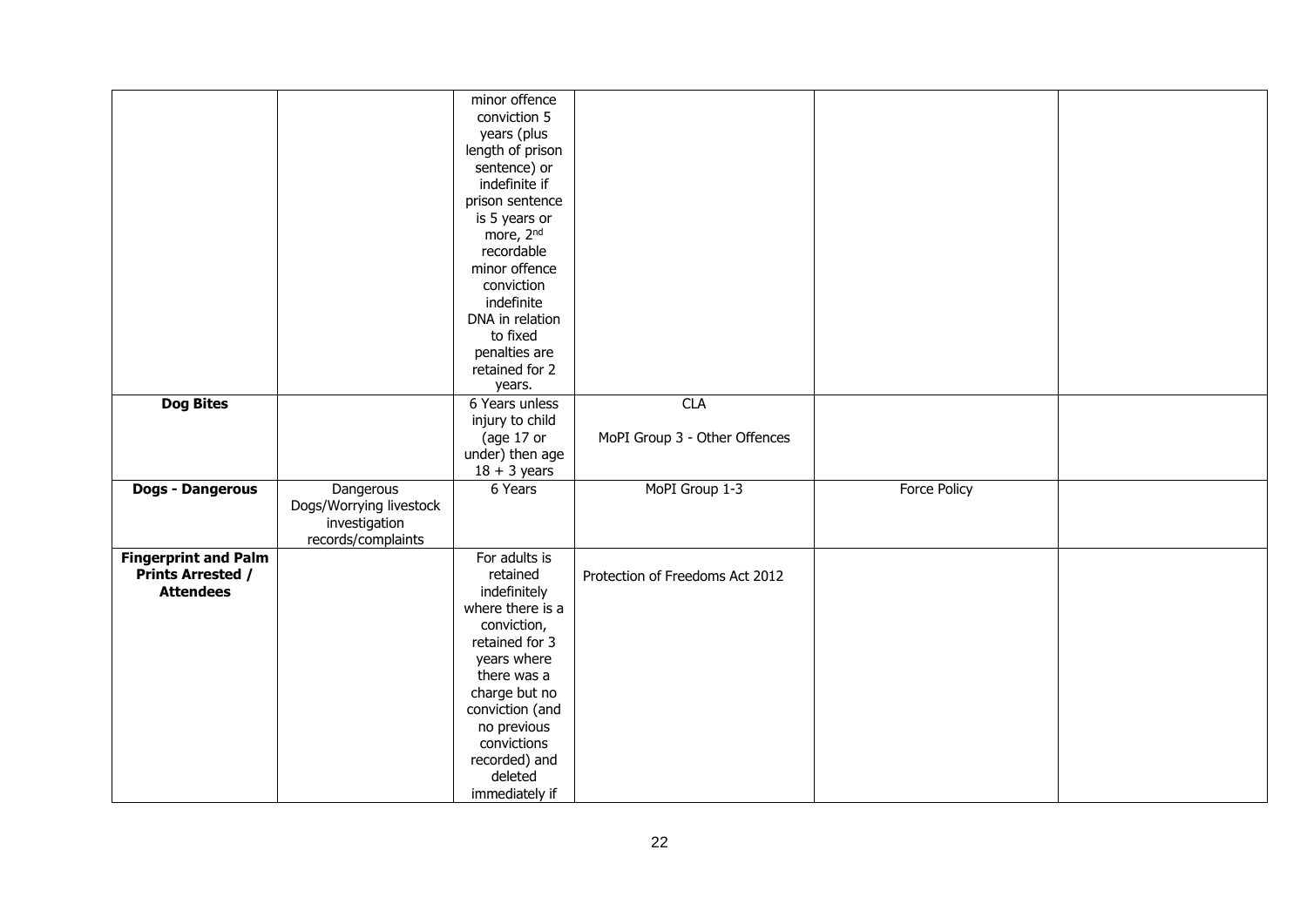| | | | | | |
|---|---|---|---|---|---|
| | | minor offence conviction 5 years (plus length of prison sentence) or indefinite if prison sentence is 5 years or more, 2nd recordable minor offence conviction indefinite DNA in relation to fixed penalties are retained for 2 years. | | | |
| **Dog Bites** | | 6 Years unless injury to child (age 17 or under) then age 18 + 3 years | CLA<br><br>MoPI Group 3 - Other Offences | | |
| **Dogs - Dangerous** | Dangerous Dogs/Worrying livestock investigation records/complaints | 6 Years | MoPI Group 1-3 | Force Policy | |
| **Fingerprint and Palm Prints Arrested / Attendees** | | For adults is retained indefinitely where there is a conviction, retained for 3 years where there was a charge but no conviction (and no previous convictions recorded) and deleted immediately if | Protection of Freedoms Act 2012 | | |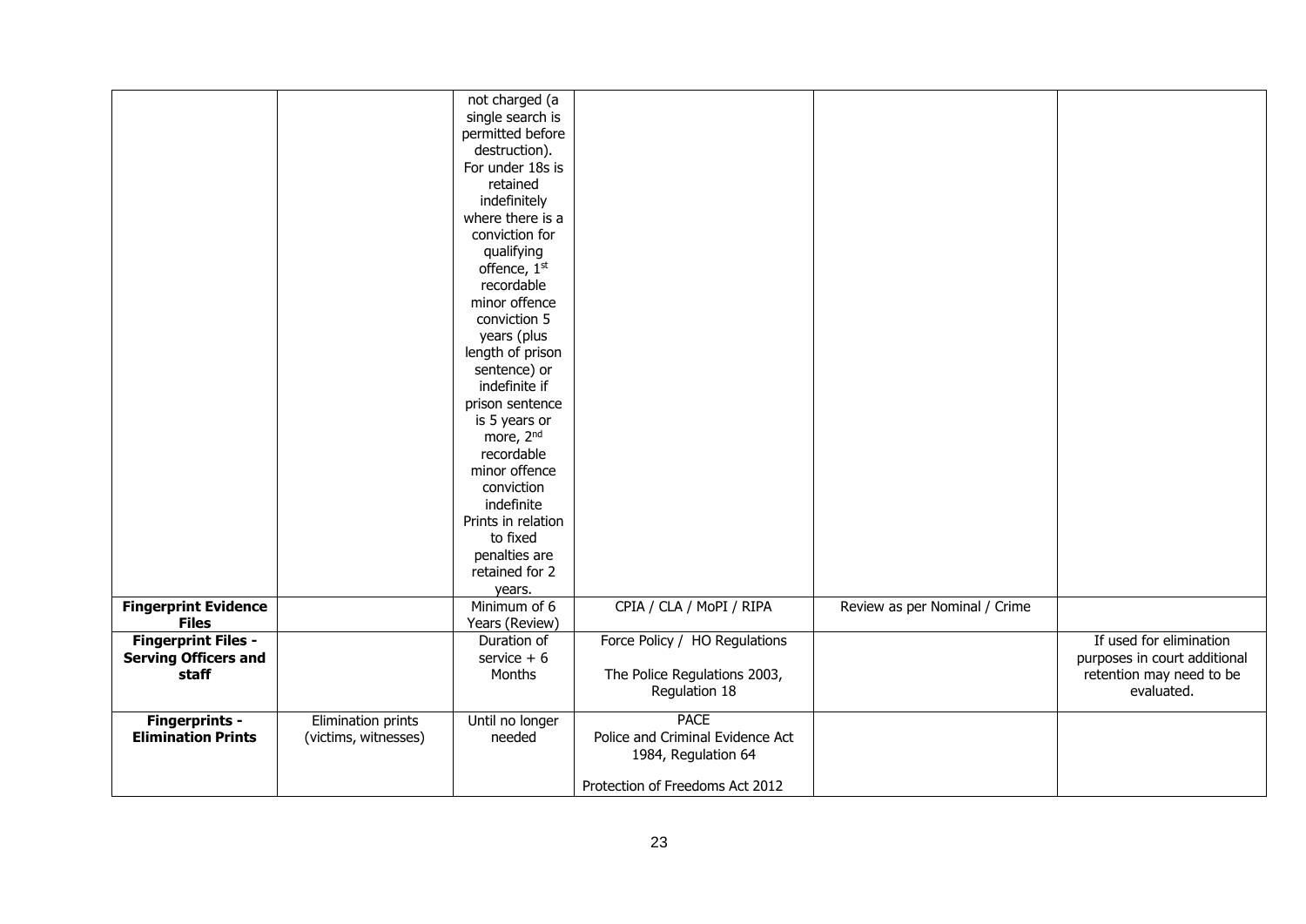| | | | | | |
|---|---|---|---|---|---|
| | | not charged (a single search is permitted before destruction). For under 18s is retained indefinitely where there is a conviction for qualifying offence, 1st recordable minor offence conviction 5 years (plus length of prison sentence) or indefinite if prison sentence is 5 years or more, 2nd recordable minor offence conviction indefinite Prints in relation to fixed penalties are retained for 2 years. | | | |
| **Fingerprint Evidence Files** | | Minimum of 6 Years (Review) | CPIA / CLA / MoPI / RIPA | Review as per Nominal / Crime | |
| **Fingerprint Files - Serving Officers and staff** | | Duration of service + 6 Months | Force Policy / HO Regulations<br><br>The Police Regulations 2003, Regulation 18 | | If used for elimination purposes in court additional retention may need to be evaluated. |
| **Fingerprints - Elimination Prints** | Elimination prints (victims, witnesses) | Until no longer needed | PACE<br>Police and Criminal Evidence Act 1984, Regulation 64<br><br>Protection of Freedoms Act 2012 | | |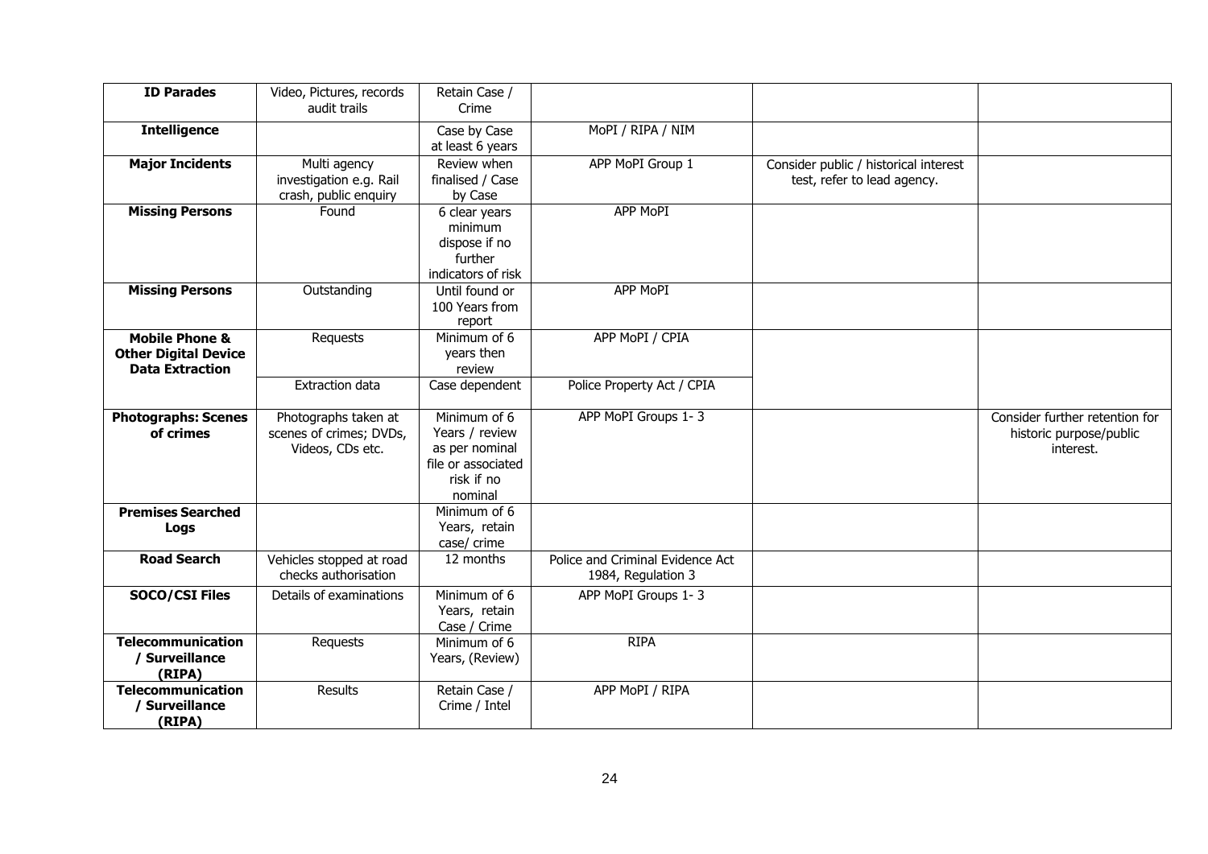| **ID Parades** | Video, Pictures, records audit trails | Retain Case / Crime | | | |
|---|---|---|---|---|---|
| **Intelligence** | | Case by Case at least 6 years | MoPI / RIPA / NIM | | |
| **Major Incidents** | Multi agency investigation e.g. Rail crash, public enquiry | Review when finalised / Case by Case | APP MoPI Group 1 | Consider public / historical interest test, refer to lead agency. | |
| **Missing Persons** | Found | 6 clear years minimum dispose if no further indicators of risk | APP MoPI | | |
| **Missing Persons** | Outstanding | Until found or 100 Years from report | APP MoPI | | |
| **Mobile Phone & Other Digital Device Data Extraction** | Requests | Minimum of 6 years then review | APP MoPI / CPIA | | |
| | Extraction data | Case dependent | Police Property Act / CPIA | | |
| **Photographs: Scenes of crimes** | Photographs taken at scenes of crimes; DVDs, Videos, CDs etc. | Minimum of 6 Years / review as per nominal file or associated risk if no nominal | APP MoPI Groups 1- 3 | | Consider further retention for historic purpose/public interest. |
| **Premises Searched Logs** | | Minimum of 6 Years, retain case/ crime | | | |
| **Road Search** | Vehicles stopped at road checks authorisation | 12 months | Police and Criminal Evidence Act 1984, Regulation 3 | | |
| **SOCO/CSI Files** | Details of examinations | Minimum of 6 Years, retain Case / Crime | APP MoPI Groups 1- 3 | | |
| **Telecommunication / Surveillance (RIPA)** | Requests | Minimum of 6 Years, (Review) | RIPA | | |
| **Telecommunication / Surveillance (RIPA)** | Results | Retain Case / Crime / Intel | APP MoPI / RIPA | | |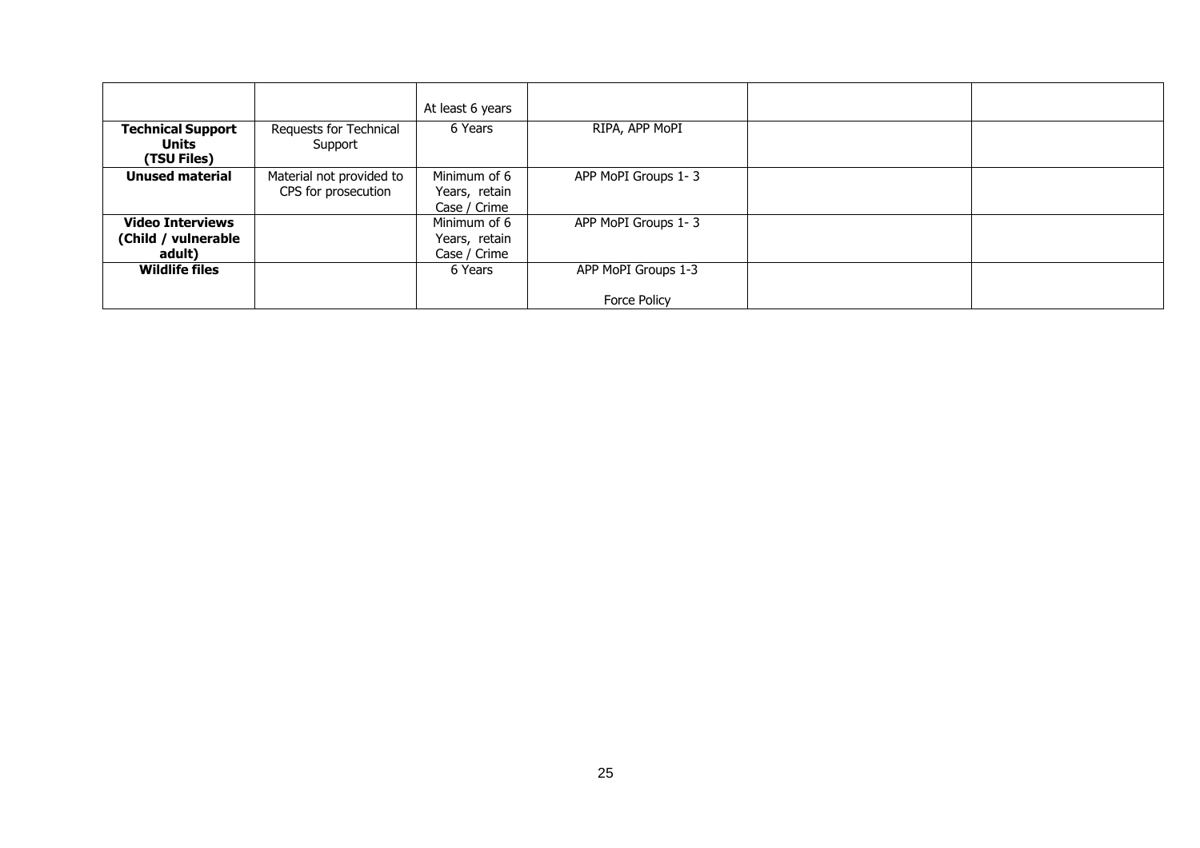| | | | | | |
|---|---|---|---|---|---|
| | | At least 6 years | | | |
| **Technical Support Units (TSU Files)** | Requests for Technical Support | 6 Years | RIPA, APP MoPI | | |
| **Unused material** | Material not provided to CPS for prosecution | Minimum of 6 Years, retain Case / Crime | APP MoPI Groups 1- 3 | | |
| **Video Interviews (Child / vulnerable adult)** | | Minimum of 6 Years, retain Case / Crime | APP MoPI Groups 1- 3 | | |
| **Wildlife files** | | 6 Years | APP MoPI Groups 1-3<br><br>Force Policy | | |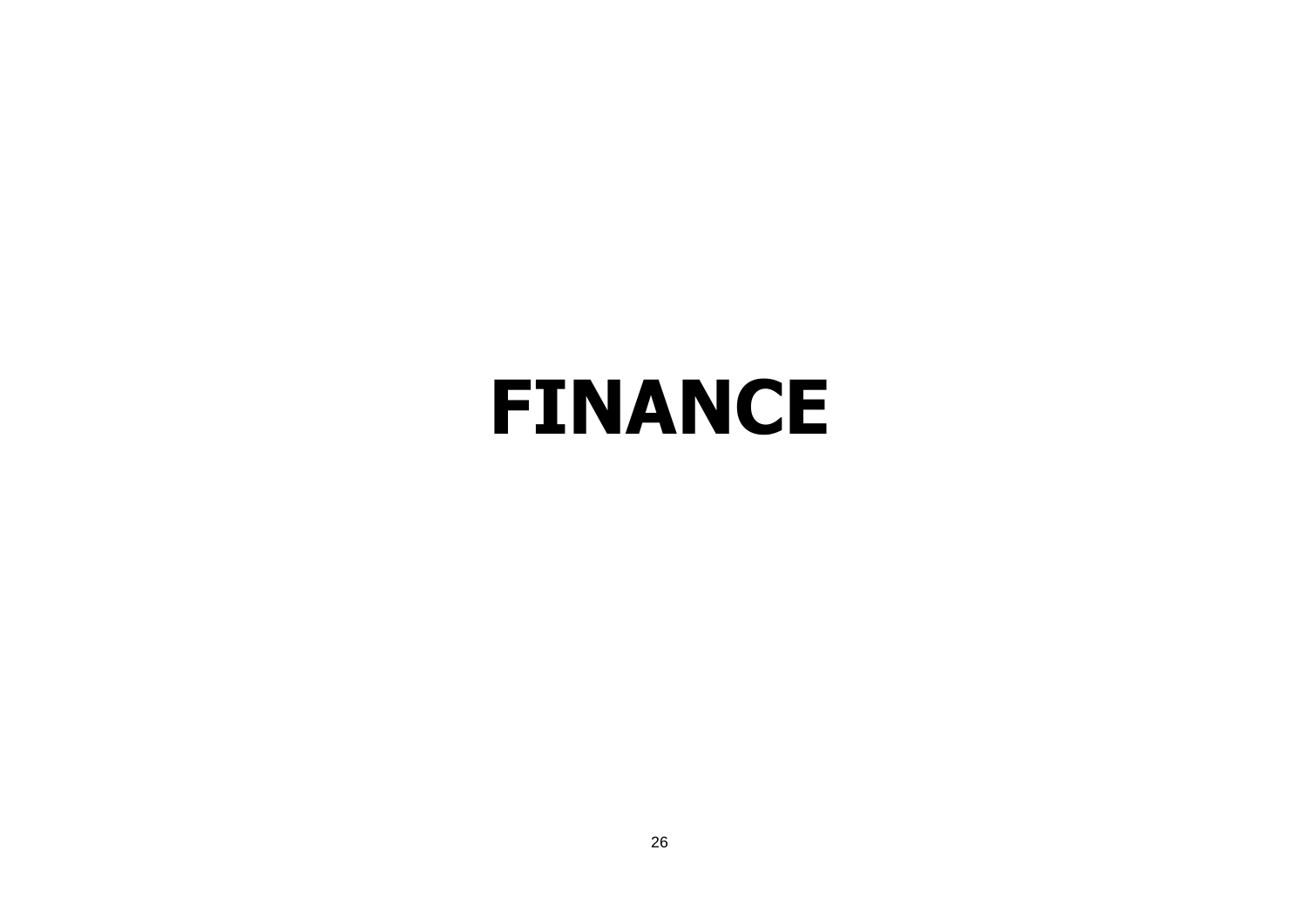# FINANCE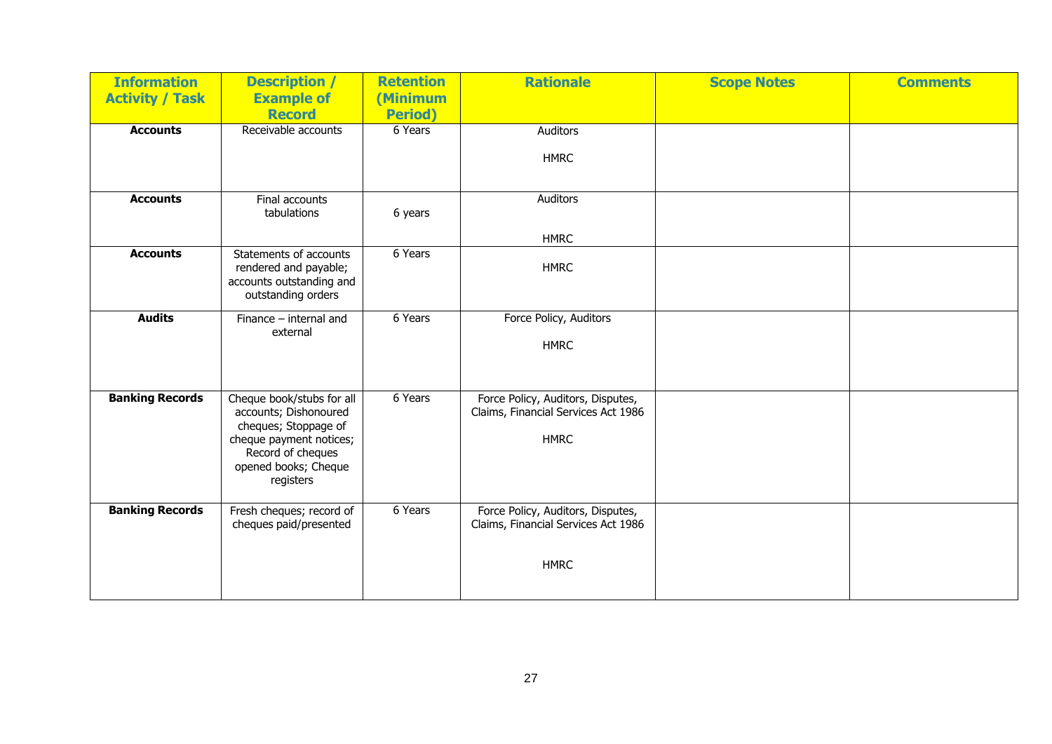| Information Activity / Task | Description / Example of Record | Retention (Minimum Period) | Rationale | Scope Notes | Comments |
|---|---|---|---|---|---|
| **Accounts** | Receivable accounts | 6 Years | Auditors<br><br>HMRC | | |
| **Accounts** | Final accounts tabulations | 6 years | Auditors<br><br>HMRC | | |
| **Accounts** | Statements of accounts rendered and payable; accounts outstanding and outstanding orders | 6 Years | HMRC | | |
| **Audits** | Finance – internal and external | 6 Years | Force Policy, Auditors<br><br>HMRC | | |
| **Banking Records** | Cheque book/stubs for all accounts; Dishonoured cheques; Stoppage of cheque payment notices; Record of cheques opened books; Cheque registers | 6 Years | Force Policy, Auditors, Disputes, Claims, Financial Services Act 1986<br><br>HMRC | | |
| **Banking Records** | Fresh cheques; record of cheques paid/presented | 6 Years | Force Policy, Auditors, Disputes, Claims, Financial Services Act 1986<br><br>HMRC | | |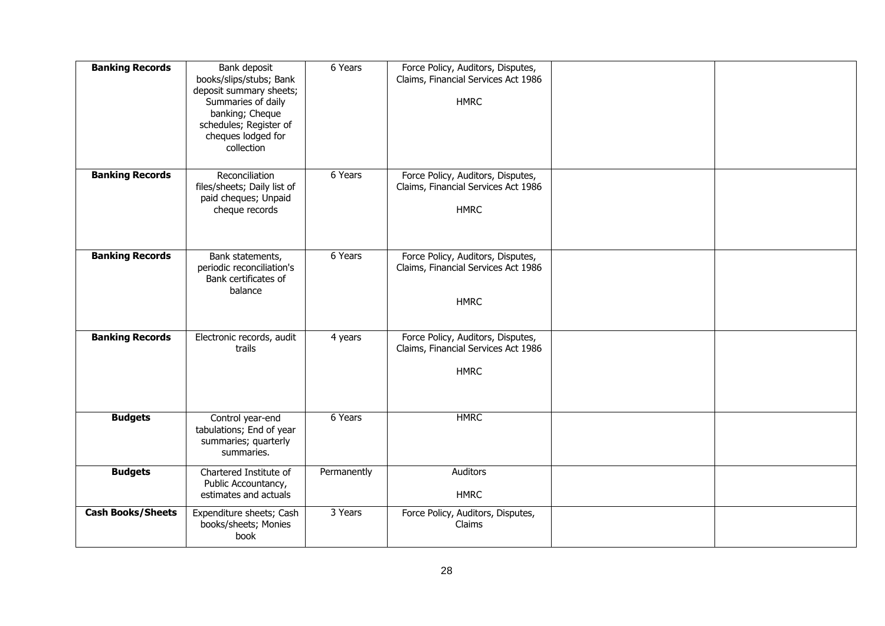| | | | | | |
|---|---|---|---|---|---|
| **Banking Records** | Bank deposit books/slips/stubs; Bank deposit summary sheets; Summaries of daily banking; Cheque schedules; Register of cheques lodged for collection | 6 Years | Force Policy, Auditors, Disputes, Claims, Financial Services Act 1986<br><br>HMRC | | |
| **Banking Records** | Reconciliation files/sheets; Daily list of paid cheques; Unpaid cheque records | 6 Years | Force Policy, Auditors, Disputes, Claims, Financial Services Act 1986<br><br>HMRC | | |
| **Banking Records** | Bank statements, periodic reconciliation's Bank certificates of balance | 6 Years | Force Policy, Auditors, Disputes, Claims, Financial Services Act 1986<br><br>HMRC | | |
| **Banking Records** | Electronic records, audit trails | 4 years | Force Policy, Auditors, Disputes, Claims, Financial Services Act 1986<br><br>HMRC | | |
| **Budgets** | Control year-end tabulations; End of year summaries; quarterly summaries. | 6 Years | HMRC | | |
| **Budgets** | Chartered Institute of Public Accountancy, estimates and actuals | Permanently | Auditors<br><br>HMRC | | |
| **Cash Books/Sheets** | Expenditure sheets; Cash books/sheets; Monies book | 3 Years | Force Policy, Auditors, Disputes, Claims | | |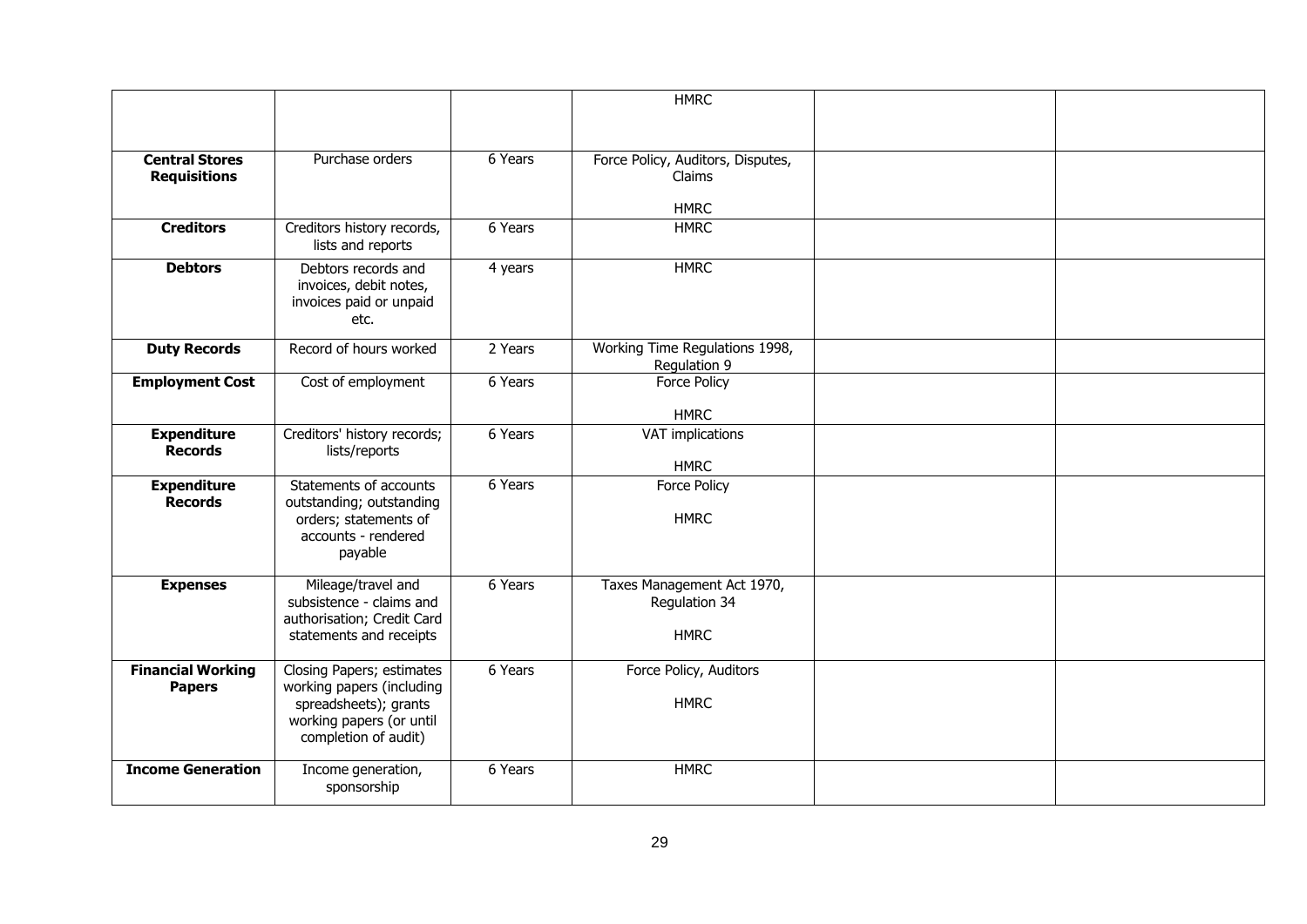| | | | | | |
|---|---|---|---|---|---|
| | | | HMRC | | |
| **Central Stores Requisitions** | Purchase orders | 6 Years | Force Policy, Auditors, Disputes, Claims<br><br>HMRC | | |
| **Creditors** | Creditors history records, lists and reports | 6 Years | HMRC | | |
| **Debtors** | Debtors records and invoices, debit notes, invoices paid or unpaid etc. | 4 years | HMRC | | |
| **Duty Records** | Record of hours worked | 2 Years | Working Time Regulations 1998, Regulation 9 | | |
| **Employment Cost** | Cost of employment | 6 Years | Force Policy<br><br>HMRC | | |
| **Expenditure Records** | Creditors' history records; lists/reports | 6 Years | VAT implications<br><br>HMRC | | |
| **Expenditure Records** | Statements of accounts outstanding; outstanding orders; statements of accounts - rendered payable | 6 Years | Force Policy<br><br>HMRC | | |
| **Expenses** | Mileage/travel and subsistence - claims and authorisation; Credit Card statements and receipts | 6 Years | Taxes Management Act 1970, Regulation 34<br><br>HMRC | | |
| **Financial Working Papers** | Closing Papers; estimates working papers (including spreadsheets); grants working papers (or until completion of audit) | 6 Years | Force Policy, Auditors<br><br>HMRC | | |
| **Income Generation** | Income generation, sponsorship | 6 Years | HMRC | | |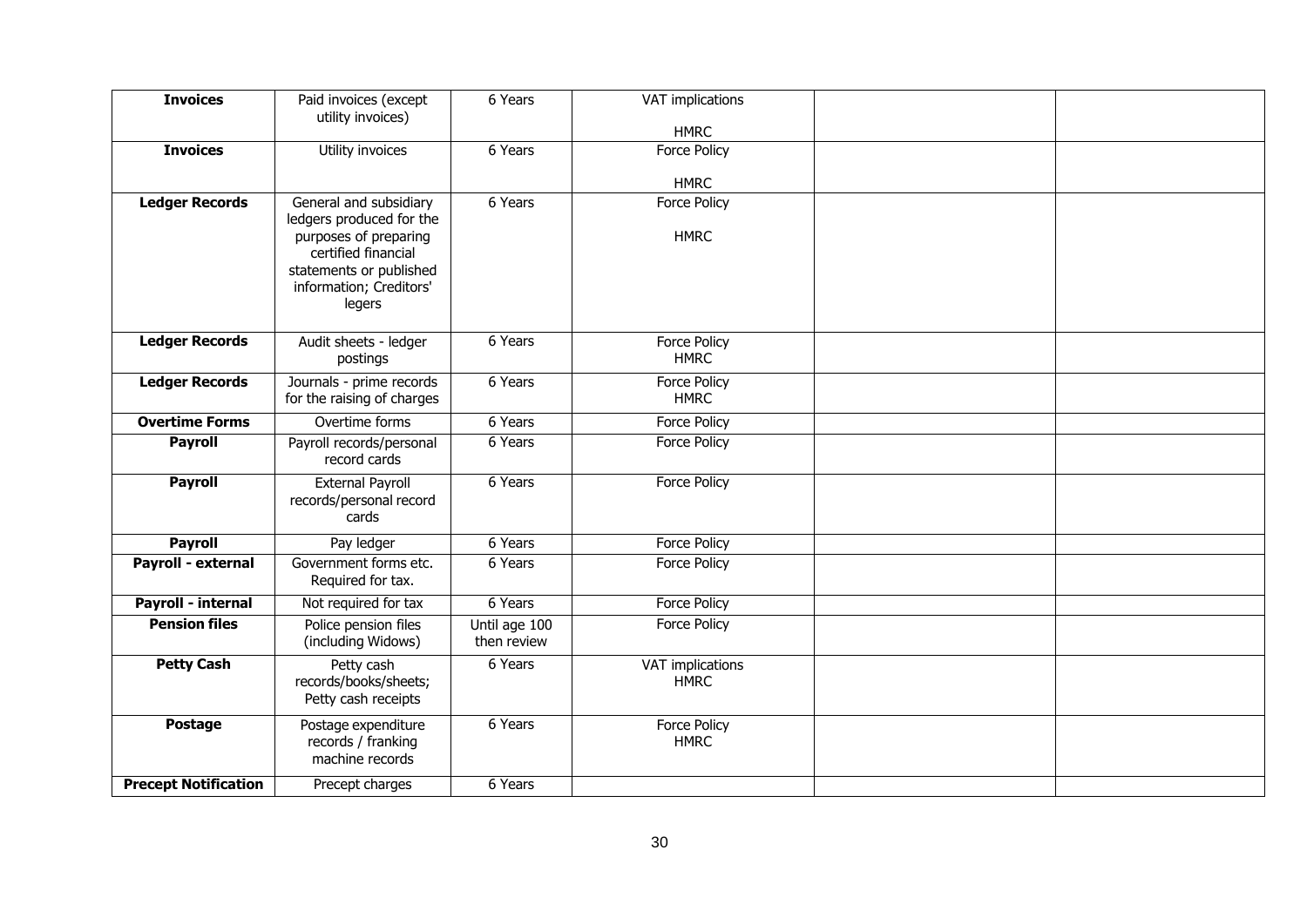| **Invoices** | Paid invoices (except utility invoices) | 6 Years | VAT implications<br><br>HMRC | | |
|---|---|---|---|---|---|
| **Invoices** | Utility invoices | 6 Years | Force Policy<br><br>HMRC | | |
| **Ledger Records** | General and subsidiary ledgers produced for the purposes of preparing certified financial statements or published information; Creditors' legers | 6 Years | Force Policy<br><br>HMRC | | |
| **Ledger Records** | Audit sheets - ledger postings | 6 Years | Force Policy<br>HMRC | | |
| **Ledger Records** | Journals - prime records for the raising of charges | 6 Years | Force Policy<br>HMRC | | |
| **Overtime Forms** | Overtime forms | 6 Years | Force Policy | | |
| **Payroll** | Payroll records/personal record cards | 6 Years | Force Policy | | |
| **Payroll** | External Payroll records/personal record cards | 6 Years | Force Policy | | |
| **Payroll** | Pay ledger | 6 Years | Force Policy | | |
| **Payroll - external** | Government forms etc. Required for tax. | 6 Years | Force Policy | | |
| **Payroll - internal** | Not required for tax | 6 Years | Force Policy | | |
| **Pension files** | Police pension files (including Widows) | Until age 100 then review | Force Policy | | |
| **Petty Cash** | Petty cash records/books/sheets; Petty cash receipts | 6 Years | VAT implications<br>HMRC | | |
| **Postage** | Postage expenditure records / franking machine records | 6 Years | Force Policy<br>HMRC | | |
| **Precept Notification** | Precept charges | 6 Years | | | |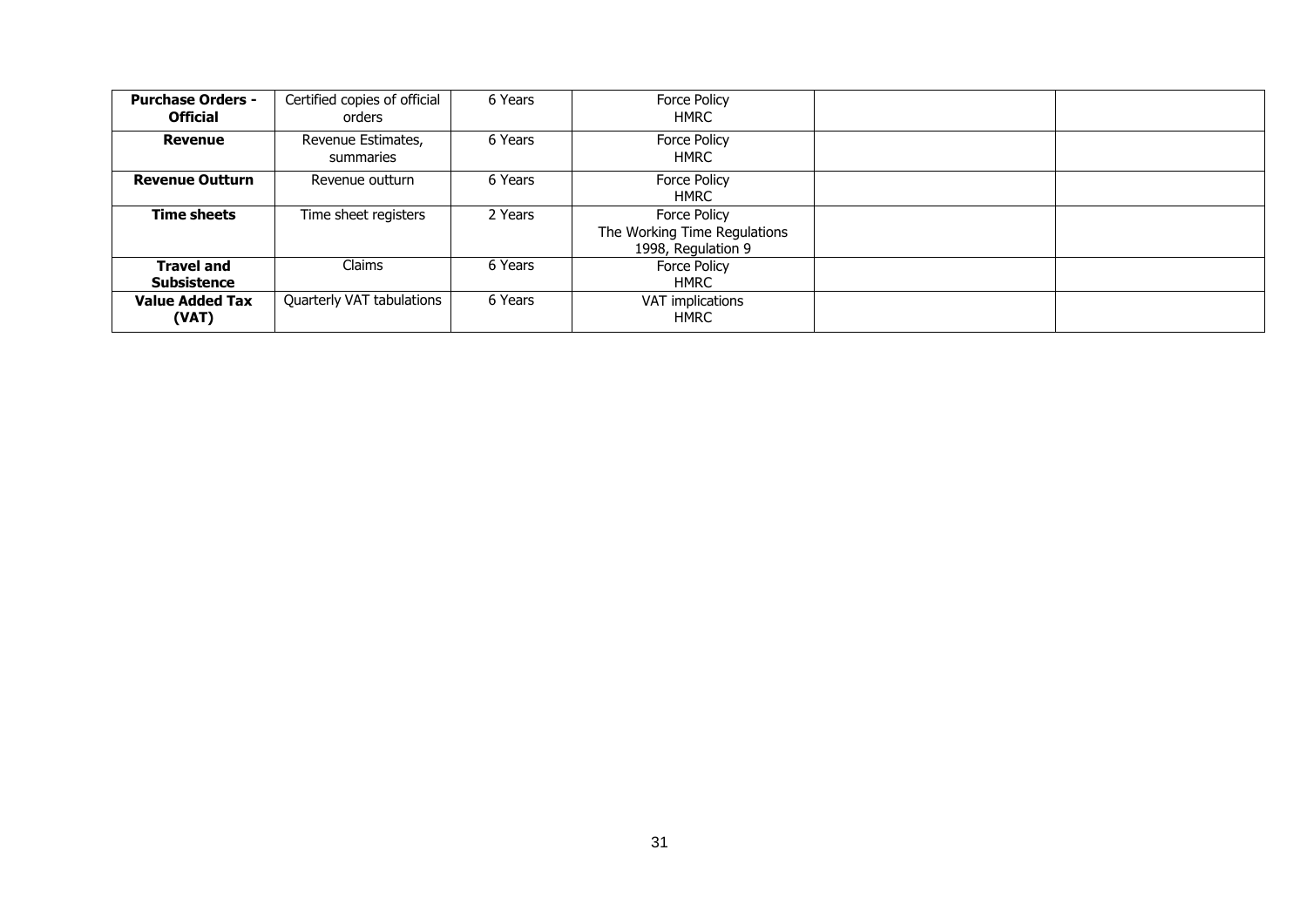| **Purchase Orders - Official** | Certified copies of official orders | 6 Years | Force Policy<br>HMRC | | |
|---|---|---|---|---|---|
| **Revenue** | Revenue Estimates, summaries | 6 Years | Force Policy<br>HMRC | | |
| **Revenue Outturn** | Revenue outturn | 6 Years | Force Policy<br>HMRC | | |
| **Time sheets** | Time sheet registers | 2 Years | Force Policy<br>The Working Time Regulations 1998, Regulation 9 | | |
| **Travel and Subsistence** | Claims | 6 Years | Force Policy<br>HMRC | | |
| **Value Added Tax (VAT)** | Quarterly VAT tabulations | 6 Years | VAT implications<br>HMRC | | |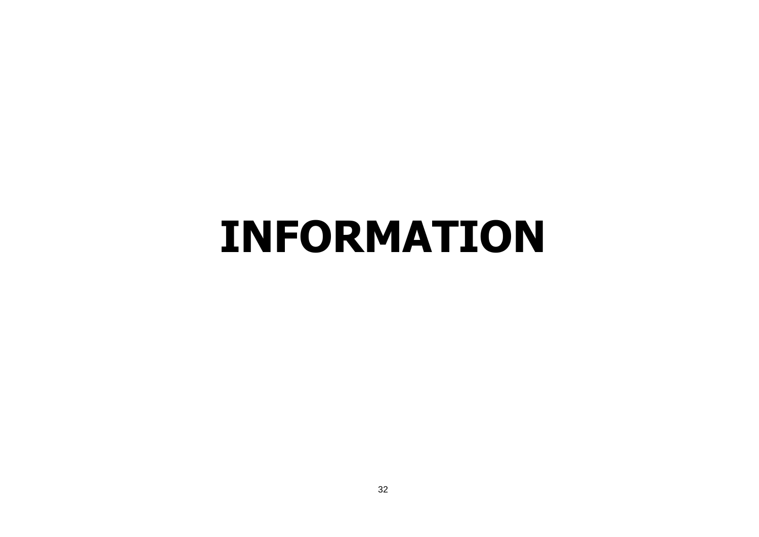# INFORMATION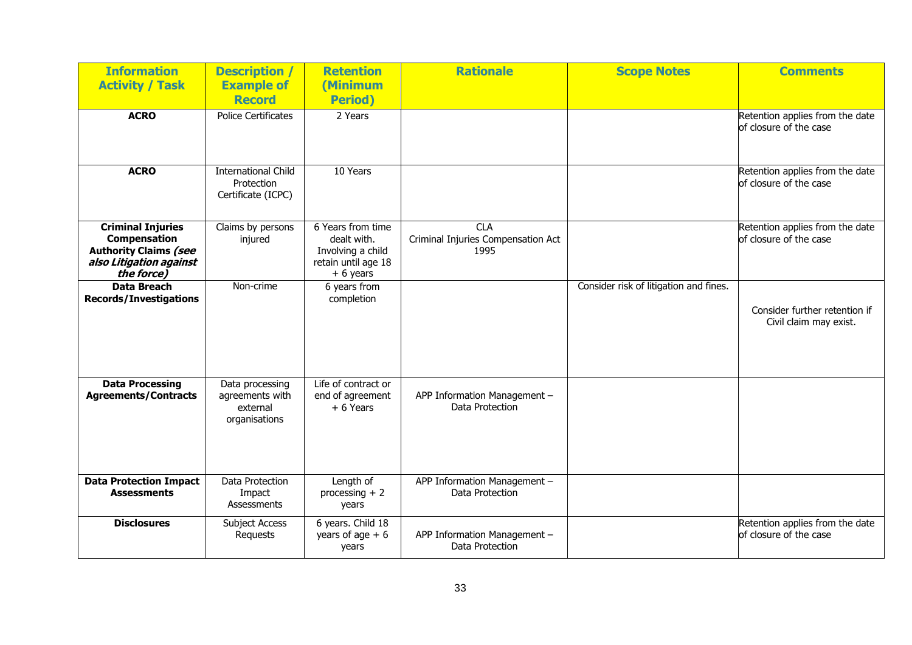| Information Activity / Task | Description / Example of Record | Retention (Minimum Period) | Rationale | Scope Notes | Comments |
|---|---|---|---|---|---|
| **ACRO** | Police Certificates | 2 Years | | | Retention applies from the date of closure of the case |
| **ACRO** | International Child Protection Certificate (ICPC) | 10 Years | | | Retention applies from the date of closure of the case |
| **Criminal Injuries Compensation Authority Claims *(see also Litigation against the force)*** | Claims by persons injured | 6 Years from time dealt with. Involving a child retain until age 18 + 6 years | CLA Criminal Injuries Compensation Act 1995 | | Retention applies from the date of closure of the case |
| **Data Breach Records/Investigations** | Non-crime | 6 years from completion | | Consider risk of litigation and fines. | Consider further retention if Civil claim may exist. |
| **Data Processing Agreements/Contracts** | Data processing agreements with external organisations | Life of contract or end of agreement + 6 Years | APP Information Management – Data Protection | | |
| **Data Protection Impact Assessments** | Data Protection Impact Assessments | Length of processing + 2 years | APP Information Management – Data Protection | | |
| **Disclosures** | Subject Access Requests | 6 years. Child 18 years of age + 6 years | APP Information Management – Data Protection | | Retention applies from the date of closure of the case |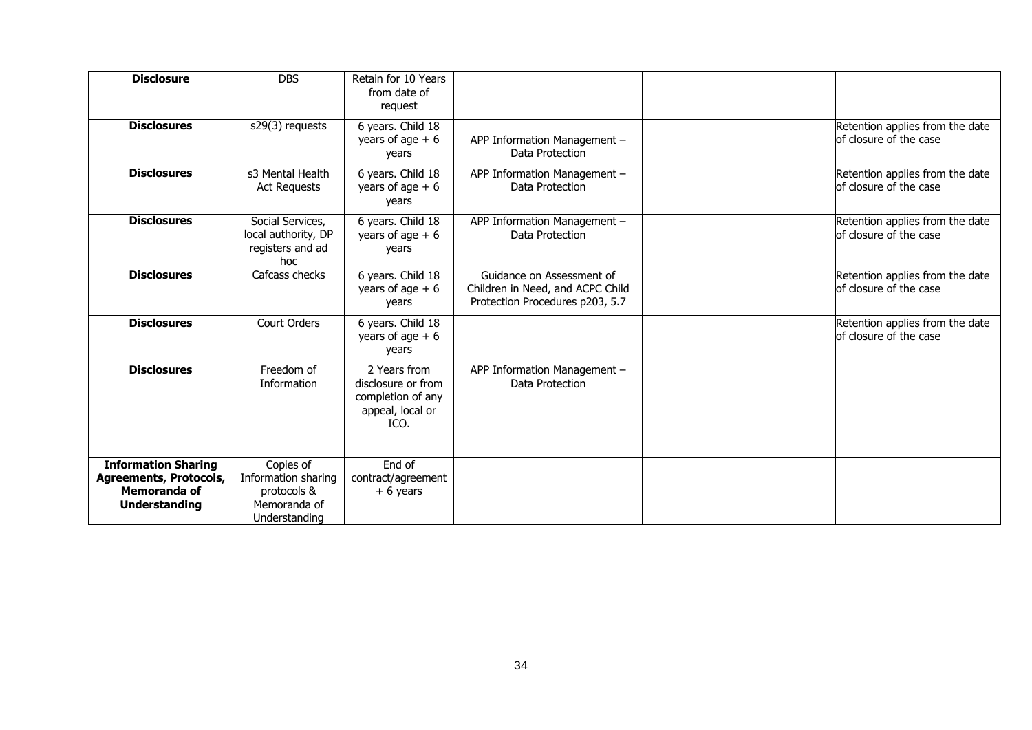| **Disclosure** | DBS | Retain for 10 Years from date of request | | | |
|---|---|---|---|---|---|
| **Disclosures** | s29(3) requests | 6 years. Child 18 years of age + 6 years | APP Information Management – Data Protection | | Retention applies from the date of closure of the case |
| **Disclosures** | s3 Mental Health Act Requests | 6 years. Child 18 years of age + 6 years | APP Information Management – Data Protection | | Retention applies from the date of closure of the case |
| **Disclosures** | Social Services, local authority, DP registers and ad hoc | 6 years. Child 18 years of age + 6 years | APP Information Management – Data Protection | | Retention applies from the date of closure of the case |
| **Disclosures** | Cafcass checks | 6 years. Child 18 years of age + 6 years | Guidance on Assessment of Children in Need, and ACPC Child Protection Procedures p203, 5.7 | | Retention applies from the date of closure of the case |
| **Disclosures** | Court Orders | 6 years. Child 18 years of age + 6 years | | | Retention applies from the date of closure of the case |
| **Disclosures** | Freedom of Information | 2 Years from disclosure or from completion of any appeal, local or ICO. | APP Information Management – Data Protection | | |
| **Information Sharing Agreements, Protocols, Memoranda of Understanding** | Copies of Information sharing protocols & Memoranda of Understanding | End of contract/agreement + 6 years | | | |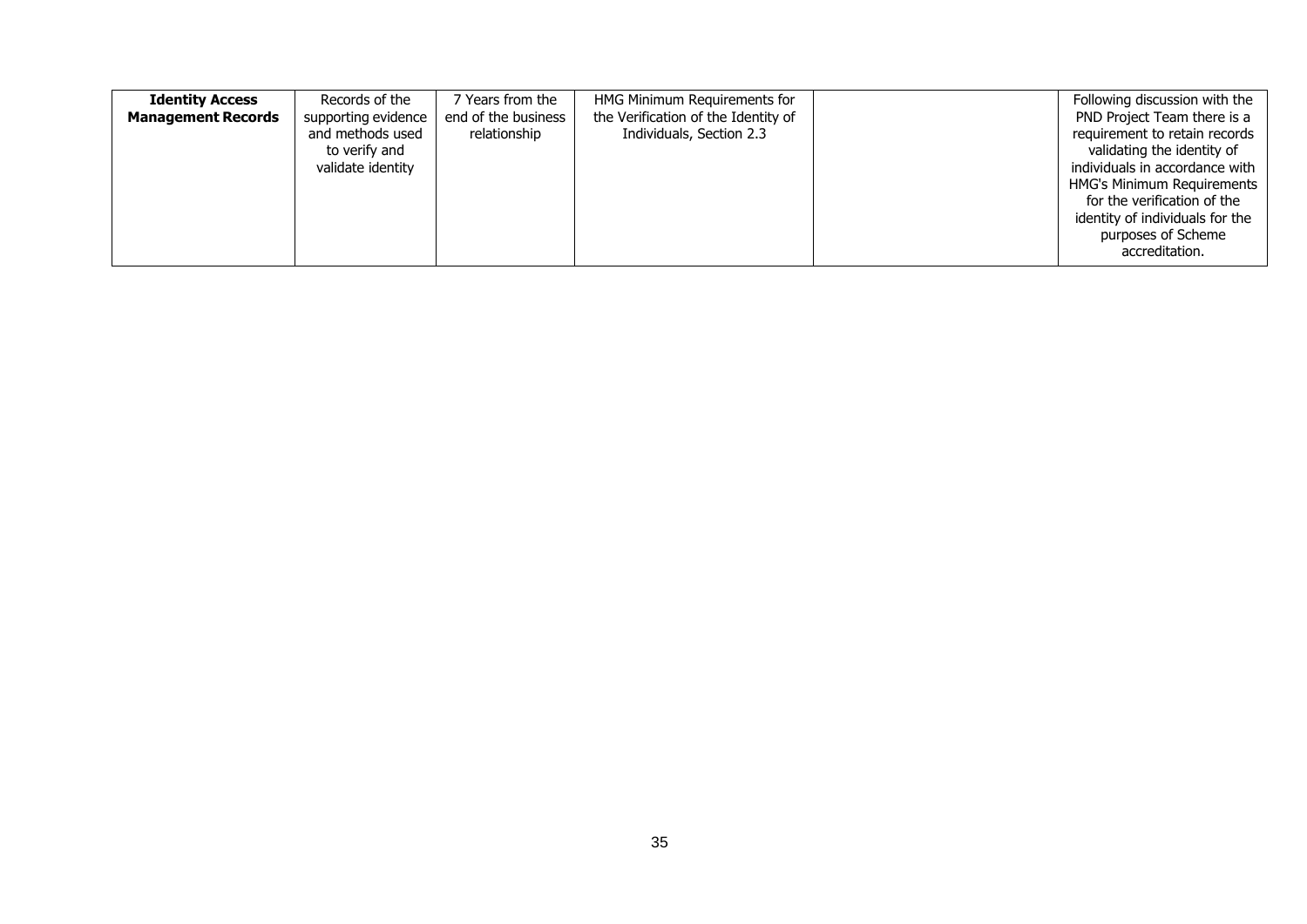| | | | | | |
|---|---|---|---|---|---|
| **Identity Access Management Records** | Records of the supporting evidence and methods used to verify and validate identity | 7 Years from the end of the business relationship | HMG Minimum Requirements for the Verification of the Identity of Individuals, Section 2.3 | | Following discussion with the PND Project Team there is a requirement to retain records validating the identity of individuals in accordance with HMG's Minimum Requirements for the verification of the identity of individuals for the purposes of Scheme accreditation. |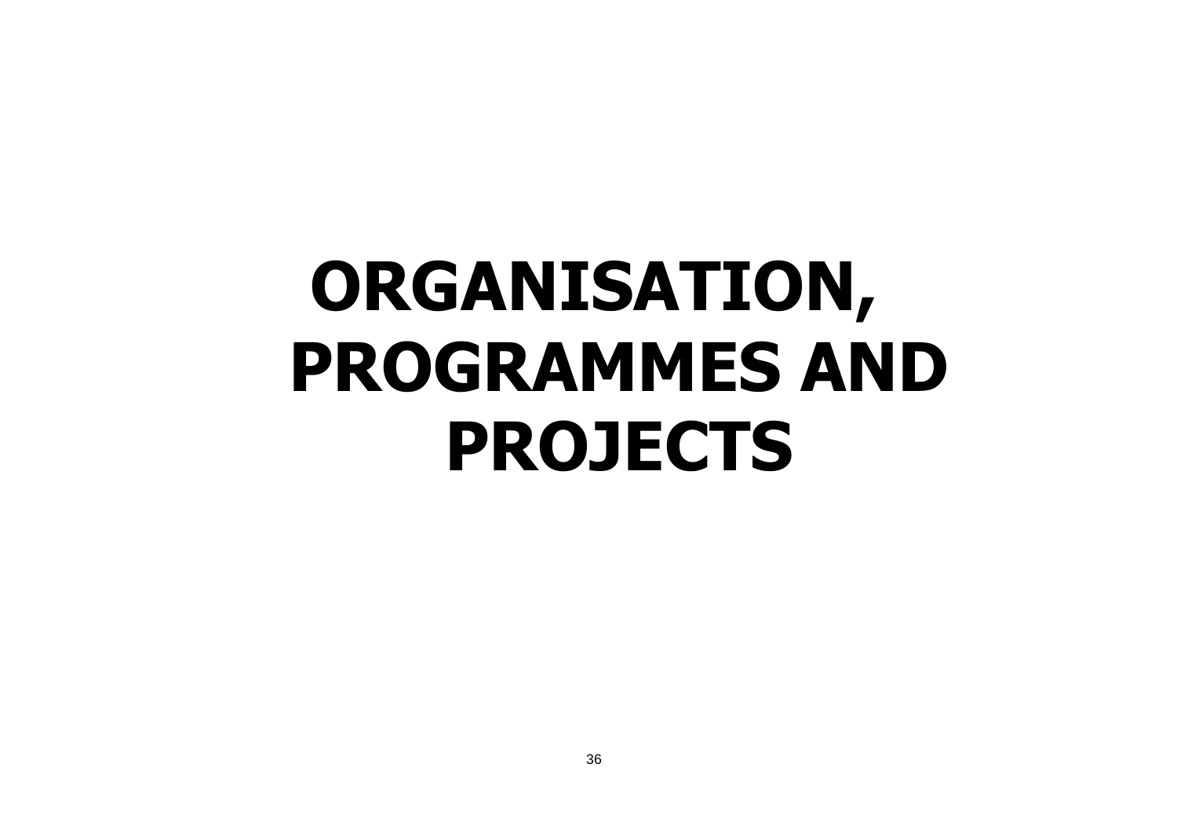# ORGANISATION, PROGRAMMES AND PROJECTS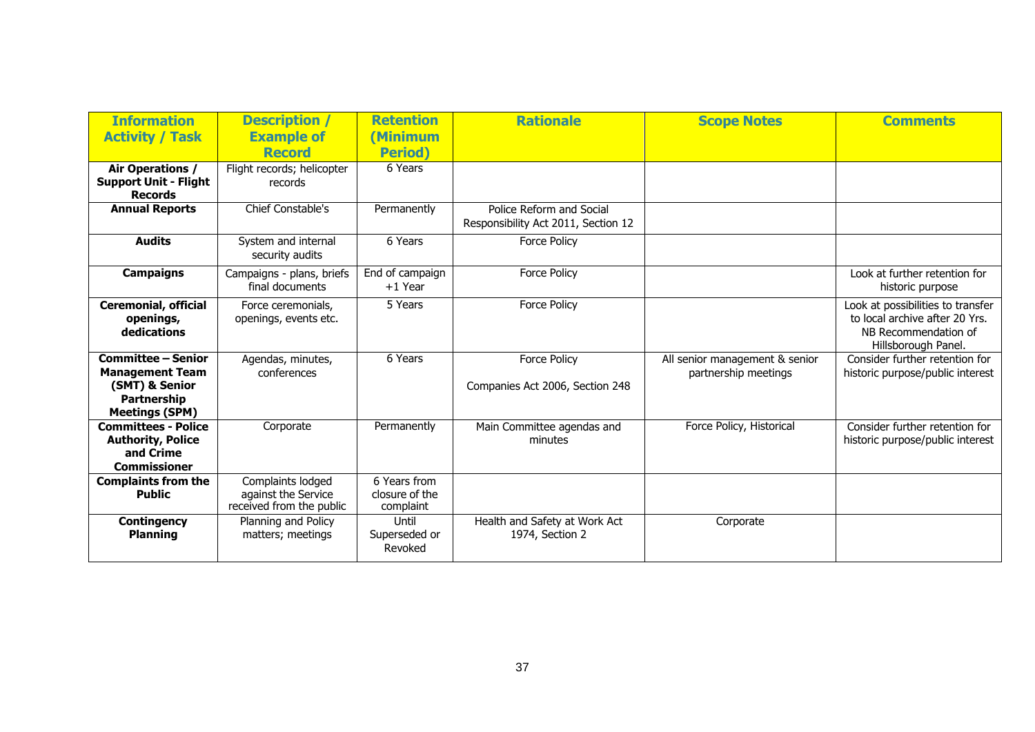| Information Activity / Task | Description / Example of Record | Retention (Minimum Period) | Rationale | Scope Notes | Comments |
|---|---|---|---|---|---|
| **Air Operations / Support Unit - Flight Records** | Flight records; helicopter records | 6 Years | | | |
| **Annual Reports** | Chief Constable's | Permanently | Police Reform and Social Responsibility Act 2011, Section 12 | | |
| **Audits** | System and internal security audits | 6 Years | Force Policy | | |
| **Campaigns** | Campaigns - plans, briefs final documents | End of campaign +1 Year | Force Policy | | Look at further retention for historic purpose |
| **Ceremonial, official openings, dedications** | Force ceremonials, openings, events etc. | 5 Years | Force Policy | | Look at possibilities to transfer to local archive after 20 Yrs. NB Recommendation of Hillsborough Panel. |
| **Committee – Senior Management Team (SMT) & Senior Partnership Meetings (SPM)** | Agendas, minutes, conferences | 6 Years | Force Policy<br><br>Companies Act 2006, Section 248 | All senior management & senior partnership meetings | Consider further retention for historic purpose/public interest |
| **Committees - Police Authority, Police and Crime Commissioner** | Corporate | Permanently | Main Committee agendas and minutes | Force Policy, Historical | Consider further retention for historic purpose/public interest |
| **Complaints from the Public** | Complaints lodged against the Service received from the public | 6 Years from closure of the complaint | | | |
| **Contingency Planning** | Planning and Policy matters; meetings | Until Superseded or Revoked | Health and Safety at Work Act 1974, Section 2 | Corporate | |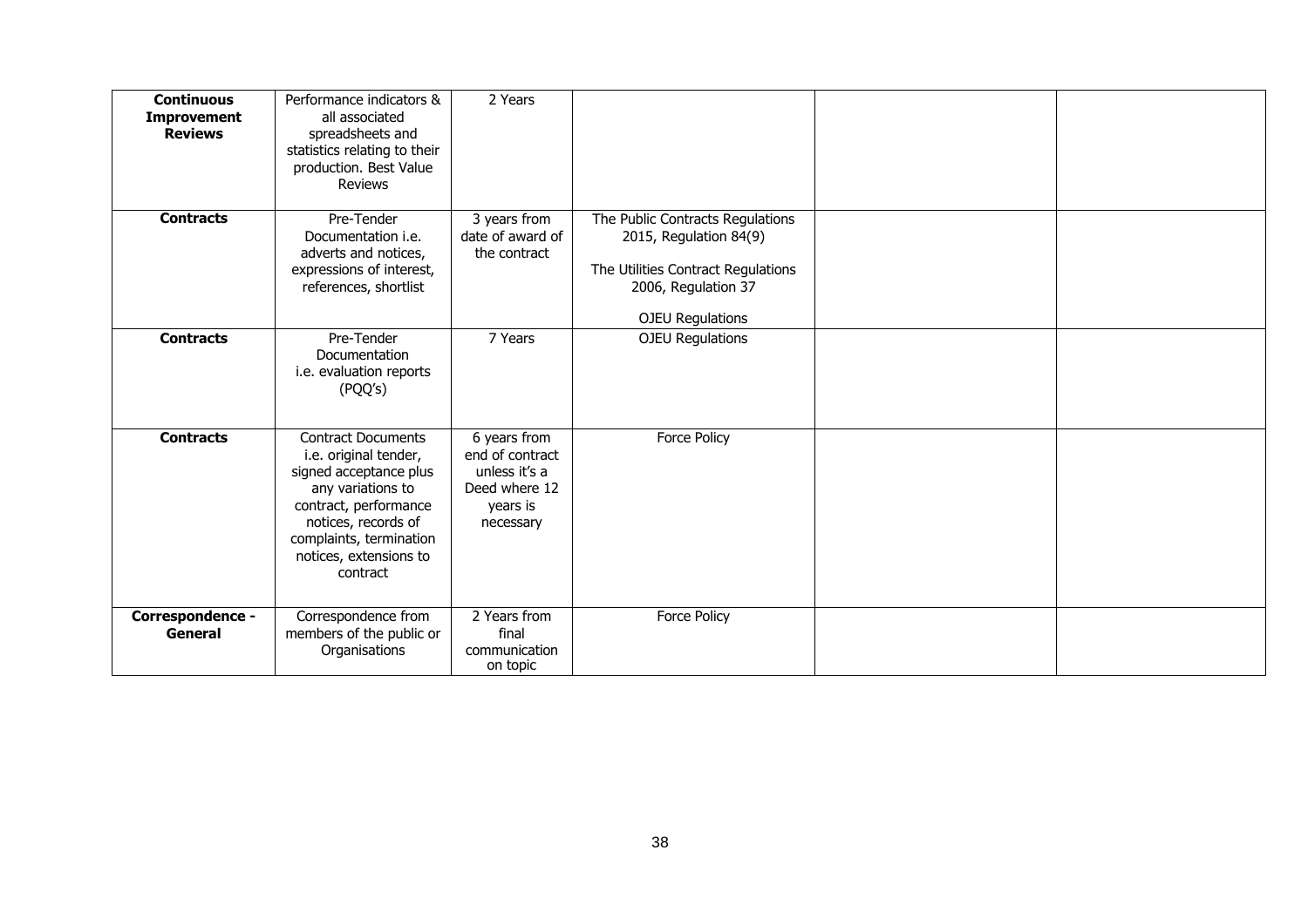| **Continuous Improvement Reviews** | Performance indicators & all associated spreadsheets and statistics relating to their production. Best Value Reviews | 2 Years | | | |
|---|---|---|---|---|---|
| **Contracts** | Pre-Tender Documentation i.e. adverts and notices, expressions of interest, references, shortlist | 3 years from date of award of the contract | The Public Contracts Regulations 2015, Regulation 84(9)<br><br>The Utilities Contract Regulations 2006, Regulation 37<br><br>OJEU Regulations | | |
| **Contracts** | Pre-Tender Documentation i.e. evaluation reports (PQQ's) | 7 Years | OJEU Regulations | | |
| **Contracts** | Contract Documents i.e. original tender, signed acceptance plus any variations to contract, performance notices, records of complaints, termination notices, extensions to contract | 6 years from end of contract unless it's a Deed where 12 years is necessary | Force Policy | | |
| **Correspondence - General** | Correspondence from members of the public or Organisations | 2 Years from final communication on topic | Force Policy | | |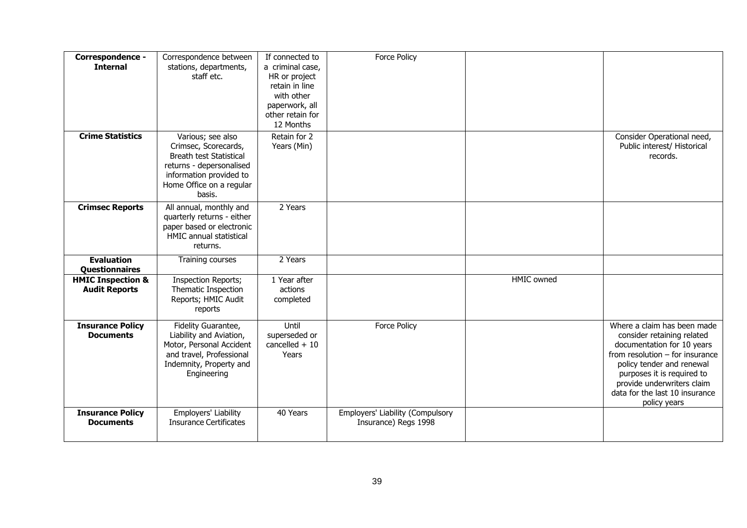| | | | | | |
|---|---|---|---|---|---|
| **Correspondence - Internal** | Correspondence between stations, departments, staff etc. | If connected to a criminal case, HR or project retain in line with other paperwork, all other retain for 12 Months | Force Policy | | |
| **Crime Statistics** | Various; see also Crimsec, Scorecards, Breath test Statistical returns - depersonalised information provided to Home Office on a regular basis. | Retain for 2 Years (Min) | | | Consider Operational need, Public interest/ Historical records. |
| **Crimsec Reports** | All annual, monthly and quarterly returns - either paper based or electronic HMIC annual statistical returns. | 2 Years | | | |
| **Evaluation Questionnaires** | Training courses | 2 Years | | | |
| **HMIC Inspection & Audit Reports** | Inspection Reports; Thematic Inspection Reports; HMIC Audit reports | 1 Year after actions completed | | HMIC owned | |
| **Insurance Policy Documents** | Fidelity Guarantee, Liability and Aviation, Motor, Personal Accident and travel, Professional Indemnity, Property and Engineering | Until superseded or cancelled + 10 Years | Force Policy | | Where a claim has been made consider retaining related documentation for 10 years from resolution – for insurance policy tender and renewal purposes it is required to provide underwriters claim data for the last 10 insurance policy years |
| **Insurance Policy Documents** | Employers' Liability Insurance Certificates | 40 Years | Employers' Liability (Compulsory Insurance) Regs 1998 | | |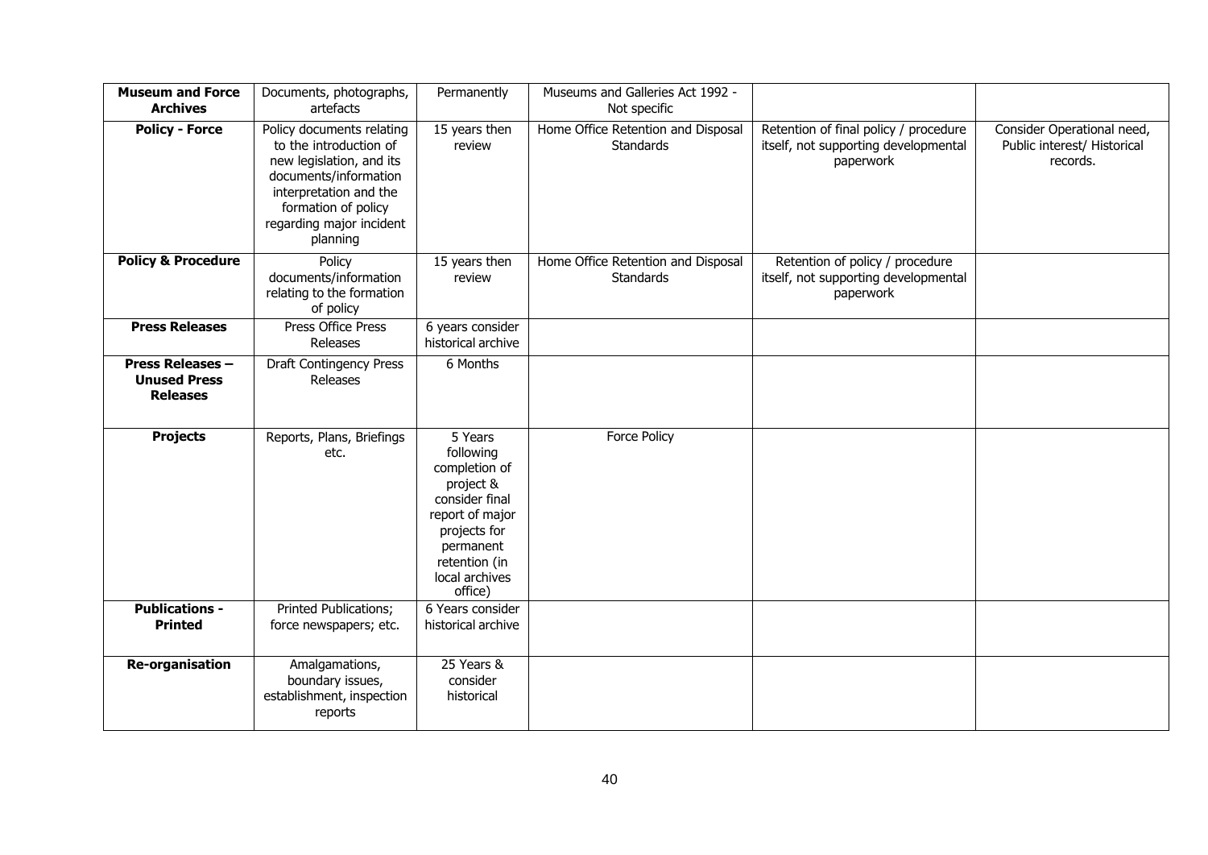| **Museum and Force Archives** | Documents, photographs, artefacts | Permanently | Museums and Galleries Act 1992 - Not specific | | |
|---|---|---|---|---|---|
| **Policy - Force** | Policy documents relating to the introduction of new legislation, and its documents/information interpretation and the formation of policy regarding major incident planning | 15 years then review | Home Office Retention and Disposal Standards | Retention of final policy / procedure itself, not supporting developmental paperwork | Consider Operational need, Public interest/ Historical records. |
| **Policy & Procedure** | Policy documents/information relating to the formation of policy | 15 years then review | Home Office Retention and Disposal Standards | Retention of policy / procedure itself, not supporting developmental paperwork | |
| **Press Releases** | Press Office Press Releases | 6 years consider historical archive | | | |
| **Press Releases – Unused Press Releases** | Draft Contingency Press Releases | 6 Months | | | |
| **Projects** | Reports, Plans, Briefings etc. | 5 Years following completion of project & consider final report of major projects for permanent retention (in local archives office) | Force Policy | | |
| **Publications - Printed** | Printed Publications; force newspapers; etc. | 6 Years consider historical archive | | | |
| **Re-organisation** | Amalgamations, boundary issues, establishment, inspection reports | 25 Years & consider historical | | | |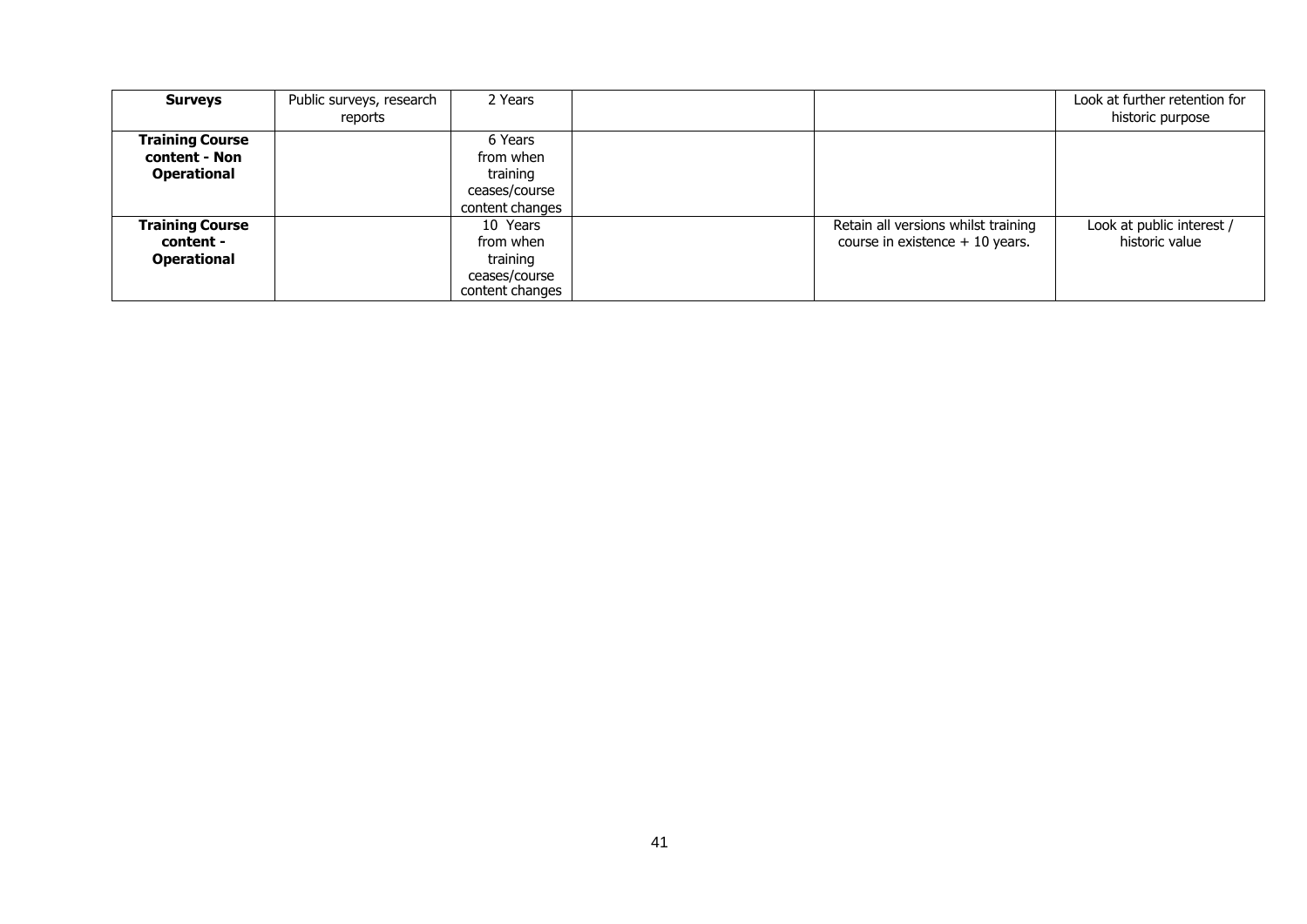| **Surveys** | Public surveys, research reports | 2 Years | | | Look at further retention for historic purpose |
|---|---|---|---|---|---|
| **Training Course content - Non Operational** | | 6 Years from when training ceases/course content changes | | | |
| **Training Course content - Operational** | | 10 Years from when training ceases/course content changes | | Retain all versions whilst training course in existence + 10 years. | Look at public interest / historic value |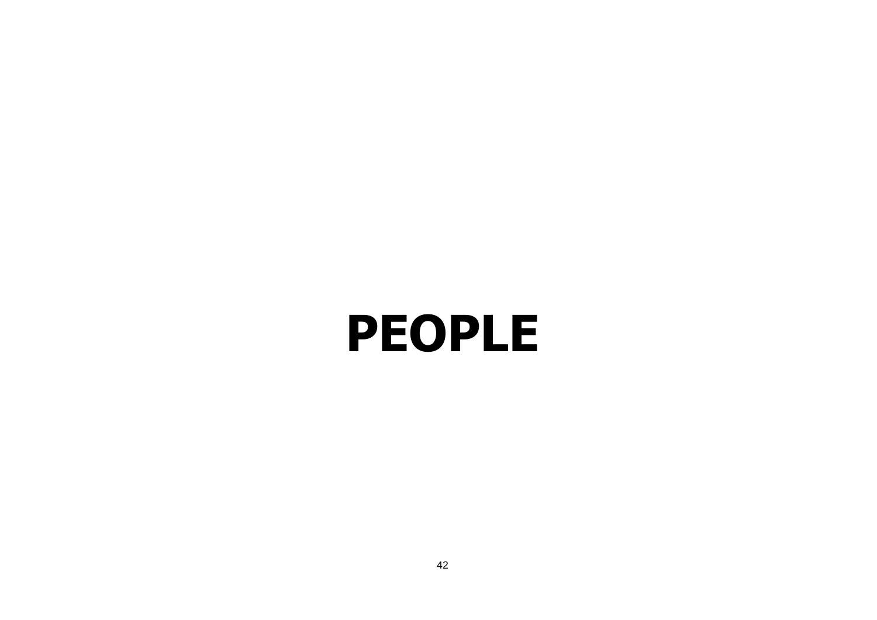# PEOPLE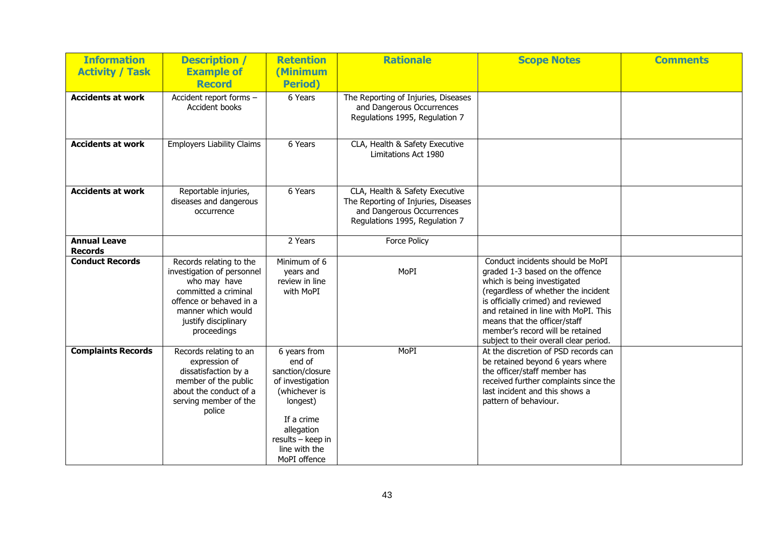| Information Activity / Task | Description / Example of Record | Retention (Minimum Period) | Rationale | Scope Notes | Comments |
|---|---|---|---|---|---|
| **Accidents at work** | Accident report forms – Accident books | 6 Years | The Reporting of Injuries, Diseases and Dangerous Occurrences Regulations 1995, Regulation 7 | | |
| **Accidents at work** | Employers Liability Claims | 6 Years | CLA, Health & Safety Executive Limitations Act 1980 | | |
| **Accidents at work** | Reportable injuries, diseases and dangerous occurrence | 6 Years | CLA, Health & Safety Executive The Reporting of Injuries, Diseases and Dangerous Occurrences Regulations 1995, Regulation 7 | | |
| **Annual Leave Records** | | 2 Years | Force Policy | | |
| **Conduct Records** | Records relating to the investigation of personnel who may have committed a criminal offence or behaved in a manner which would justify disciplinary proceedings | Minimum of 6 years and review in line with MoPI | MoPI | Conduct incidents should be MoPI graded 1-3 based on the offence which is being investigated (regardless of whether the incident is officially crimed) and reviewed and retained in line with MoPI. This means that the officer/staff member's record will be retained subject to their overall clear period. | |
| **Complaints Records** | Records relating to an expression of dissatisfaction by a member of the public about the conduct of a serving member of the police | 6 years from end of sanction/closure of investigation (whichever is longest)<br><br>If a crime allegation results – keep in line with the MoPI offence | MoPI | At the discretion of PSD records can be retained beyond 6 years where the officer/staff member has received further complaints since the last incident and this shows a pattern of behaviour. | |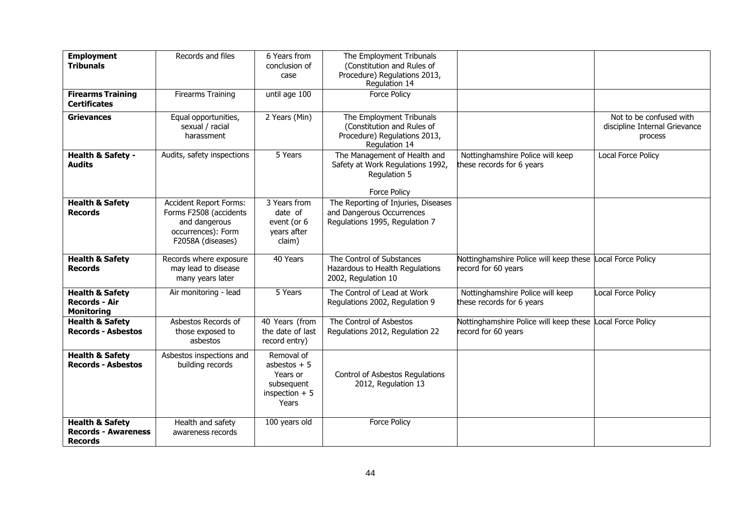| **Employment Tribunals** | Records and files | 6 Years from conclusion of case | The Employment Tribunals (Constitution and Rules of Procedure) Regulations 2013, Regulation 14 | | |
|---|---|---|---|---|---|
| **Firearms Training Certificates** | Firearms Training | until age 100 | Force Policy | | |
| **Grievances** | Equal opportunities, sexual / racial harassment | 2 Years (Min) | The Employment Tribunals (Constitution and Rules of Procedure) Regulations 2013, Regulation 14 | | Not to be confused with discipline Internal Grievance process |
| **Health & Safety - Audits** | Audits, safety inspections | 5 Years | The Management of Health and Safety at Work Regulations 1992, Regulation 5<br><br>Force Policy | Nottinghamshire Police will keep these records for 6 years | Local Force Policy |
| **Health & Safety Records** | Accident Report Forms: Forms F2508 (accidents and dangerous occurrences): Form F2058A (diseases) | 3 Years from date of event (or 6 years after claim) | The Reporting of Injuries, Diseases and Dangerous Occurrences Regulations 1995, Regulation 7 | | |
| **Health & Safety Records** | Records where exposure may lead to disease many years later | 40 Years | The Control of Substances Hazardous to Health Regulations 2002, Regulation 10 | Nottinghamshire Police will keep these record for 60 years | Local Force Policy |
| **Health & Safety Records - Air Monitoring** | Air monitoring - lead | 5 Years | The Control of Lead at Work Regulations 2002, Regulation 9 | Nottinghamshire Police will keep these records for 6 years | Local Force Policy |
| **Health & Safety Records - Asbestos** | Asbestos Records of those exposed to asbestos | 40 Years (from the date of last record entry) | The Control of Asbestos Regulations 2012, Regulation 22 | Nottinghamshire Police will keep these record for 60 years | Local Force Policy |
| **Health & Safety Records - Asbestos** | Asbestos inspections and building records | Removal of asbestos + 5 Years or subsequent inspection + 5 Years | Control of Asbestos Regulations 2012, Regulation 13 | | |
| **Health & Safety Records - Awareness Records** | Health and safety awareness records | 100 years old | Force Policy | | |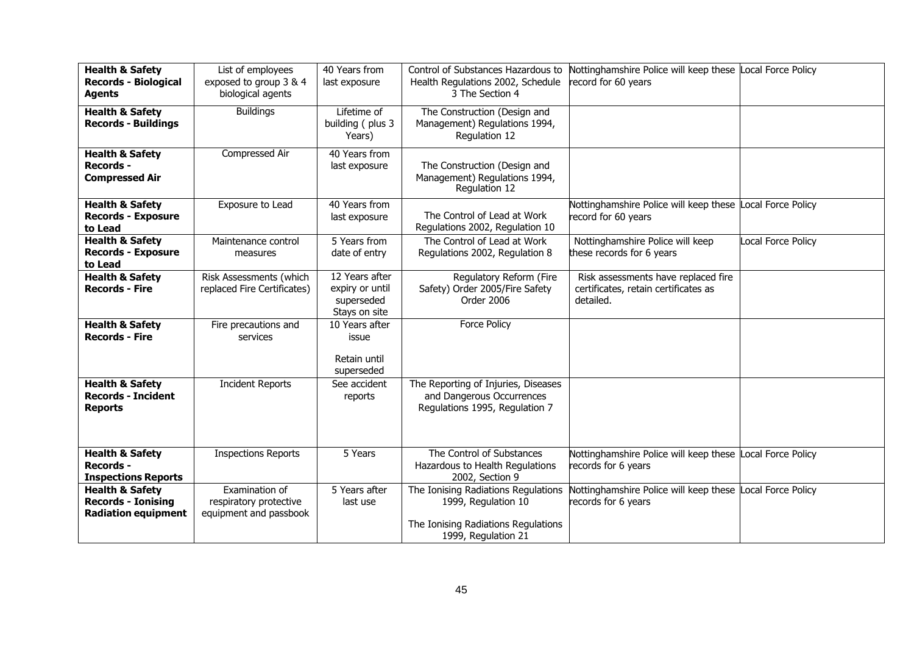| **Health & Safety Records - Biological Agents** | List of employees exposed to group 3 & 4 biological agents | 40 Years from last exposure | Control of Substances Hazardous to Health Regulations 2002, Schedule 3 The Section 4 | Nottinghamshire Police will keep these record for 60 years | Local Force Policy |
|---|---|---|---|---|---|
| **Health & Safety Records - Buildings** | Buildings | Lifetime of building ( plus 3 Years) | The Construction (Design and Management) Regulations 1994, Regulation 12 | | |
| **Health & Safety Records - Compressed Air** | Compressed Air | 40 Years from last exposure | The Construction (Design and Management) Regulations 1994, Regulation 12 | | |
| **Health & Safety Records - Exposure to Lead** | Exposure to Lead | 40 Years from last exposure | The Control of Lead at Work Regulations 2002, Regulation 10 | Nottinghamshire Police will keep these record for 60 years | Local Force Policy |
| **Health & Safety Records - Exposure to Lead** | Maintenance control measures | 5 Years from date of entry | The Control of Lead at Work Regulations 2002, Regulation 8 | Nottinghamshire Police will keep these records for 6 years | Local Force Policy |
| **Health & Safety Records - Fire** | Risk Assessments (which replaced Fire Certificates) | 12 Years after expiry or until superseded Stays on site | Regulatory Reform (Fire Safety) Order 2005/Fire Safety Order 2006 | Risk assessments have replaced fire certificates, retain certificates as detailed. | |
| **Health & Safety Records - Fire** | Fire precautions and services | 10 Years after issue<br><br>Retain until superseded | Force Policy | | |
| **Health & Safety Records - Incident Reports** | Incident Reports | See accident reports | The Reporting of Injuries, Diseases and Dangerous Occurrences Regulations 1995, Regulation 7 | | |
| **Health & Safety Records - Inspections Reports** | Inspections Reports | 5 Years | The Control of Substances Hazardous to Health Regulations 2002, Section 9 | Nottinghamshire Police will keep these records for 6 years | Local Force Policy |
| **Health & Safety Records - Ionising Radiation equipment** | Examination of respiratory protective equipment and passbook | 5 Years after last use | The Ionising Radiations Regulations 1999, Regulation 10<br><br>The Ionising Radiations Regulations 1999, Regulation 21 | Nottinghamshire Police will keep these records for 6 years | Local Force Policy |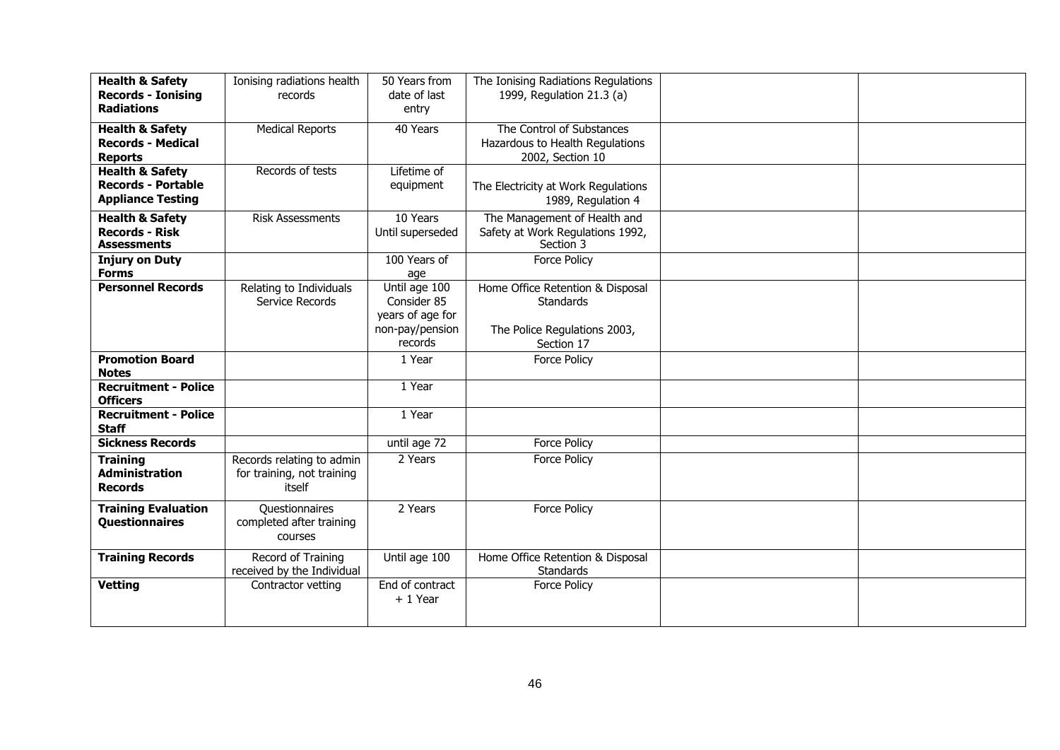| | | | | | |
|---|---|---|---|---|---|
| **Health & Safety Records - Ionising Radiations** | Ionising radiations health records | 50 Years from date of last entry | The Ionising Radiations Regulations 1999, Regulation 21.3 (a) | | |
| **Health & Safety Records - Medical Reports** | Medical Reports | 40 Years | The Control of Substances Hazardous to Health Regulations 2002, Section 10 | | |
| **Health & Safety Records - Portable Appliance Testing** | Records of tests | Lifetime of equipment | The Electricity at Work Regulations 1989, Regulation 4 | | |
| **Health & Safety Records - Risk Assessments** | Risk Assessments | 10 Years Until superseded | The Management of Health and Safety at Work Regulations 1992, Section 3 | | |
| **Injury on Duty Forms** | | 100 Years of age | Force Policy | | |
| **Personnel Records** | Relating to Individuals Service Records | Until age 100 Consider 85 years of age for non-pay/pension records | Home Office Retention & Disposal Standards<br><br>The Police Regulations 2003, Section 17 | | |
| **Promotion Board Notes** | | 1 Year | Force Policy | | |
| **Recruitment - Police Officers** | | 1 Year | | | |
| **Recruitment - Police Staff** | | 1 Year | | | |
| **Sickness Records** | | until age 72 | Force Policy | | |
| **Training Administration Records** | Records relating to admin for training, not training itself | 2 Years | Force Policy | | |
| **Training Evaluation Questionnaires** | Questionnaires completed after training courses | 2 Years | Force Policy | | |
| **Training Records** | Record of Training received by the Individual | Until age 100 | Home Office Retention & Disposal Standards | | |
| **Vetting** | Contractor vetting | End of contract + 1 Year | Force Policy | | |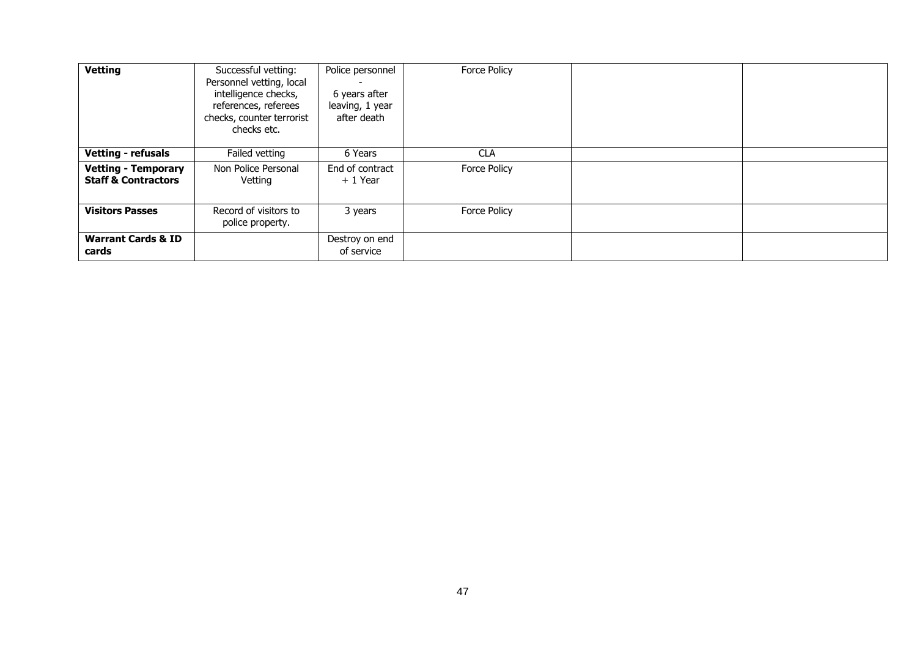| **Vetting** | Successful vetting: Personnel vetting, local intelligence checks, references, referees checks, counter terrorist checks etc. | Police personnel - 6 years after leaving, 1 year after death | Force Policy | | |
|---|---|---|---|---|---|
| **Vetting - refusals** | Failed vetting | 6 Years | CLA | | |
| **Vetting - Temporary Staff & Contractors** | Non Police Personal Vetting | End of contract + 1 Year | Force Policy | | |
| **Visitors Passes** | Record of visitors to police property. | 3 years | Force Policy | | |
| **Warrant Cards & ID cards** | | Destroy on end of service | | | |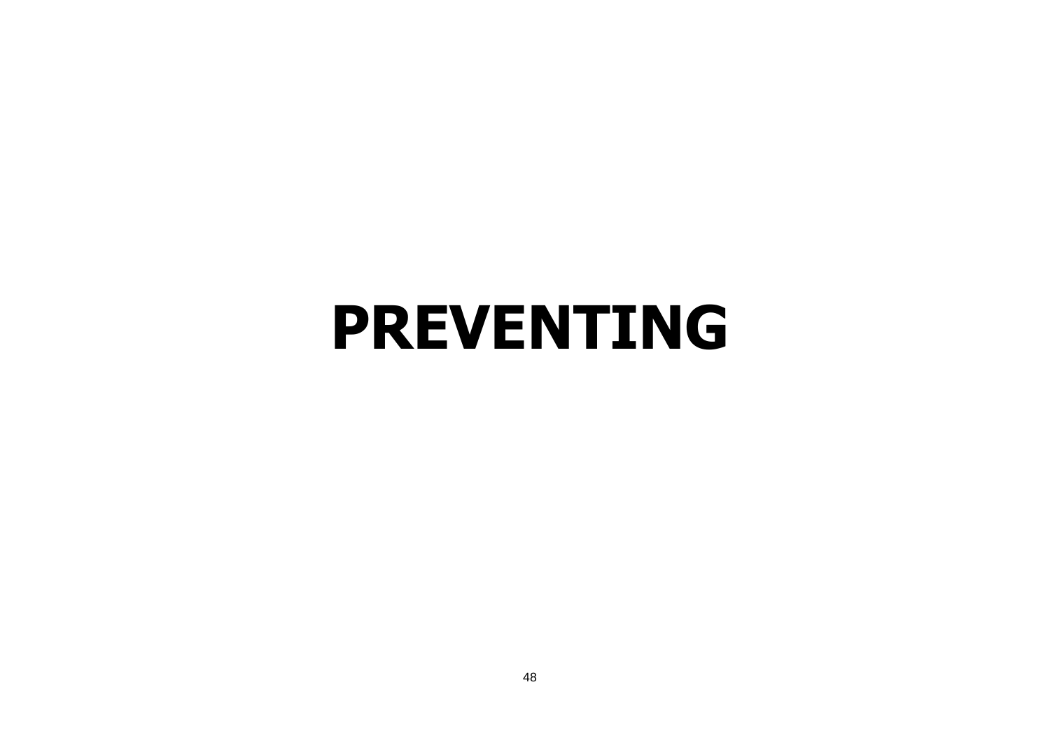# PREVENTING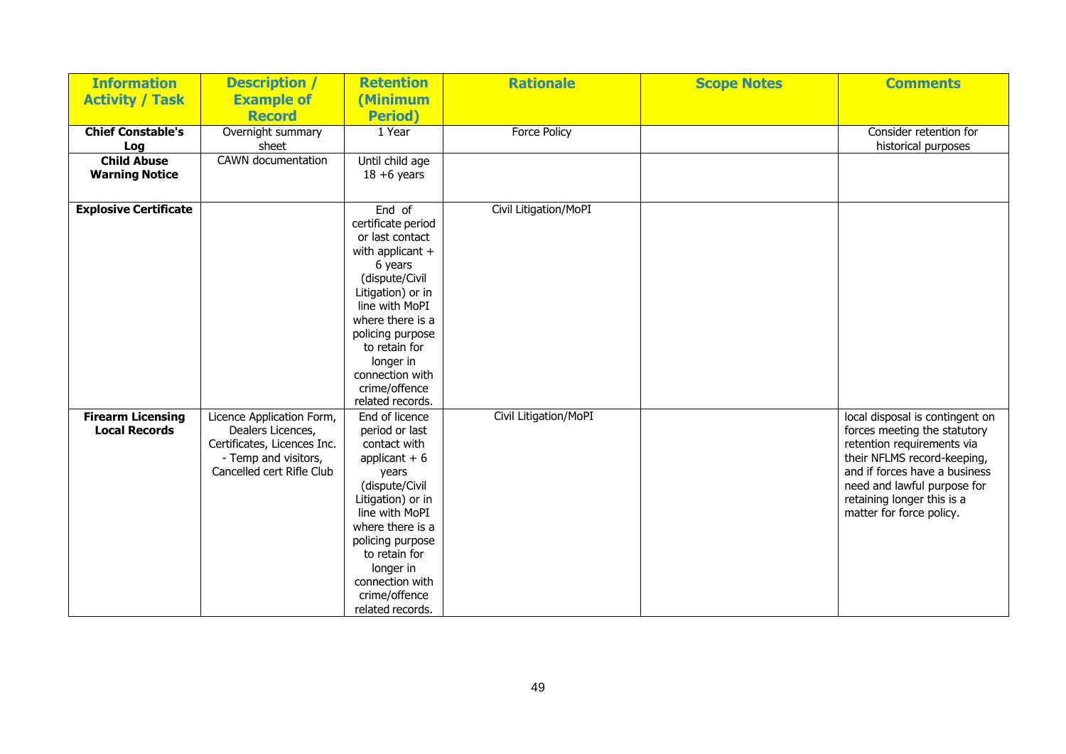| Information Activity / Task | Description / Example of Record | Retention (Minimum Period) | Rationale | Scope Notes | Comments |
|---|---|---|---|---|---|
| **Chief Constable's Log** | Overnight summary sheet | 1 Year | Force Policy | | Consider retention for historical purposes |
| **Child Abuse Warning Notice** | CAWN documentation | Until child age 18 +6 years | | | |
| **Explosive Certificate** | | End of certificate period or last contact with applicant + 6 years (dispute/Civil Litigation) or in line with MoPI where there is a policing purpose to retain for longer in connection with crime/offence related records. | Civil Litigation/MoPI | | |
| **Firearm Licensing Local Records** | Licence Application Form, Dealers Licences, Certificates, Licences Inc. - Temp and visitors, Cancelled cert Rifle Club | End of licence period or last contact with applicant + 6 years (dispute/Civil Litigation) or in line with MoPI where there is a policing purpose to retain for longer in connection with crime/offence related records. | Civil Litigation/MoPI | | local disposal is contingent on forces meeting the statutory retention requirements via their NFLMS record-keeping, and if forces have a business need and lawful purpose for retaining longer this is a matter for force policy. |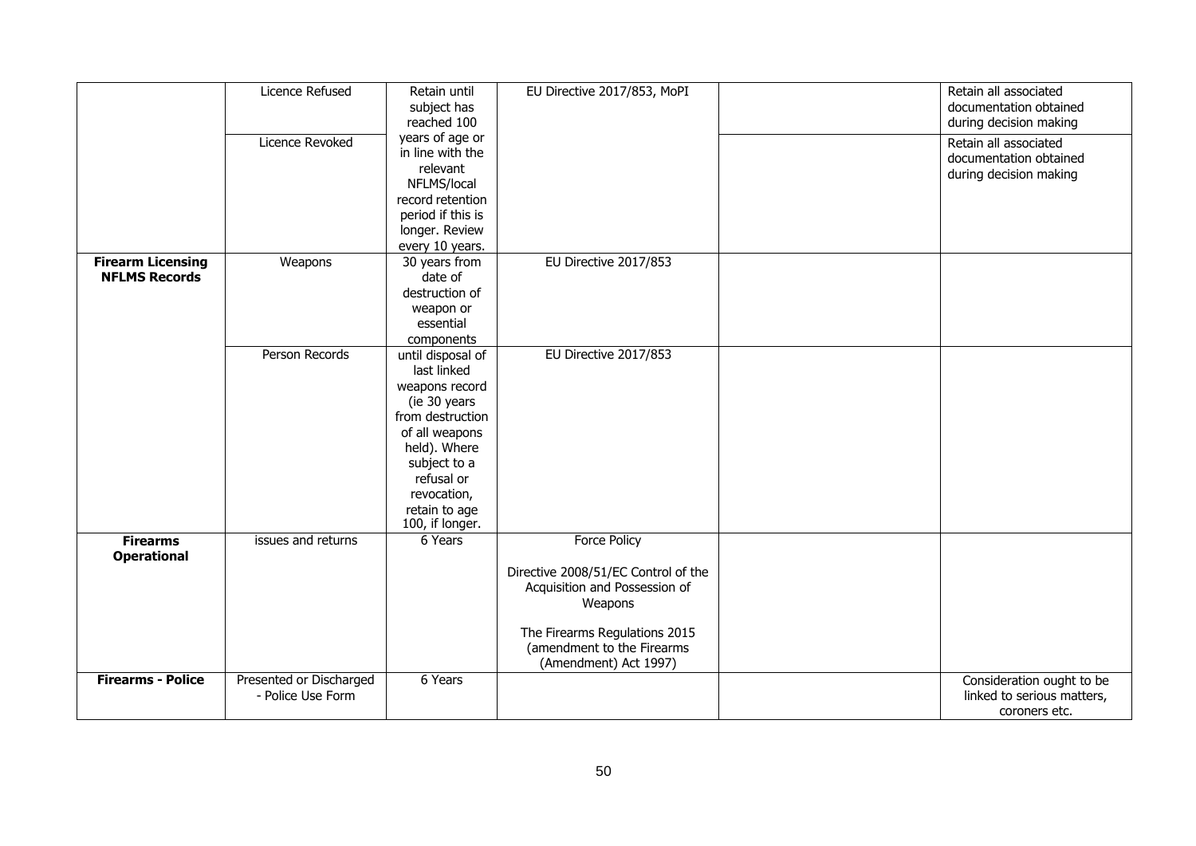| | | | | | |
|---|---|---|---|---|---|
| | Licence Refused | Retain until subject has reached 100 years of age or in line with the relevant NFLMS/local record retention period if this is longer. Review every 10 years. | EU Directive 2017/853, MoPI | | Retain all associated documentation obtained during decision making |
| | Licence Revoked | | | | Retain all associated documentation obtained during decision making |
| **Firearm Licensing NFLMS Records** | Weapons | 30 years from date of destruction of weapon or essential components | EU Directive 2017/853 | | |
| | Person Records | until disposal of last linked weapons record (ie 30 years from destruction of all weapons held). Where subject to a refusal or revocation, retain to age 100, if longer. | EU Directive 2017/853 | | |
| **Firearms Operational** | issues and returns | 6 Years | Force Policy<br><br>Directive 2008/51/EC Control of the Acquisition and Possession of Weapons<br><br>The Firearms Regulations 2015 (amendment to the Firearms (Amendment) Act 1997) | | |
| **Firearms - Police** | Presented or Discharged - Police Use Form | 6 Years | | | Consideration ought to be linked to serious matters, coroners etc. |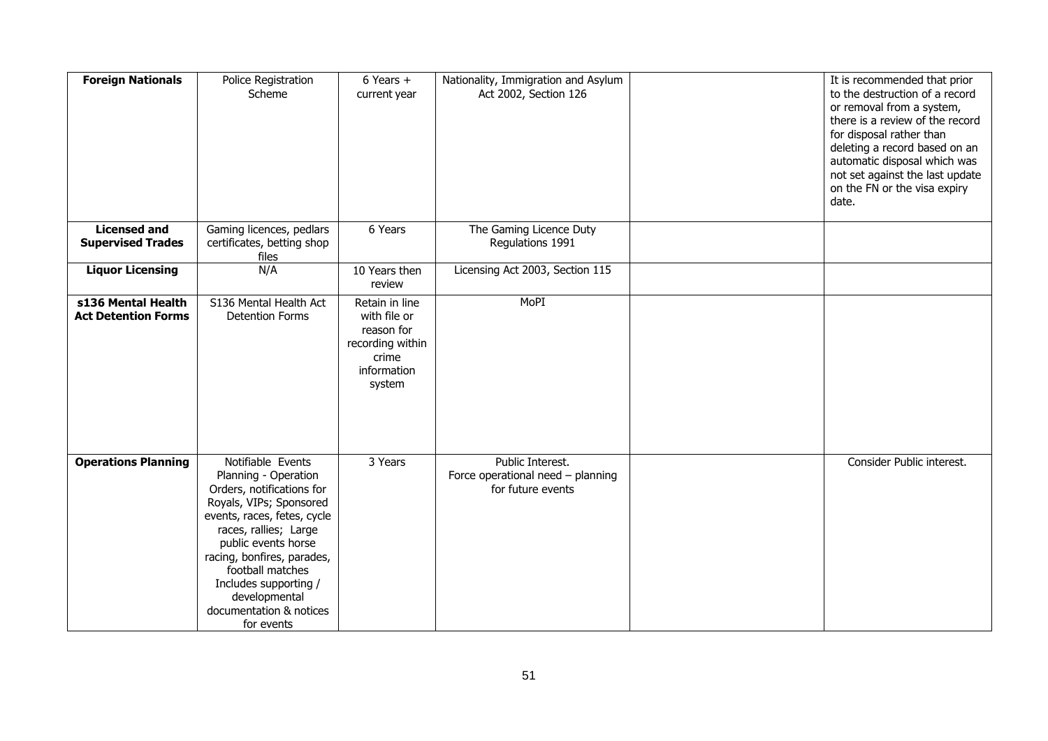| **Foreign Nationals** | Police Registration Scheme | 6 Years + current year | Nationality, Immigration and Asylum Act 2002, Section 126 | | It is recommended that prior to the destruction of a record or removal from a system, there is a review of the record for disposal rather than deleting a record based on an automatic disposal which was not set against the last update on the FN or the visa expiry date. |
|---|---|---|---|---|---|
| **Licensed and Supervised Trades** | Gaming licences, pedlars certificates, betting shop files | 6 Years | The Gaming Licence Duty Regulations 1991 | | |
| **Liquor Licensing** | N/A | 10 Years then review | Licensing Act 2003, Section 115 | | |
| **s136 Mental Health Act Detention Forms** | S136 Mental Health Act Detention Forms | Retain in line with file or reason for recording within crime information system | MoPI | | |
| **Operations Planning** | Notifiable Events Planning - Operation Orders, notifications for Royals, VIPs; Sponsored events, races, fetes, cycle races, rallies; Large public events horse racing, bonfires, parades, football matches Includes supporting / developmental documentation & notices for events | 3 Years | Public Interest. Force operational need – planning for future events | | Consider Public interest. |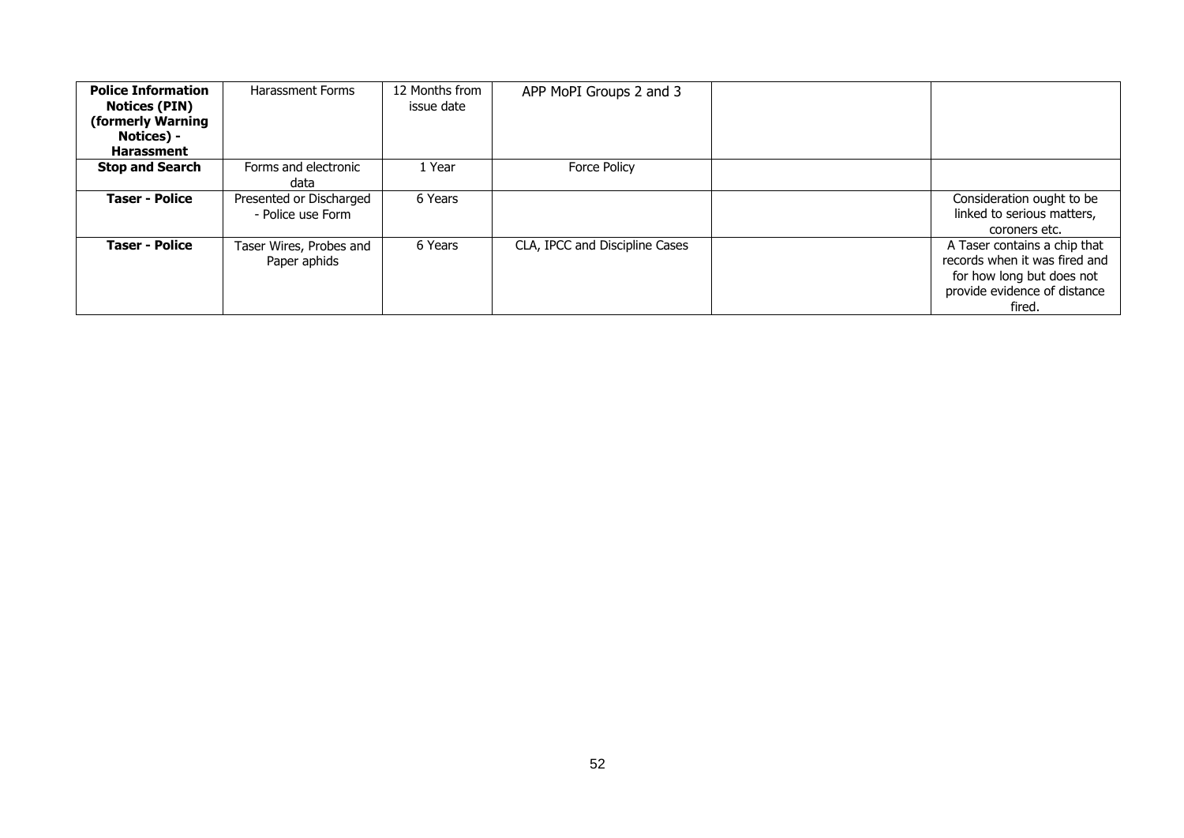| **Police Information Notices (PIN) (formerly Warning Notices) - Harassment** | Harassment Forms | 12 Months from issue date | APP MoPI Groups 2 and 3 | | |
|---|---|---|---|---|---|
| **Stop and Search** | Forms and electronic data | 1 Year | Force Policy | | |
| **Taser - Police** | Presented or Discharged - Police use Form | 6 Years | | | Consideration ought to be linked to serious matters, coroners etc. |
| **Taser - Police** | Taser Wires, Probes and Paper aphids | 6 Years | CLA, IPCC and Discipline Cases | | A Taser contains a chip that records when it was fired and for how long but does not provide evidence of distance fired. |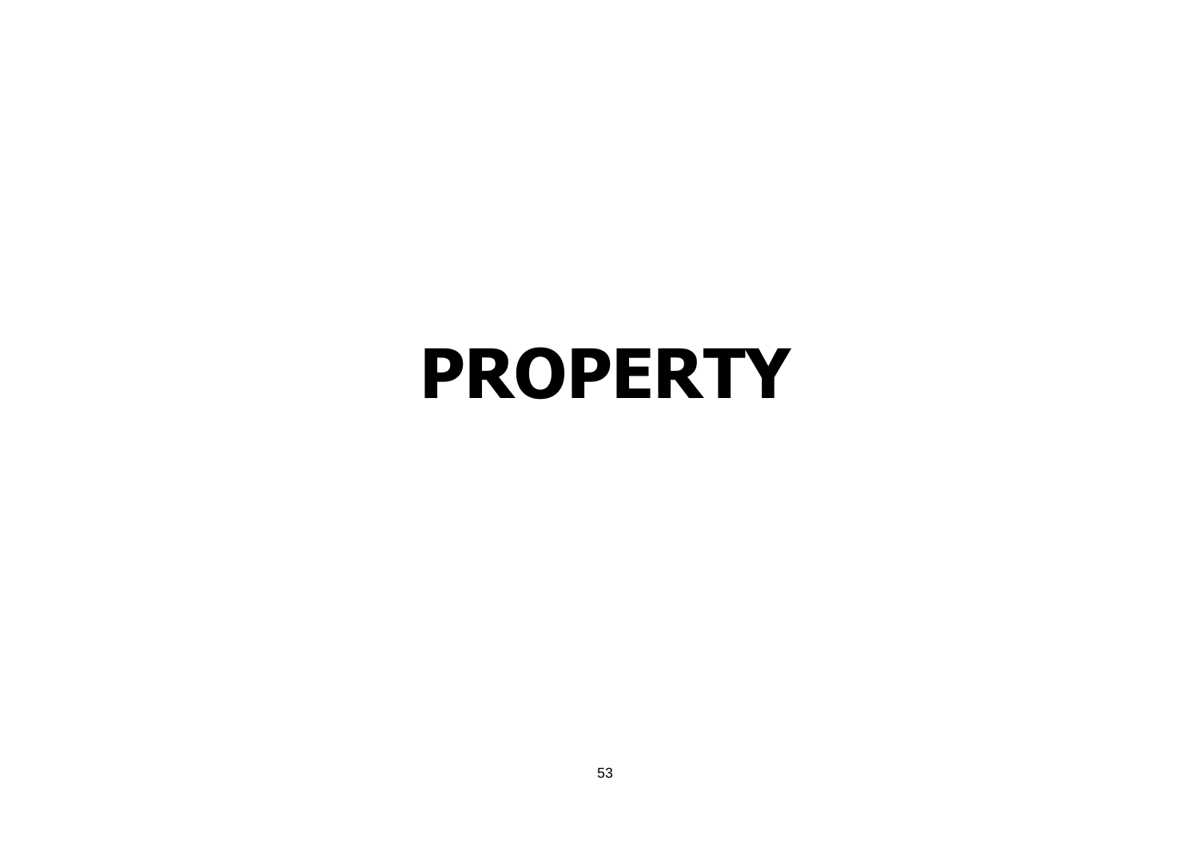# PROPERTY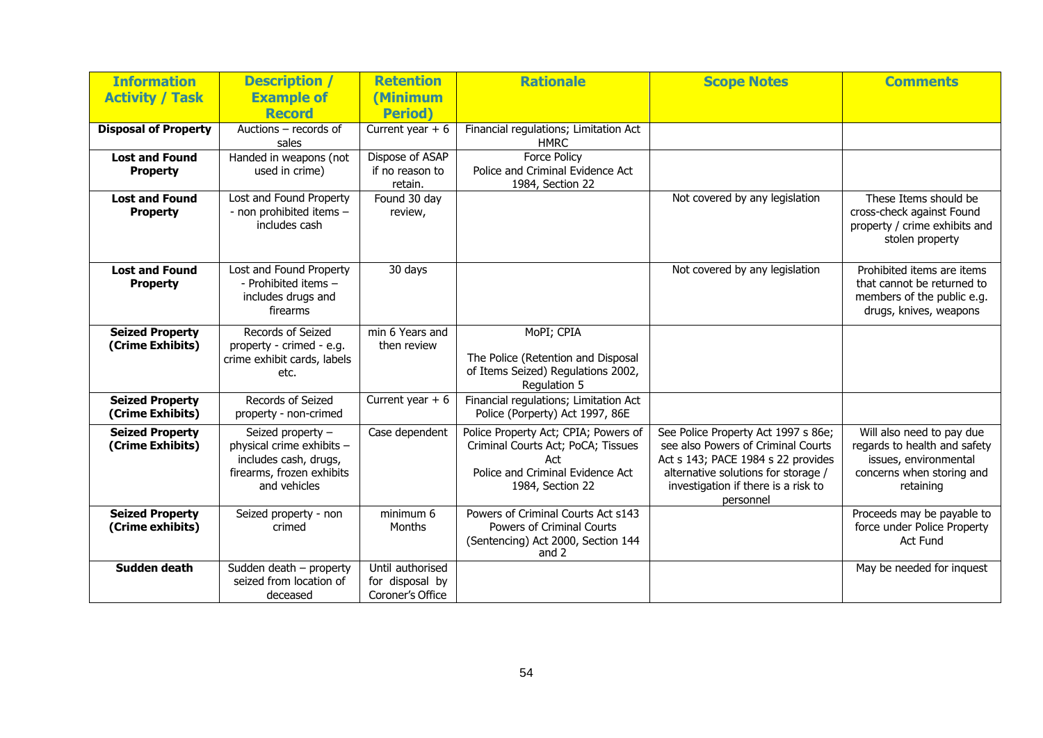| Information Activity / Task | Description / Example of Record | Retention (Minimum Period) | Rationale | Scope Notes | Comments |
|---|---|---|---|---|---|
| **Disposal of Property** | Auctions – records of sales | Current year + 6 | Financial regulations; Limitation Act HMRC | | |
| **Lost and Found Property** | Handed in weapons (not used in crime) | Dispose of ASAP if no reason to retain. | Force Policy<br>Police and Criminal Evidence Act 1984, Section 22 | | |
| **Lost and Found Property** | Lost and Found Property - non prohibited items – includes cash | Found 30 day review, | | Not covered by any legislation | These Items should be cross-check against Found property / crime exhibits and stolen property |
| **Lost and Found Property** | Lost and Found Property - Prohibited items – includes drugs and firearms | 30 days | | Not covered by any legislation | Prohibited items are items that cannot be returned to members of the public e.g. drugs, knives, weapons |
| **Seized Property (Crime Exhibits)** | Records of Seized property - crimed - e.g. crime exhibit cards, labels etc. | min 6 Years and then review | MoPI; CPIA<br><br>The Police (Retention and Disposal of Items Seized) Regulations 2002, Regulation 5 | | |
| **Seized Property (Crime Exhibits)** | Records of Seized property - non-crimed | Current year + 6 | Financial regulations; Limitation Act Police (Porperty) Act 1997, 86E | | |
| **Seized Property (Crime Exhibits)** | Seized property – physical crime exhibits – includes cash, drugs, firearms, frozen exhibits and vehicles | Case dependent | Police Property Act; CPIA; Powers of Criminal Courts Act; PoCA; Tissues Act<br>Police and Criminal Evidence Act 1984, Section 22 | See Police Property Act 1997 s 86e; see also Powers of Criminal Courts Act s 143; PACE 1984 s 22 provides alternative solutions for storage / investigation if there is a risk to personnel | Will also need to pay due regards to health and safety issues, environmental concerns when storing and retaining |
| **Seized Property (Crime exhibits)** | Seized property - non crimed | minimum 6 Months | Powers of Criminal Courts Act s143<br>Powers of Criminal Courts (Sentencing) Act 2000, Section 144 and 2 | | Proceeds may be payable to force under Police Property Act Fund |
| **Sudden death** | Sudden death – property seized from location of deceased | Until authorised for disposal by Coroner's Office | | | May be needed for inquest |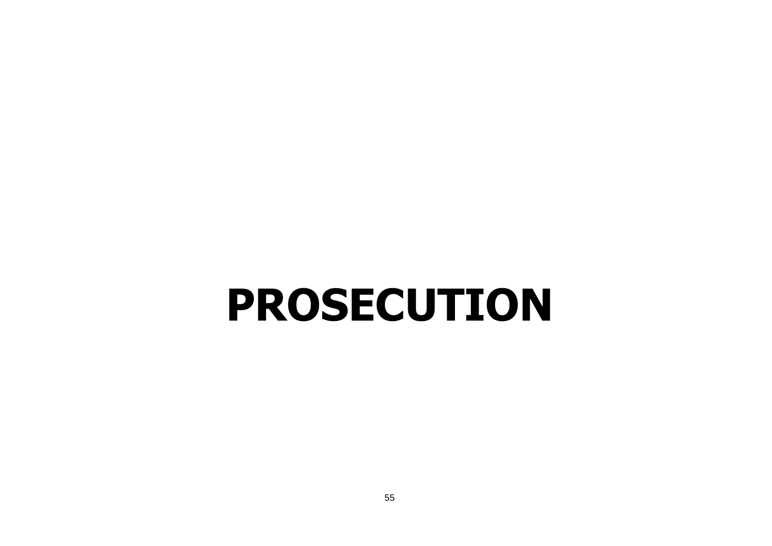# PROSECUTION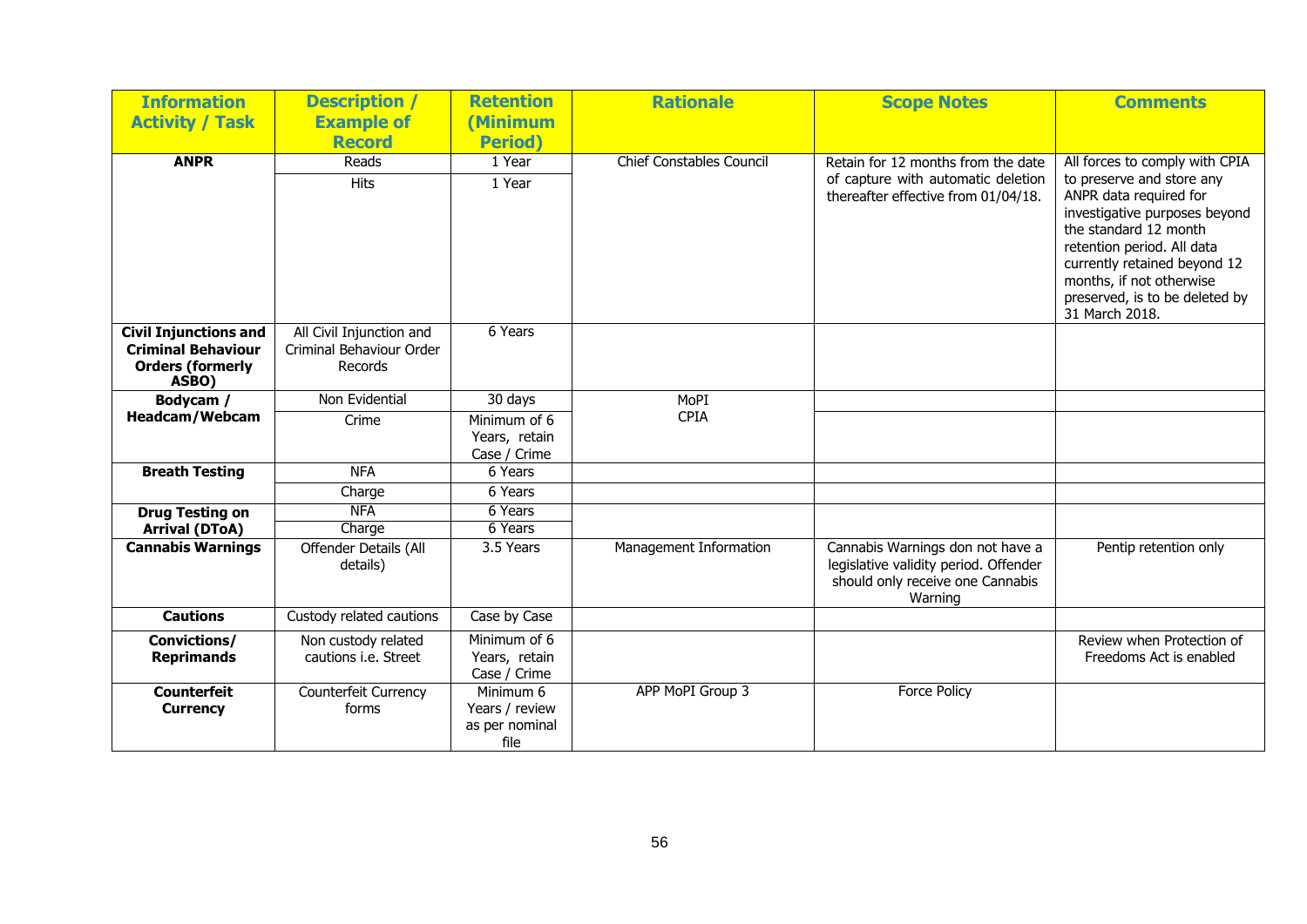| Information Activity / Task | Description / Example of Record | Retention (Minimum Period) | Rationale | Scope Notes | Comments |
|---|---|---|---|---|---|
| **ANPR** | Reads | 1 Year | Chief Constables Council | Retain for 12 months from the date of capture with automatic deletion thereafter effective from 01/04/18. | All forces to comply with CPIA to preserve and store any ANPR data required for investigative purposes beyond the standard 12 month retention period. All data currently retained beyond 12 months, if not otherwise preserved, is to be deleted by 31 March 2018. |
| | Hits | 1 Year | | | |
| **Civil Injunctions and Criminal Behaviour Orders (formerly ASBO)** | All Civil Injunction and Criminal Behaviour Order Records | 6 Years | | | |
| **Bodycam / Headcam/Webcam** | Non Evidential | 30 days | MoPI CPIA | | |
| | Crime | Minimum of 6 Years, retain Case / Crime | | | |
| **Breath Testing** | NFA | 6 Years | | | |
| | Charge | 6 Years | | | |
| **Drug Testing on Arrival (DToA)** | NFA | 6 Years | | | |
| | Charge | 6 Years | | | |
| **Cannabis Warnings** | Offender Details (All details) | 3.5 Years | Management Information | Cannabis Warnings don not have a legislative validity period. Offender should only receive one Cannabis Warning | Pentip retention only |
| **Cautions** | Custody related cautions | Case by Case | | | |
| **Convictions/ Reprimands** | Non custody related cautions i.e. Street | Minimum of 6 Years, retain Case / Crime | | | Review when Protection of Freedoms Act is enabled |
| **Counterfeit Currency** | Counterfeit Currency forms | Minimum 6 Years / review as per nominal file | APP MoPI Group 3 | Force Policy | |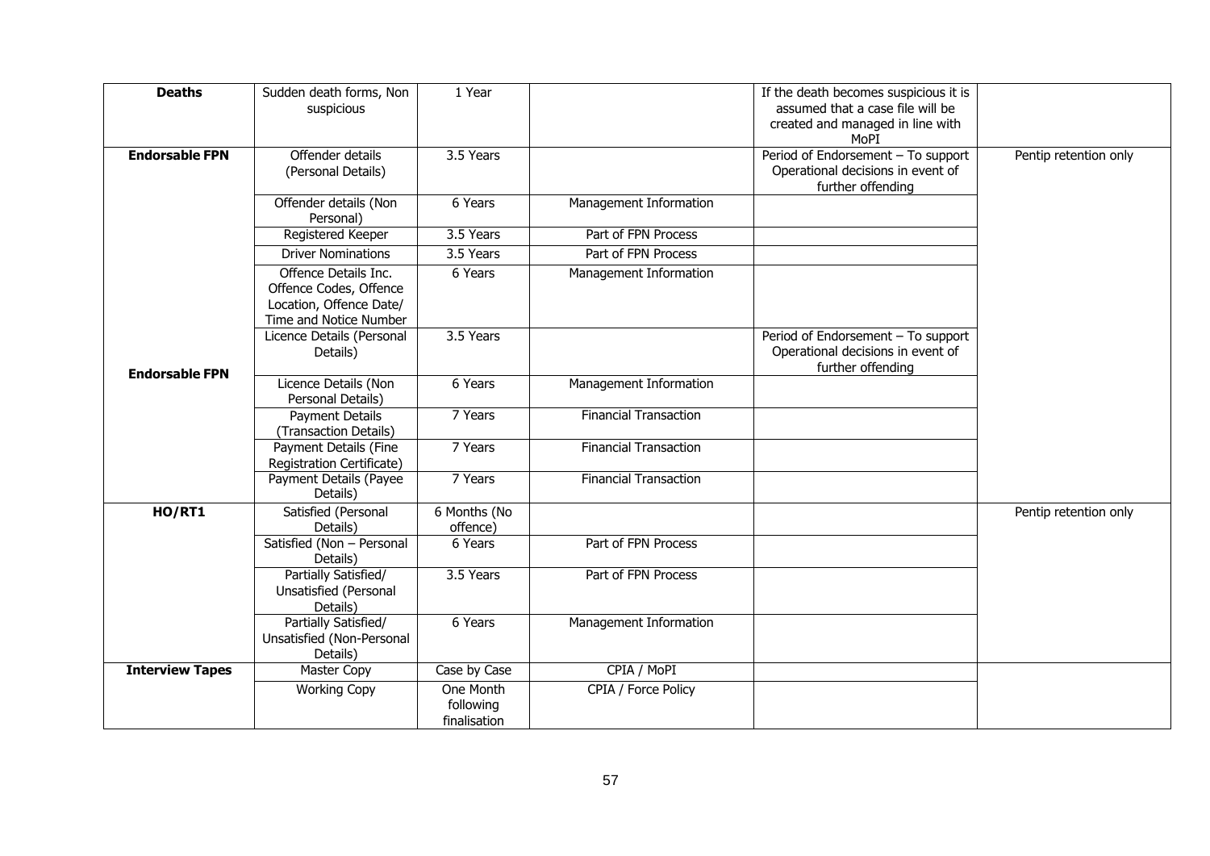| | | | | | |
|---|---|---|---|---|---|
| **Deaths** | Sudden death forms, Non suspicious | 1 Year | | If the death becomes suspicious it is assumed that a case file will be created and managed in line with MoPI | |
| **Endorsable FPN** | Offender details (Personal Details) | 3.5 Years | | Period of Endorsement – To support Operational decisions in event of further offending | Pentip retention only |
| | Offender details (Non Personal) | 6 Years | Management Information | | |
| | Registered Keeper | 3.5 Years | Part of FPN Process | | |
| | Driver Nominations | 3.5 Years | Part of FPN Process | | |
| | Offence Details Inc. Offence Codes, Offence Location, Offence Date/ Time and Notice Number | 6 Years | Management Information | | |
| **Endorsable FPN** | Licence Details (Personal Details) | 3.5 Years | | Period of Endorsement – To support Operational decisions in event of further offending | |
| | Licence Details (Non Personal Details) | 6 Years | Management Information | | |
| | Payment Details (Transaction Details) | 7 Years | Financial Transaction | | |
| | Payment Details (Fine Registration Certificate) | 7 Years | Financial Transaction | | |
| | Payment Details (Payee Details) | 7 Years | Financial Transaction | | |
| **HO/RT1** | Satisfied (Personal Details) | 6 Months (No offence) | | | Pentip retention only |
| | Satisfied (Non – Personal Details) | 6 Years | Part of FPN Process | | |
| | Partially Satisfied/ Unsatisfied (Personal Details) | 3.5 Years | Part of FPN Process | | |
| | Partially Satisfied/ Unsatisfied (Non-Personal Details) | 6 Years | Management Information | | |
| **Interview Tapes** | Master Copy | Case by Case | CPIA / MoPI | | |
| | Working Copy | One Month following finalisation | CPIA / Force Policy | | |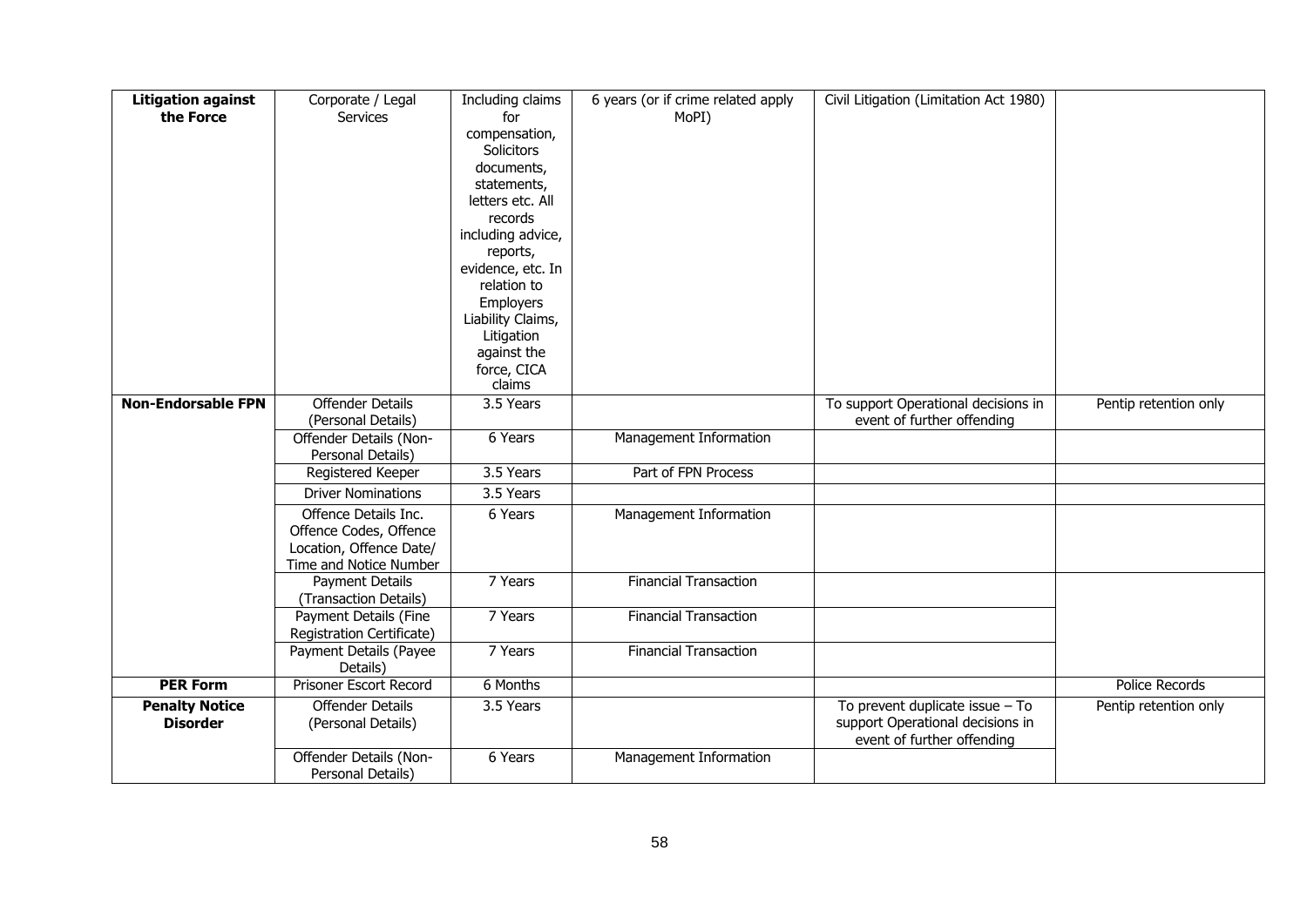| **Litigation against the Force** | Corporate / Legal Services | Including claims for compensation, Solicitors documents, statements, letters etc. All records including advice, reports, evidence, etc. In relation to Employers Liability Claims, Litigation against the force, CICA claims | 6 years (or if crime related apply MoPI) | Civil Litigation (Limitation Act 1980) | |
|---|---|---|---|---|---|
| **Non-Endorsable FPN** | Offender Details (Personal Details) | 3.5 Years | | To support Operational decisions in event of further offending | Pentip retention only |
| | Offender Details (Non-Personal Details) | 6 Years | Management Information | | |
| | Registered Keeper | 3.5 Years | Part of FPN Process | | |
| | Driver Nominations | 3.5 Years | | | |
| | Offence Details Inc. Offence Codes, Offence Location, Offence Date/ Time and Notice Number | 6 Years | Management Information | | |
| | Payment Details (Transaction Details) | 7 Years | Financial Transaction | | |
| | Payment Details (Fine Registration Certificate) | 7 Years | Financial Transaction | | |
| | Payment Details (Payee Details) | 7 Years | Financial Transaction | | |
| **PER Form** | Prisoner Escort Record | 6 Months | | | Police Records |
| **Penalty Notice Disorder** | Offender Details (Personal Details) | 3.5 Years | | To prevent duplicate issue – To support Operational decisions in event of further offending | Pentip retention only |
| | Offender Details (Non-Personal Details) | 6 Years | Management Information | | |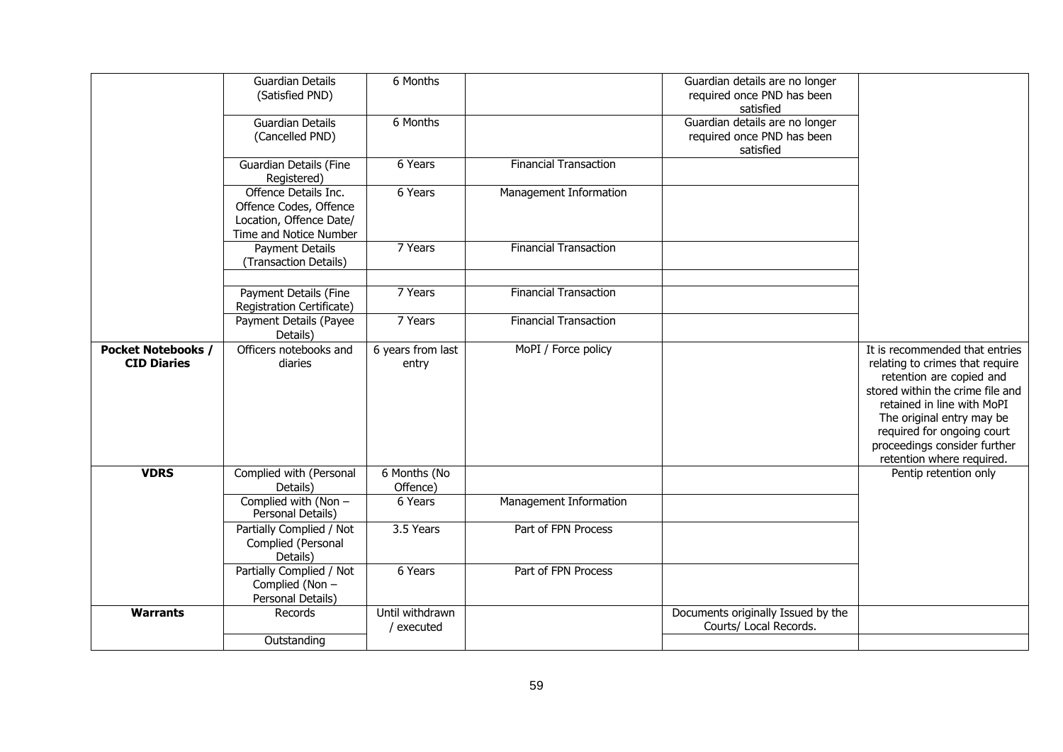| | | | | | |
|---|---|---|---|---|---|
| | Guardian Details (Satisfied PND) | 6 Months | | Guardian details are no longer required once PND has been satisfied | |
| | Guardian Details (Cancelled PND) | 6 Months | | Guardian details are no longer required once PND has been satisfied | |
| | Guardian Details (Fine Registered) | 6 Years | Financial Transaction | | |
| | Offence Details Inc. Offence Codes, Offence Location, Offence Date/ Time and Notice Number | 6 Years | Management Information | | |
| | Payment Details (Transaction Details) | 7 Years | Financial Transaction | | |
| | | | | | |
| | Payment Details (Fine Registration Certificate) | 7 Years | Financial Transaction | | |
| | Payment Details (Payee Details) | 7 Years | Financial Transaction | | |
| **Pocket Notebooks / CID Diaries** | Officers notebooks and diaries | 6 years from last entry | MoPI / Force policy | | It is recommended that entries relating to crimes that require retention are copied and stored within the crime file and retained in line with MoPI The original entry may be required for ongoing court proceedings consider further retention where required. |
| **VDRS** | Complied with (Personal Details) | 6 Months (No Offence) | | | Pentip retention only |
| | Complied with (Non – Personal Details) | 6 Years | Management Information | | |
| | Partially Complied / Not Complied (Personal Details) | 3.5 Years | Part of FPN Process | | |
| | Partially Complied / Not Complied (Non – Personal Details) | 6 Years | Part of FPN Process | | |
| **Warrants** | Records | Until withdrawn / executed | | Documents originally Issued by the Courts/ Local Records. | |
| | Outstanding | | | | |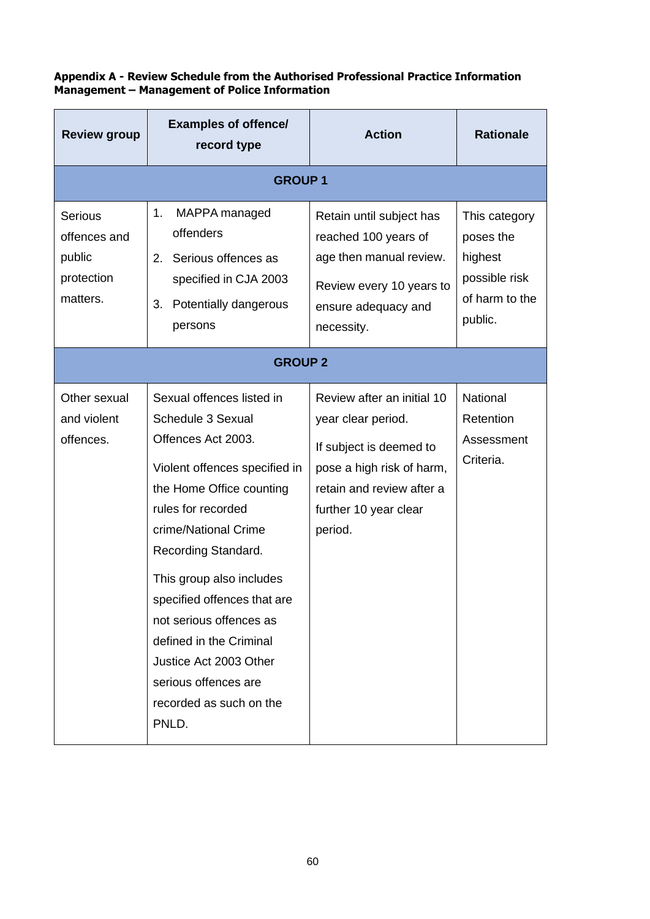**Appendix A - Review Schedule from the Authorised Professional Practice Information Management – Management of Police Information**

| Review group | Examples of offence/ record type | Action | Rationale |
|---|---|---|---|
| **GROUP 1** | | | |
| Serious offences and public protection matters. | 1. MAPPA managed offenders<br>2. Serious offences as specified in CJA 2003<br>3. Potentially dangerous persons | Retain until subject has reached 100 years of age then manual review.<br><br>Review every 10 years to ensure adequacy and necessity. | This category poses the highest possible risk of harm to the public. |
| **GROUP 2** | | | |
| Other sexual and violent offences. | Sexual offences listed in Schedule 3 Sexual Offences Act 2003.<br><br>Violent offences specified in the Home Office counting rules for recorded crime/National Crime Recording Standard.<br><br>This group also includes specified offences that are not serious offences as defined in the Criminal Justice Act 2003 Other serious offences are recorded as such on the PNLD. | Review after an initial 10 year clear period.<br><br>If subject is deemed to pose a high risk of harm, retain and review after a further 10 year clear period. | National Retention Assessment Criteria. |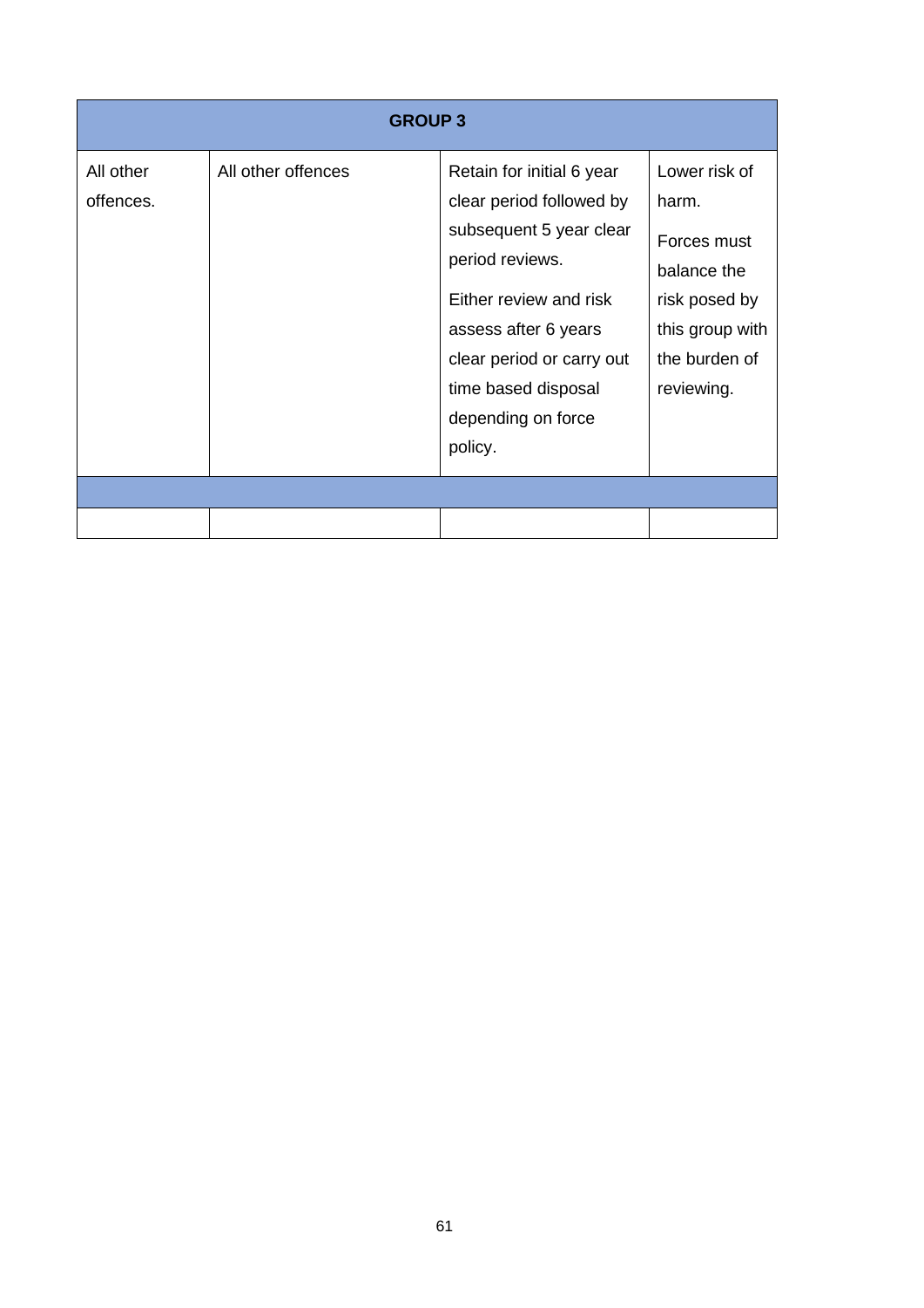| GROUP 3 | | | |
|---|---|---|---|
| All other offences. | All other offences | Retain for initial 6 year clear period followed by subsequent 5 year clear period reviews.<br><br>Either review and risk assess after 6 years clear period or carry out time based disposal depending on force policy. | Lower risk of harm.<br><br>Forces must balance the risk posed by this group with the burden of reviewing. |
| | | | |
| | | | |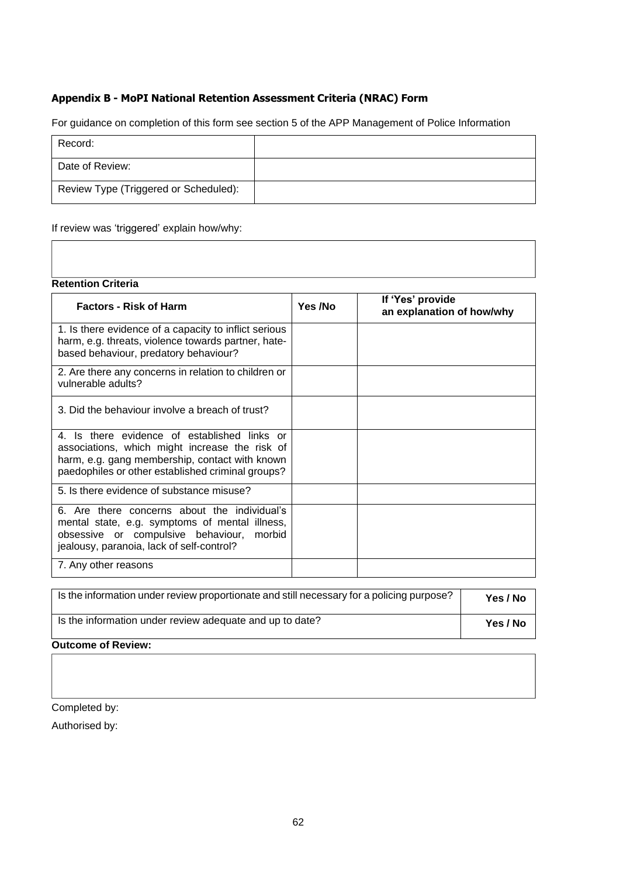## Appendix B - MoPI National Retention Assessment Criteria (NRAC) Form

For guidance on completion of this form see section 5 of the APP Management of Police Information

| | |
|---|---|
| Record: | |
| Date of Review: | |
| Review Type (Triggered or Scheduled): | |

If review was 'triggered' explain how/why:

| |
|---|
| |

**Retention Criteria**

| Factors - Risk of Harm | Yes /No | If 'Yes' provide an explanation of how/why |
|---|---|---|
| 1. Is there evidence of a capacity to inflict serious harm, e.g. threats, violence towards partner, hate-based behaviour, predatory behaviour? | | |
| 2. Are there any concerns in relation to children or vulnerable adults? | | |
| 3. Did the behaviour involve a breach of trust? | | |
| 4. Is there evidence of established links or associations, which might increase the risk of harm, e.g. gang membership, contact with known paedophiles or other established criminal groups? | | |
| 5. Is there evidence of substance misuse? | | |
| 6. Are there concerns about the individual's mental state, e.g. symptoms of mental illness, obsessive or compulsive behaviour, morbid jealousy, paranoia, lack of self-control? | | |
| 7. Any other reasons | | |

| | |
|---|---|
| Is the information under review proportionate and still necessary for a policing purpose? | **Yes / No** |
| Is the information under review adequate and up to date? | **Yes / No** |

**Outcome of Review:**

| |
|---|
| |

Completed by:

Authorised by: